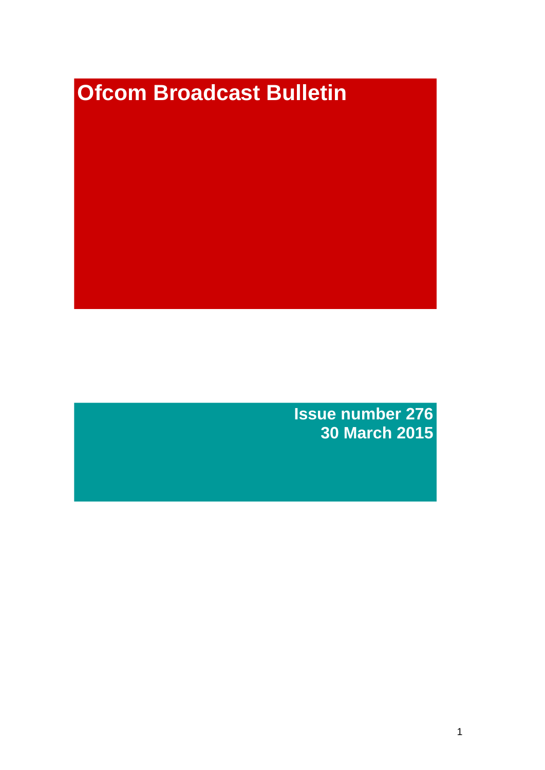# Ofcom Broadcast Bulletin

**Issue number 276**
**30 March 2015**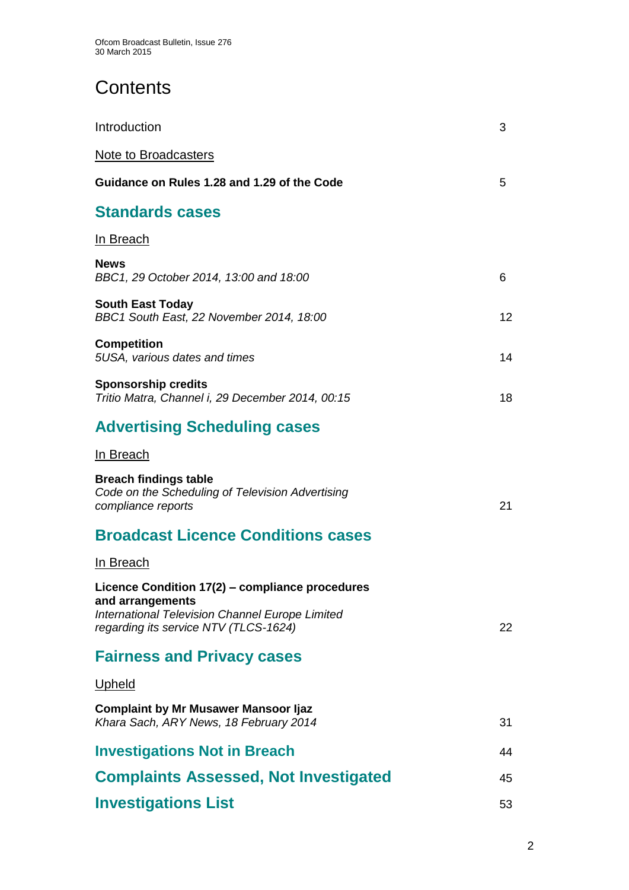# Contents

Introduction 3

Note to Broadcasters

**Guidance on Rules 1.28 and 1.29 of the Code** 5

## Standards cases

In Breach

**News**
*BBC1, 29 October 2014, 13:00 and 18:00* 6

**South East Today**
*BBC1 South East, 22 November 2014, 18:00* 12

**Competition**
*5USA, various dates and times* 14

**Sponsorship credits**
*Tritio Matra, Channel i, 29 December 2014, 00:15* 18

## Advertising Scheduling cases

In Breach

**Breach findings table**
*Code on the Scheduling of Television Advertising compliance reports* 21

## Broadcast Licence Conditions cases

In Breach

**Licence Condition 17(2) – compliance procedures and arrangements**
*International Television Channel Europe Limited regarding its service NTV (TLCS-1624)* 22

## Fairness and Privacy cases

Upheld

**Complaint by Mr Musawer Mansoor Ijaz**
*Khara Sach, ARY News, 18 February 2014* 31

## Investigations Not in Breach 44

## Complaints Assessed, Not Investigated 45

## Investigations List 53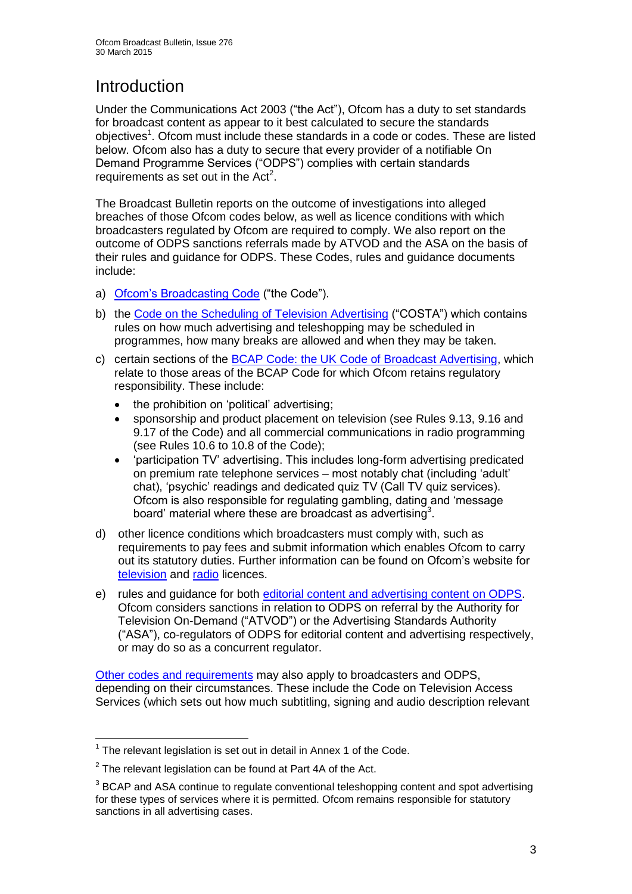# Introduction

Under the Communications Act 2003 ("the Act"), Ofcom has a duty to set standards for broadcast content as appear to it best calculated to secure the standards objectives[1]. Ofcom must include these standards in a code or codes. These are listed below. Ofcom also has a duty to secure that every provider of a notifiable On Demand Programme Services ("ODPS") complies with certain standards requirements as set out in the Act[2].

The Broadcast Bulletin reports on the outcome of investigations into alleged breaches of those Ofcom codes below, as well as licence conditions with which broadcasters regulated by Ofcom are required to comply. We also report on the outcome of ODPS sanctions referrals made by ATVOD and the ASA on the basis of their rules and guidance for ODPS. These Codes, rules and guidance documents include:

a) Ofcom's Broadcasting Code ("the Code").

b) the Code on the Scheduling of Television Advertising ("COSTA") which contains rules on how much advertising and teleshopping may be scheduled in programmes, how many breaks are allowed and when they may be taken.

c) certain sections of the BCAP Code: the UK Code of Broadcast Advertising, which relate to those areas of the BCAP Code for which Ofcom retains regulatory responsibility. These include:
   - the prohibition on 'political' advertising;
   - sponsorship and product placement on television (see Rules 9.13, 9.16 and 9.17 of the Code) and all commercial communications in radio programming (see Rules 10.6 to 10.8 of the Code);
   - 'participation TV' advertising. This includes long-form advertising predicated on premium rate telephone services – most notably chat (including 'adult' chat), 'psychic' readings and dedicated quiz TV (Call TV quiz services). Ofcom is also responsible for regulating gambling, dating and 'message board' material where these are broadcast as advertising[3].

d) other licence conditions which broadcasters must comply with, such as requirements to pay fees and submit information which enables Ofcom to carry out its statutory duties. Further information can be found on Ofcom's website for television and radio licences.

e) rules and guidance for both editorial content and advertising content on ODPS. Ofcom considers sanctions in relation to ODPS on referral by the Authority for Television On-Demand ("ATVOD") or the Advertising Standards Authority ("ASA"), co-regulators of ODPS for editorial content and advertising respectively, or may do so as a concurrent regulator.

Other codes and requirements may also apply to broadcasters and ODPS, depending on their circumstances. These include the Code on Television Access Services (which sets out how much subtitling, signing and audio description relevant

---

[1] The relevant legislation is set out in detail in Annex 1 of the Code.

[2] The relevant legislation can be found at Part 4A of the Act.

[3] BCAP and ASA continue to regulate conventional teleshopping content and spot advertising for these types of services where it is permitted. Ofcom remains responsible for statutory sanctions in all advertising cases.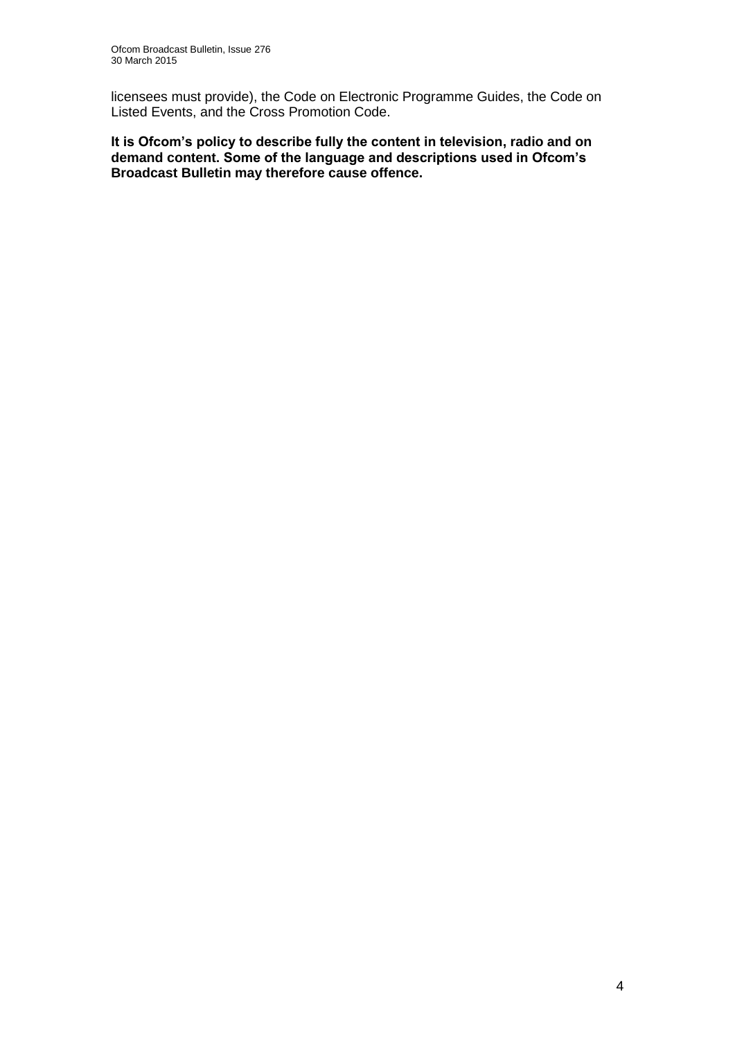licensees must provide), the Code on Electronic Programme Guides, the Code on Listed Events, and the Cross Promotion Code.

**It is Ofcom's policy to describe fully the content in television, radio and on demand content. Some of the language and descriptions used in Ofcom's Broadcast Bulletin may therefore cause offence.**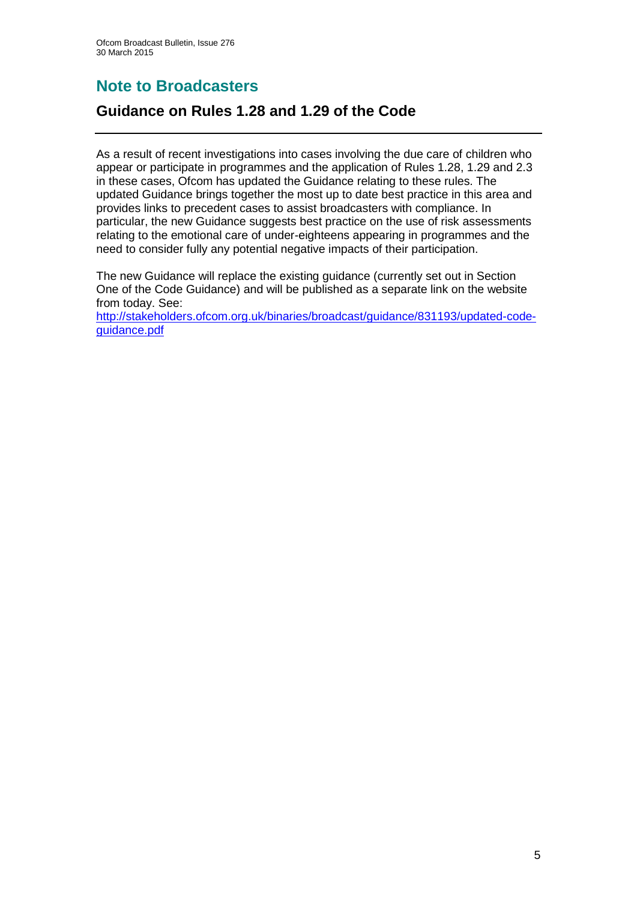# Note to Broadcasters

## Guidance on Rules 1.28 and 1.29 of the Code

As a result of recent investigations into cases involving the due care of children who appear or participate in programmes and the application of Rules 1.28, 1.29 and 2.3 in these cases, Ofcom has updated the Guidance relating to these rules. The updated Guidance brings together the most up to date best practice in this area and provides links to precedent cases to assist broadcasters with compliance. In particular, the new Guidance suggests best practice on the use of risk assessments relating to the emotional care of under-eighteens appearing in programmes and the need to consider fully any potential negative impacts of their participation.

The new Guidance will replace the existing guidance (currently set out in Section One of the Code Guidance) and will be published as a separate link on the website from today. See:
http://stakeholders.ofcom.org.uk/binaries/broadcast/guidance/831193/updated-code-guidance.pdf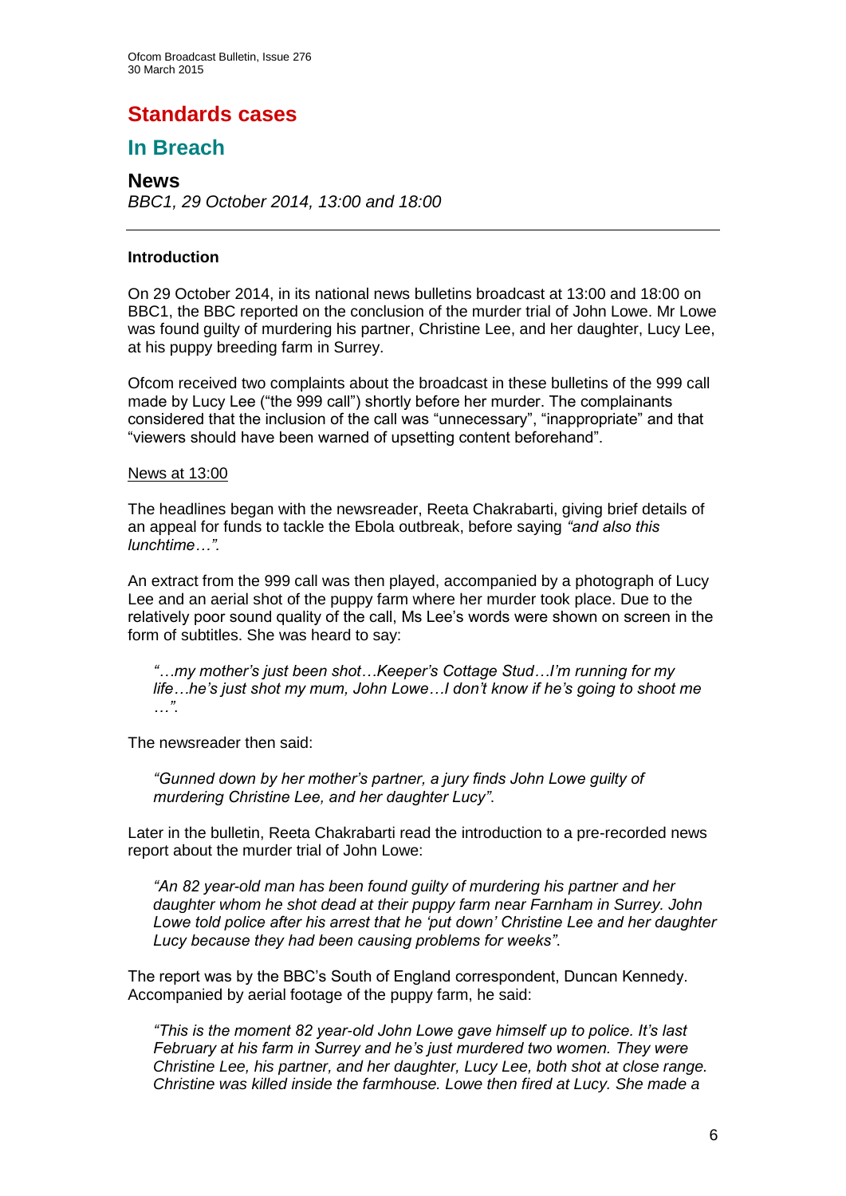# Standards cases

## In Breach

### News

*BBC1, 29 October 2014, 13:00 and 18:00*

---

#### Introduction

On 29 October 2014, in its national news bulletins broadcast at 13:00 and 18:00 on BBC1, the BBC reported on the conclusion of the murder trial of John Lowe. Mr Lowe was found guilty of murdering his partner, Christine Lee, and her daughter, Lucy Lee, at his puppy breeding farm in Surrey.

Ofcom received two complaints about the broadcast in these bulletins of the 999 call made by Lucy Lee ("the 999 call") shortly before her murder. The complainants considered that the inclusion of the call was "unnecessary", "inappropriate" and that "viewers should have been warned of upsetting content beforehand".

<u>News at 13:00</u>

The headlines began with the newsreader, Reeta Chakrabarti, giving brief details of an appeal for funds to tackle the Ebola outbreak, before saying *"and also this lunchtime…"*.

An extract from the 999 call was then played, accompanied by a photograph of Lucy Lee and an aerial shot of the puppy farm where her murder took place. Due to the relatively poor sound quality of the call, Ms Lee's words were shown on screen in the form of subtitles. She was heard to say:

> *"…my mother's just been shot…Keeper's Cottage Stud…I'm running for my life…he's just shot my mum, John Lowe…I don't know if he's going to shoot me …"*.

The newsreader then said:

> *"Gunned down by her mother's partner, a jury finds John Lowe guilty of murdering Christine Lee, and her daughter Lucy"*.

Later in the bulletin, Reeta Chakrabarti read the introduction to a pre-recorded news report about the murder trial of John Lowe:

> *"An 82 year-old man has been found guilty of murdering his partner and her daughter whom he shot dead at their puppy farm near Farnham in Surrey. John Lowe told police after his arrest that he 'put down' Christine Lee and her daughter Lucy because they had been causing problems for weeks"*.

The report was by the BBC's South of England correspondent, Duncan Kennedy. Accompanied by aerial footage of the puppy farm, he said:

> *"This is the moment 82 year-old John Lowe gave himself up to police. It's last February at his farm in Surrey and he's just murdered two women. They were Christine Lee, his partner, and her daughter, Lucy Lee, both shot at close range. Christine was killed inside the farmhouse. Lowe then fired at Lucy. She made a*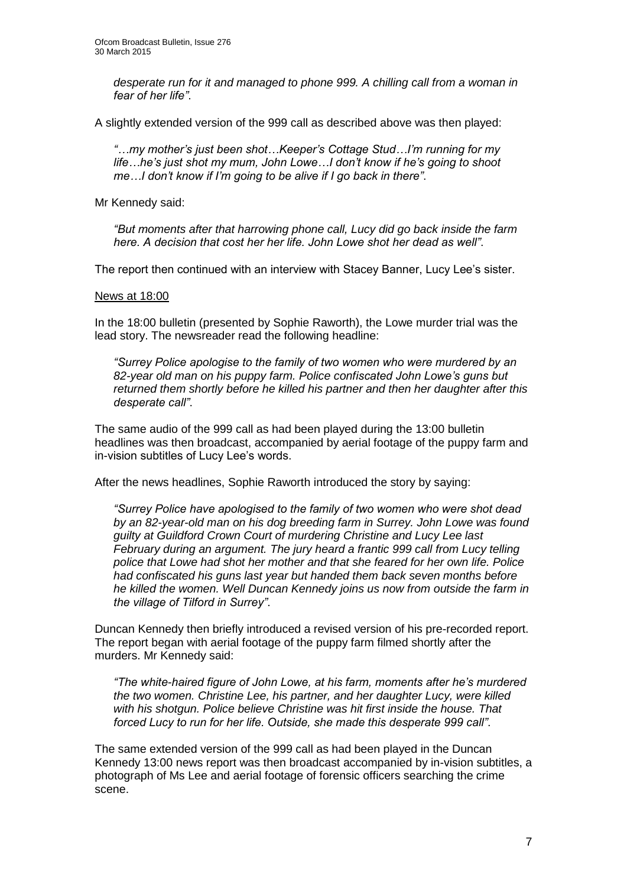*desperate run for it and managed to phone 999. A chilling call from a woman in fear of her life".*

A slightly extended version of the 999 call as described above was then played:

> *"…my mother's just been shot…Keeper's Cottage Stud…I'm running for my life…he's just shot my mum, John Lowe…I don't know if he's going to shoot me…I don't know if I'm going to be alive if I go back in there".*

Mr Kennedy said:

> *"But moments after that harrowing phone call, Lucy did go back inside the farm here. A decision that cost her her life. John Lowe shot her dead as well".*

The report then continued with an interview with Stacey Banner, Lucy Lee's sister.

News at 18:00

In the 18:00 bulletin (presented by Sophie Raworth), the Lowe murder trial was the lead story. The newsreader read the following headline:

> *"Surrey Police apologise to the family of two women who were murdered by an 82-year old man on his puppy farm. Police confiscated John Lowe's guns but returned them shortly before he killed his partner and then her daughter after this desperate call".*

The same audio of the 999 call as had been played during the 13:00 bulletin headlines was then broadcast, accompanied by aerial footage of the puppy farm and in-vision subtitles of Lucy Lee's words.

After the news headlines, Sophie Raworth introduced the story by saying:

> *"Surrey Police have apologised to the family of two women who were shot dead by an 82-year-old man on his dog breeding farm in Surrey. John Lowe was found guilty at Guildford Crown Court of murdering Christine and Lucy Lee last February during an argument. The jury heard a frantic 999 call from Lucy telling police that Lowe had shot her mother and that she feared for her own life. Police had confiscated his guns last year but handed them back seven months before he killed the women. Well Duncan Kennedy joins us now from outside the farm in the village of Tilford in Surrey".*

Duncan Kennedy then briefly introduced a revised version of his pre-recorded report. The report began with aerial footage of the puppy farm filmed shortly after the murders. Mr Kennedy said:

> *"The white-haired figure of John Lowe, at his farm, moments after he's murdered the two women. Christine Lee, his partner, and her daughter Lucy, were killed with his shotgun. Police believe Christine was hit first inside the house. That forced Lucy to run for her life. Outside, she made this desperate 999 call".*

The same extended version of the 999 call as had been played in the Duncan Kennedy 13:00 news report was then broadcast accompanied by in-vision subtitles, a photograph of Ms Lee and aerial footage of forensic officers searching the crime scene.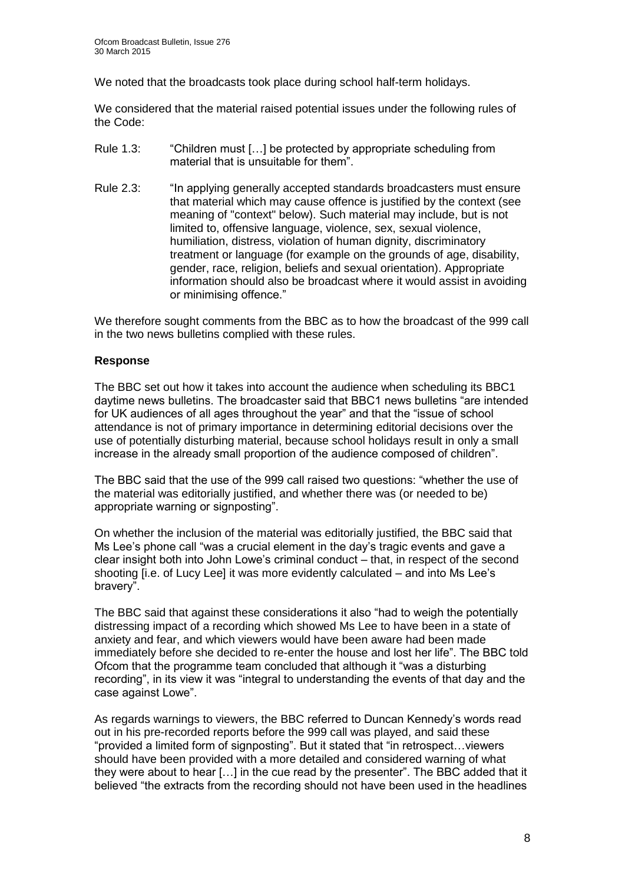We noted that the broadcasts took place during school half-term holidays.

We considered that the material raised potential issues under the following rules of the Code:

Rule 1.3: "Children must […] be protected by appropriate scheduling from material that is unsuitable for them".

Rule 2.3: "In applying generally accepted standards broadcasters must ensure that material which may cause offence is justified by the context (see meaning of "context" below). Such material may include, but is not limited to, offensive language, violence, sex, sexual violence, humiliation, distress, violation of human dignity, discriminatory treatment or language (for example on the grounds of age, disability, gender, race, religion, beliefs and sexual orientation). Appropriate information should also be broadcast where it would assist in avoiding or minimising offence."

We therefore sought comments from the BBC as to how the broadcast of the 999 call in the two news bulletins complied with these rules.

**Response**

The BBC set out how it takes into account the audience when scheduling its BBC1 daytime news bulletins. The broadcaster said that BBC1 news bulletins "are intended for UK audiences of all ages throughout the year" and that the "issue of school attendance is not of primary importance in determining editorial decisions over the use of potentially disturbing material, because school holidays result in only a small increase in the already small proportion of the audience composed of children".

The BBC said that the use of the 999 call raised two questions: "whether the use of the material was editorially justified, and whether there was (or needed to be) appropriate warning or signposting".

On whether the inclusion of the material was editorially justified, the BBC said that Ms Lee's phone call "was a crucial element in the day's tragic events and gave a clear insight both into John Lowe's criminal conduct – that, in respect of the second shooting [i.e. of Lucy Lee] it was more evidently calculated – and into Ms Lee's bravery".

The BBC said that against these considerations it also "had to weigh the potentially distressing impact of a recording which showed Ms Lee to have been in a state of anxiety and fear, and which viewers would have been aware had been made immediately before she decided to re-enter the house and lost her life". The BBC told Ofcom that the programme team concluded that although it "was a disturbing recording", in its view it was "integral to understanding the events of that day and the case against Lowe".

As regards warnings to viewers, the BBC referred to Duncan Kennedy's words read out in his pre-recorded reports before the 999 call was played, and said these "provided a limited form of signposting". But it stated that "in retrospect…viewers should have been provided with a more detailed and considered warning of what they were about to hear […] in the cue read by the presenter". The BBC added that it believed "the extracts from the recording should not have been used in the headlines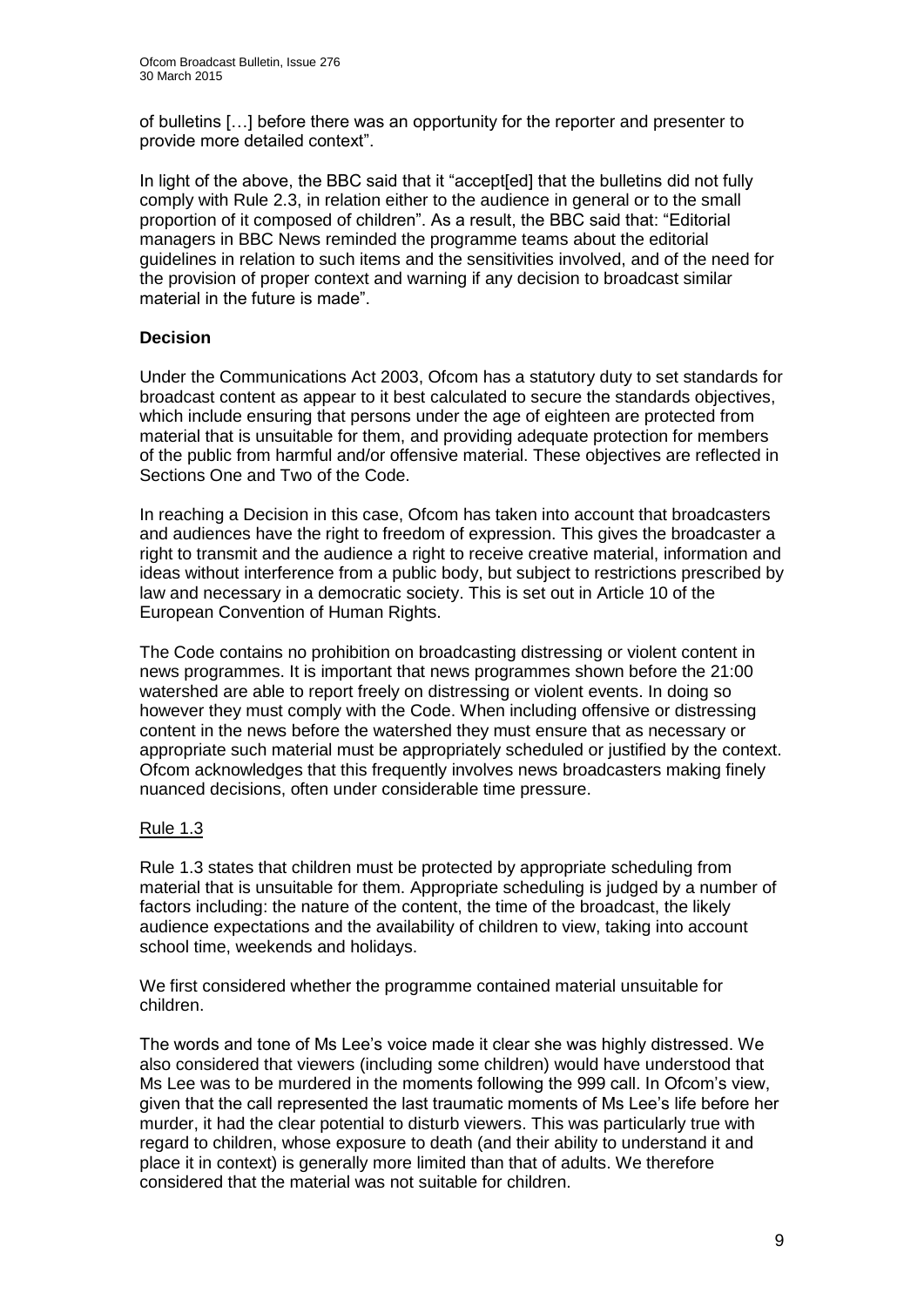of bulletins […] before there was an opportunity for the reporter and presenter to provide more detailed context".

In light of the above, the BBC said that it "accept[ed] that the bulletins did not fully comply with Rule 2.3, in relation either to the audience in general or to the small proportion of it composed of children". As a result, the BBC said that: "Editorial managers in BBC News reminded the programme teams about the editorial guidelines in relation to such items and the sensitivities involved, and of the need for the provision of proper context and warning if any decision to broadcast similar material in the future is made".

**Decision**

Under the Communications Act 2003, Ofcom has a statutory duty to set standards for broadcast content as appear to it best calculated to secure the standards objectives, which include ensuring that persons under the age of eighteen are protected from material that is unsuitable for them, and providing adequate protection for members of the public from harmful and/or offensive material. These objectives are reflected in Sections One and Two of the Code.

In reaching a Decision in this case, Ofcom has taken into account that broadcasters and audiences have the right to freedom of expression. This gives the broadcaster a right to transmit and the audience a right to receive creative material, information and ideas without interference from a public body, but subject to restrictions prescribed by law and necessary in a democratic society. This is set out in Article 10 of the European Convention of Human Rights.

The Code contains no prohibition on broadcasting distressing or violent content in news programmes. It is important that news programmes shown before the 21:00 watershed are able to report freely on distressing or violent events. In doing so however they must comply with the Code. When including offensive or distressing content in the news before the watershed they must ensure that as necessary or appropriate such material must be appropriately scheduled or justified by the context. Ofcom acknowledges that this frequently involves news broadcasters making finely nuanced decisions, often under considerable time pressure.

Rule 1.3

Rule 1.3 states that children must be protected by appropriate scheduling from material that is unsuitable for them. Appropriate scheduling is judged by a number of factors including: the nature of the content, the time of the broadcast, the likely audience expectations and the availability of children to view, taking into account school time, weekends and holidays.

We first considered whether the programme contained material unsuitable for children.

The words and tone of Ms Lee's voice made it clear she was highly distressed. We also considered that viewers (including some children) would have understood that Ms Lee was to be murdered in the moments following the 999 call. In Ofcom's view, given that the call represented the last traumatic moments of Ms Lee's life before her murder, it had the clear potential to disturb viewers. This was particularly true with regard to children, whose exposure to death (and their ability to understand it and place it in context) is generally more limited than that of adults. We therefore considered that the material was not suitable for children.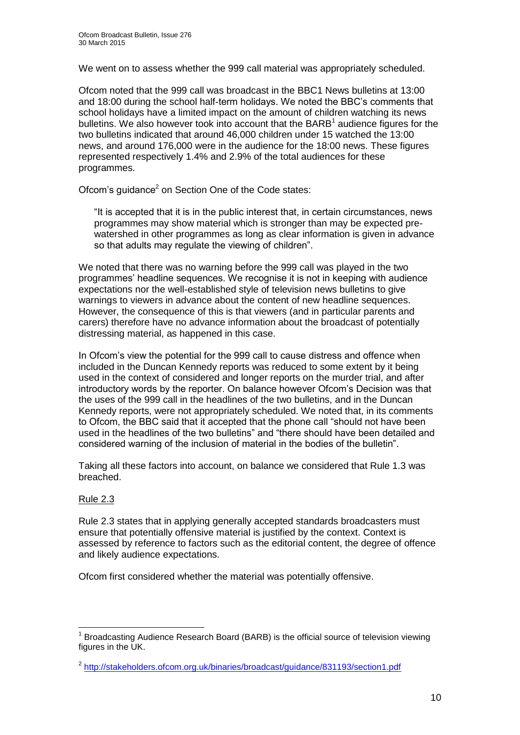We went on to assess whether the 999 call material was appropriately scheduled.

Ofcom noted that the 999 call was broadcast in the BBC1 News bulletins at 13:00 and 18:00 during the school half-term holidays. We noted the BBC's comments that school holidays have a limited impact on the amount of children watching its news bulletins. We also however took into account that the BARB[1] audience figures for the two bulletins indicated that around 46,000 children under 15 watched the 13:00 news, and around 176,000 were in the audience for the 18:00 news. These figures represented respectively 1.4% and 2.9% of the total audiences for these programmes.

Ofcom's guidance[2] on Section One of the Code states:

> "It is accepted that it is in the public interest that, in certain circumstances, news programmes may show material which is stronger than may be expected pre-watershed in other programmes as long as clear information is given in advance so that adults may regulate the viewing of children".

We noted that there was no warning before the 999 call was played in the two programmes' headline sequences. We recognise it is not in keeping with audience expectations nor the well-established style of television news bulletins to give warnings to viewers in advance about the content of new headline sequences. However, the consequence of this is that viewers (and in particular parents and carers) therefore have no advance information about the broadcast of potentially distressing material, as happened in this case.

In Ofcom's view the potential for the 999 call to cause distress and offence when included in the Duncan Kennedy reports was reduced to some extent by it being used in the context of considered and longer reports on the murder trial, and after introductory words by the reporter. On balance however Ofcom's Decision was that the uses of the 999 call in the headlines of the two bulletins, and in the Duncan Kennedy reports, were not appropriately scheduled. We noted that, in its comments to Ofcom, the BBC said that it accepted that the phone call "should not have been used in the headlines of the two bulletins" and "there should have been detailed and considered warning of the inclusion of material in the bodies of the bulletin".

Taking all these factors into account, on balance we considered that Rule 1.3 was breached.

Rule 2.3

Rule 2.3 states that in applying generally accepted standards broadcasters must ensure that potentially offensive material is justified by the context. Context is assessed by reference to factors such as the editorial content, the degree of offence and likely audience expectations.

Ofcom first considered whether the material was potentially offensive.

---

[1] Broadcasting Audience Research Board (BARB) is the official source of television viewing figures in the UK.

[2] http://stakeholders.ofcom.org.uk/binaries/broadcast/guidance/831193/section1.pdf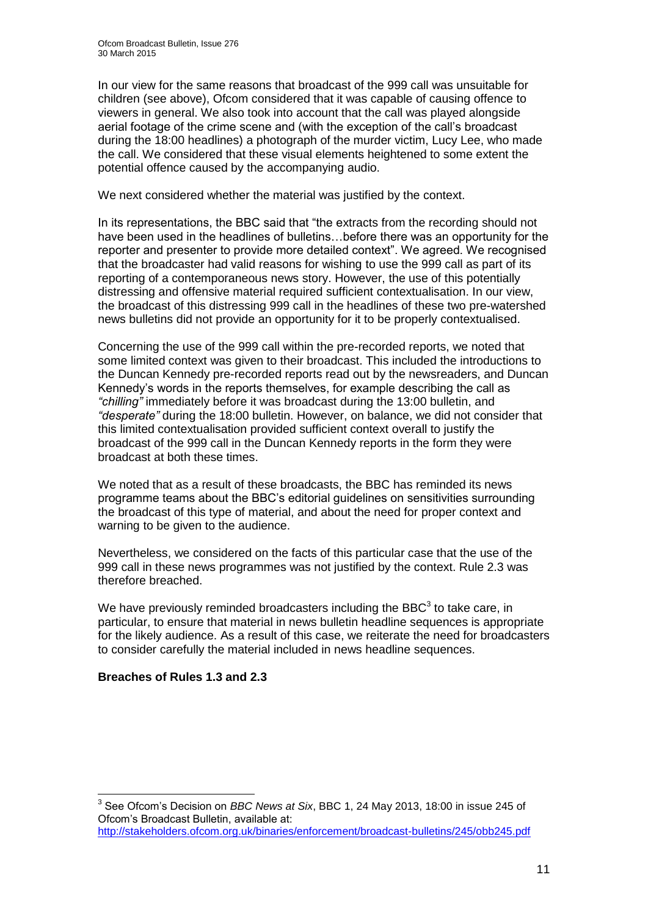In our view for the same reasons that broadcast of the 999 call was unsuitable for children (see above), Ofcom considered that it was capable of causing offence to viewers in general. We also took into account that the call was played alongside aerial footage of the crime scene and (with the exception of the call's broadcast during the 18:00 headlines) a photograph of the murder victim, Lucy Lee, who made the call. We considered that these visual elements heightened to some extent the potential offence caused by the accompanying audio.

We next considered whether the material was justified by the context.

In its representations, the BBC said that "the extracts from the recording should not have been used in the headlines of bulletins…before there was an opportunity for the reporter and presenter to provide more detailed context". We agreed. We recognised that the broadcaster had valid reasons for wishing to use the 999 call as part of its reporting of a contemporaneous news story. However, the use of this potentially distressing and offensive material required sufficient contextualisation. In our view, the broadcast of this distressing 999 call in the headlines of these two pre-watershed news bulletins did not provide an opportunity for it to be properly contextualised.

Concerning the use of the 999 call within the pre-recorded reports, we noted that some limited context was given to their broadcast. This included the introductions to the Duncan Kennedy pre-recorded reports read out by the newsreaders, and Duncan Kennedy's words in the reports themselves, for example describing the call as *"chilling"* immediately before it was broadcast during the 13:00 bulletin, and *"desperate"* during the 18:00 bulletin. However, on balance, we did not consider that this limited contextualisation provided sufficient context overall to justify the broadcast of the 999 call in the Duncan Kennedy reports in the form they were broadcast at both these times.

We noted that as a result of these broadcasts, the BBC has reminded its news programme teams about the BBC's editorial guidelines on sensitivities surrounding the broadcast of this type of material, and about the need for proper context and warning to be given to the audience.

Nevertheless, we considered on the facts of this particular case that the use of the 999 call in these news programmes was not justified by the context. Rule 2.3 was therefore breached.

We have previously reminded broadcasters including the BBC[3] to take care, in particular, to ensure that material in news bulletin headline sequences is appropriate for the likely audience. As a result of this case, we reiterate the need for broadcasters to consider carefully the material included in news headline sequences.

**Breaches of Rules 1.3 and 2.3**

---

[3] See Ofcom's Decision on *BBC News at Six*, BBC 1, 24 May 2013, 18:00 in issue 245 of Ofcom's Broadcast Bulletin, available at: http://stakeholders.ofcom.org.uk/binaries/enforcement/broadcast-bulletins/245/obb245.pdf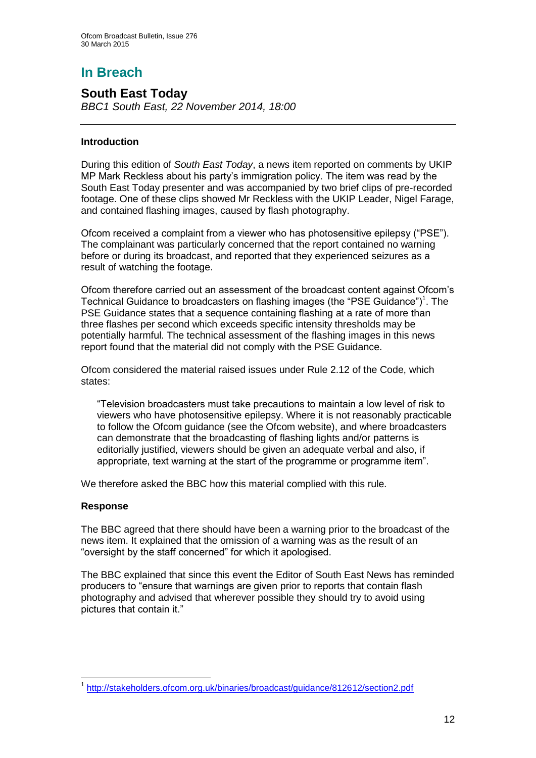## In Breach

### South East Today

*BBC1 South East, 22 November 2014, 18:00*

---

**Introduction**

During this edition of *South East Today*, a news item reported on comments by UKIP MP Mark Reckless about his party's immigration policy. The item was read by the South East Today presenter and was accompanied by two brief clips of pre-recorded footage. One of these clips showed Mr Reckless with the UKIP Leader, Nigel Farage, and contained flashing images, caused by flash photography.

Ofcom received a complaint from a viewer who has photosensitive epilepsy ("PSE"). The complainant was particularly concerned that the report contained no warning before or during its broadcast, and reported that they experienced seizures as a result of watching the footage.

Ofcom therefore carried out an assessment of the broadcast content against Ofcom's Technical Guidance to broadcasters on flashing images (the "PSE Guidance")[1]. The PSE Guidance states that a sequence containing flashing at a rate of more than three flashes per second which exceeds specific intensity thresholds may be potentially harmful. The technical assessment of the flashing images in this news report found that the material did not comply with the PSE Guidance.

Ofcom considered the material raised issues under Rule 2.12 of the Code, which states:

> "Television broadcasters must take precautions to maintain a low level of risk to viewers who have photosensitive epilepsy. Where it is not reasonably practicable to follow the Ofcom guidance (see the Ofcom website), and where broadcasters can demonstrate that the broadcasting of flashing lights and/or patterns is editorially justified, viewers should be given an adequate verbal and also, if appropriate, text warning at the start of the programme or programme item".

We therefore asked the BBC how this material complied with this rule.

**Response**

The BBC agreed that there should have been a warning prior to the broadcast of the news item. It explained that the omission of a warning was as the result of an "oversight by the staff concerned" for which it apologised.

The BBC explained that since this event the Editor of South East News has reminded producers to "ensure that warnings are given prior to reports that contain flash photography and advised that wherever possible they should try to avoid using pictures that contain it."

---

[1] http://stakeholders.ofcom.org.uk/binaries/broadcast/guidance/812612/section2.pdf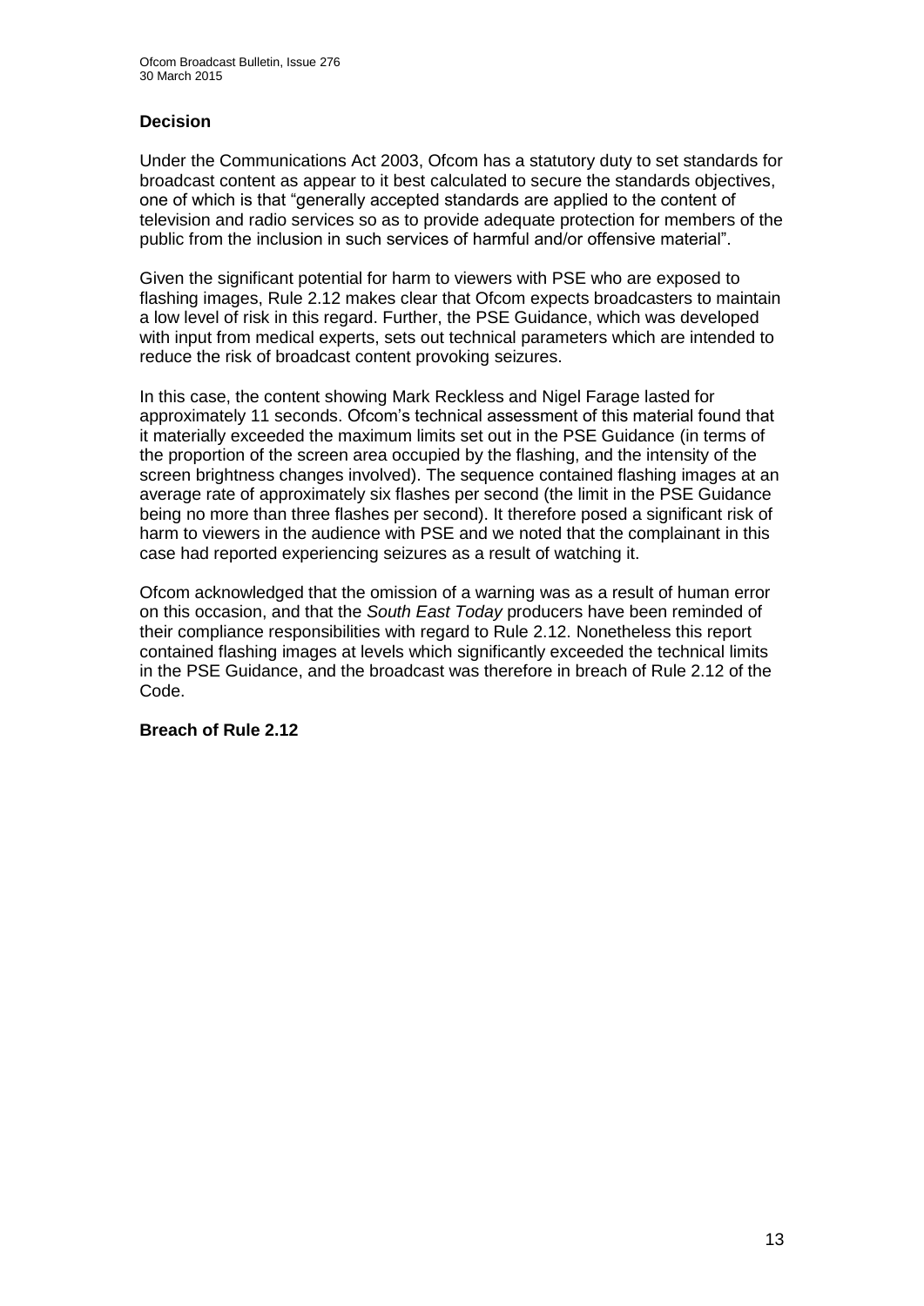**Decision**

Under the Communications Act 2003, Ofcom has a statutory duty to set standards for broadcast content as appear to it best calculated to secure the standards objectives, one of which is that "generally accepted standards are applied to the content of television and radio services so as to provide adequate protection for members of the public from the inclusion in such services of harmful and/or offensive material".

Given the significant potential for harm to viewers with PSE who are exposed to flashing images, Rule 2.12 makes clear that Ofcom expects broadcasters to maintain a low level of risk in this regard. Further, the PSE Guidance, which was developed with input from medical experts, sets out technical parameters which are intended to reduce the risk of broadcast content provoking seizures.

In this case, the content showing Mark Reckless and Nigel Farage lasted for approximately 11 seconds. Ofcom's technical assessment of this material found that it materially exceeded the maximum limits set out in the PSE Guidance (in terms of the proportion of the screen area occupied by the flashing, and the intensity of the screen brightness changes involved). The sequence contained flashing images at an average rate of approximately six flashes per second (the limit in the PSE Guidance being no more than three flashes per second). It therefore posed a significant risk of harm to viewers in the audience with PSE and we noted that the complainant in this case had reported experiencing seizures as a result of watching it.

Ofcom acknowledged that the omission of a warning was as a result of human error on this occasion, and that the *South East Today* producers have been reminded of their compliance responsibilities with regard to Rule 2.12. Nonetheless this report contained flashing images at levels which significantly exceeded the technical limits in the PSE Guidance, and the broadcast was therefore in breach of Rule 2.12 of the Code.

**Breach of Rule 2.12**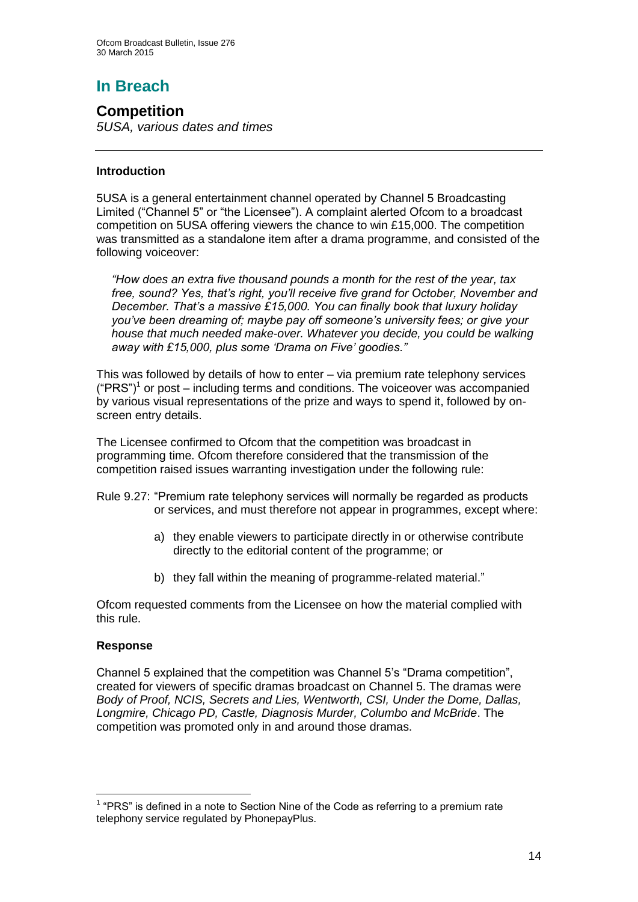# In Breach

## Competition

*5USA, various dates and times*

### Introduction

5USA is a general entertainment channel operated by Channel 5 Broadcasting Limited ("Channel 5" or "the Licensee"). A complaint alerted Ofcom to a broadcast competition on 5USA offering viewers the chance to win £15,000. The competition was transmitted as a standalone item after a drama programme, and consisted of the following voiceover:

> *"How does an extra five thousand pounds a month for the rest of the year, tax free, sound? Yes, that's right, you'll receive five grand for October, November and December. That's a massive £15,000. You can finally book that luxury holiday you've been dreaming of; maybe pay off someone's university fees; or give your house that much needed make-over. Whatever you decide, you could be walking away with £15,000, plus some 'Drama on Five' goodies."*

This was followed by details of how to enter – via premium rate telephony services ("PRS")[1] or post – including terms and conditions. The voiceover was accompanied by various visual representations of the prize and ways to spend it, followed by on-screen entry details.

The Licensee confirmed to Ofcom that the competition was broadcast in programming time. Ofcom therefore considered that the transmission of the competition raised issues warranting investigation under the following rule:

Rule 9.27: "Premium rate telephony services will normally be regarded as products or services, and must therefore not appear in programmes, except where:

> a) they enable viewers to participate directly in or otherwise contribute directly to the editorial content of the programme; or
>
> b) they fall within the meaning of programme-related material."

Ofcom requested comments from the Licensee on how the material complied with this rule.

### Response

Channel 5 explained that the competition was Channel 5's "Drama competition", created for viewers of specific dramas broadcast on Channel 5. The dramas were *Body of Proof, NCIS, Secrets and Lies, Wentworth, CSI, Under the Dome, Dallas, Longmire, Chicago PD, Castle, Diagnosis Murder, Columbo and McBride*. The competition was promoted only in and around those dramas.

---

[1] "PRS" is defined in a note to Section Nine of the Code as referring to a premium rate telephony service regulated by PhonepayPlus.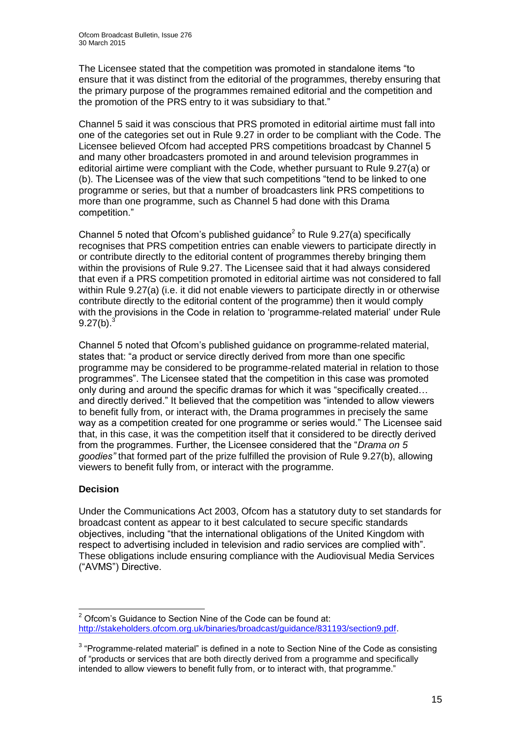The Licensee stated that the competition was promoted in standalone items "to ensure that it was distinct from the editorial of the programmes, thereby ensuring that the primary purpose of the programmes remained editorial and the competition and the promotion of the PRS entry to it was subsidiary to that."

Channel 5 said it was conscious that PRS promoted in editorial airtime must fall into one of the categories set out in Rule 9.27 in order to be compliant with the Code. The Licensee believed Ofcom had accepted PRS competitions broadcast by Channel 5 and many other broadcasters promoted in and around television programmes in editorial airtime were compliant with the Code, whether pursuant to Rule 9.27(a) or (b). The Licensee was of the view that such competitions "tend to be linked to one programme or series, but that a number of broadcasters link PRS competitions to more than one programme, such as Channel 5 had done with this Drama competition."

Channel 5 noted that Ofcom's published guidance[2] to Rule 9.27(a) specifically recognises that PRS competition entries can enable viewers to participate directly in or contribute directly to the editorial content of programmes thereby bringing them within the provisions of Rule 9.27. The Licensee said that it had always considered that even if a PRS competition promoted in editorial airtime was not considered to fall within Rule 9.27(a) (i.e. it did not enable viewers to participate directly in or otherwise contribute directly to the editorial content of the programme) then it would comply with the provisions in the Code in relation to 'programme-related material' under Rule 9.27(b).[3]

Channel 5 noted that Ofcom's published guidance on programme-related material, states that: "a product or service directly derived from more than one specific programme may be considered to be programme-related material in relation to those programmes". The Licensee stated that the competition in this case was promoted only during and around the specific dramas for which it was "specifically created… and directly derived." It believed that the competition was "intended to allow viewers to benefit fully from, or interact with, the Drama programmes in precisely the same way as a competition created for one programme or series would." The Licensee said that, in this case, it was the competition itself that it considered to be directly derived from the programmes. Further, the Licensee considered that the "*Drama on 5 goodies"* that formed part of the prize fulfilled the provision of Rule 9.27(b), allowing viewers to benefit fully from, or interact with the programme.

**Decision**

Under the Communications Act 2003, Ofcom has a statutory duty to set standards for broadcast content as appear to it best calculated to secure specific standards objectives, including "that the international obligations of the United Kingdom with respect to advertising included in television and radio services are complied with". These obligations include ensuring compliance with the Audiovisual Media Services ("AVMS") Directive.

---

[2] Ofcom's Guidance to Section Nine of the Code can be found at: http://stakeholders.ofcom.org.uk/binaries/broadcast/guidance/831193/section9.pdf.

[3] "Programme-related material" is defined in a note to Section Nine of the Code as consisting of "products or services that are both directly derived from a programme and specifically intended to allow viewers to benefit fully from, or to interact with, that programme."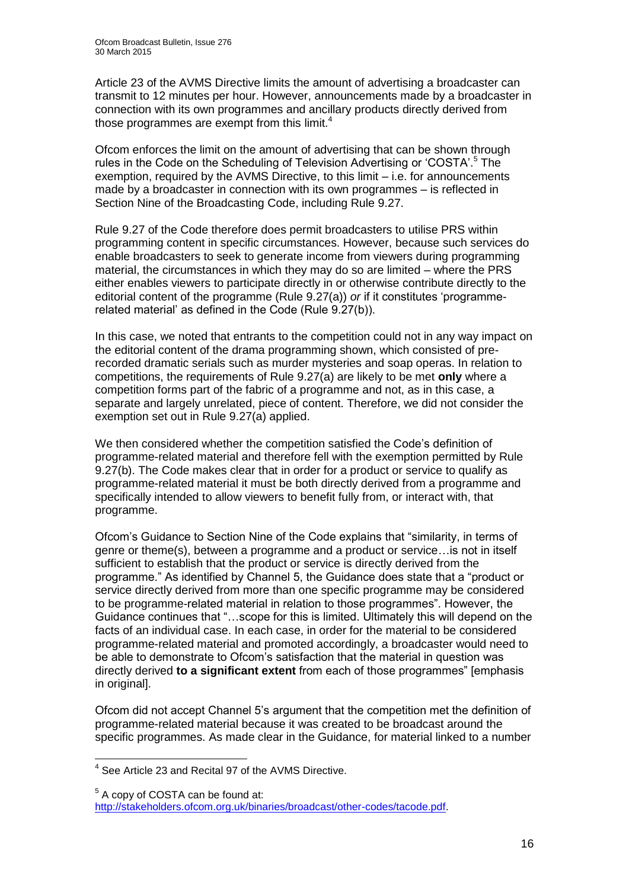Article 23 of the AVMS Directive limits the amount of advertising a broadcaster can transmit to 12 minutes per hour. However, announcements made by a broadcaster in connection with its own programmes and ancillary products directly derived from those programmes are exempt from this limit.[4]

Ofcom enforces the limit on the amount of advertising that can be shown through rules in the Code on the Scheduling of Television Advertising or 'COSTA'.[5] The exemption, required by the AVMS Directive, to this limit – i.e. for announcements made by a broadcaster in connection with its own programmes – is reflected in Section Nine of the Broadcasting Code, including Rule 9.27.

Rule 9.27 of the Code therefore does permit broadcasters to utilise PRS within programming content in specific circumstances. However, because such services do enable broadcasters to seek to generate income from viewers during programming material, the circumstances in which they may do so are limited – where the PRS either enables viewers to participate directly in or otherwise contribute directly to the editorial content of the programme (Rule 9.27(a)) *or* if it constitutes 'programme-related material' as defined in the Code (Rule 9.27(b)).

In this case, we noted that entrants to the competition could not in any way impact on the editorial content of the drama programming shown, which consisted of pre-recorded dramatic serials such as murder mysteries and soap operas. In relation to competitions, the requirements of Rule 9.27(a) are likely to be met **only** where a competition forms part of the fabric of a programme and not, as in this case, a separate and largely unrelated, piece of content. Therefore, we did not consider the exemption set out in Rule 9.27(a) applied.

We then considered whether the competition satisfied the Code's definition of programme-related material and therefore fell with the exemption permitted by Rule 9.27(b). The Code makes clear that in order for a product or service to qualify as programme-related material it must be both directly derived from a programme and specifically intended to allow viewers to benefit fully from, or interact with, that programme.

Ofcom's Guidance to Section Nine of the Code explains that "similarity, in terms of genre or theme(s), between a programme and a product or service…is not in itself sufficient to establish that the product or service is directly derived from the programme." As identified by Channel 5, the Guidance does state that a "product or service directly derived from more than one specific programme may be considered to be programme-related material in relation to those programmes". However, the Guidance continues that "…scope for this is limited. Ultimately this will depend on the facts of an individual case. In each case, in order for the material to be considered programme-related material and promoted accordingly, a broadcaster would need to be able to demonstrate to Ofcom's satisfaction that the material in question was directly derived **to a significant extent** from each of those programmes" [emphasis in original].

Ofcom did not accept Channel 5's argument that the competition met the definition of programme-related material because it was created to be broadcast around the specific programmes. As made clear in the Guidance, for material linked to a number

---

[4] See Article 23 and Recital 97 of the AVMS Directive.

[5] A copy of COSTA can be found at: http://stakeholders.ofcom.org.uk/binaries/broadcast/other-codes/tacode.pdf.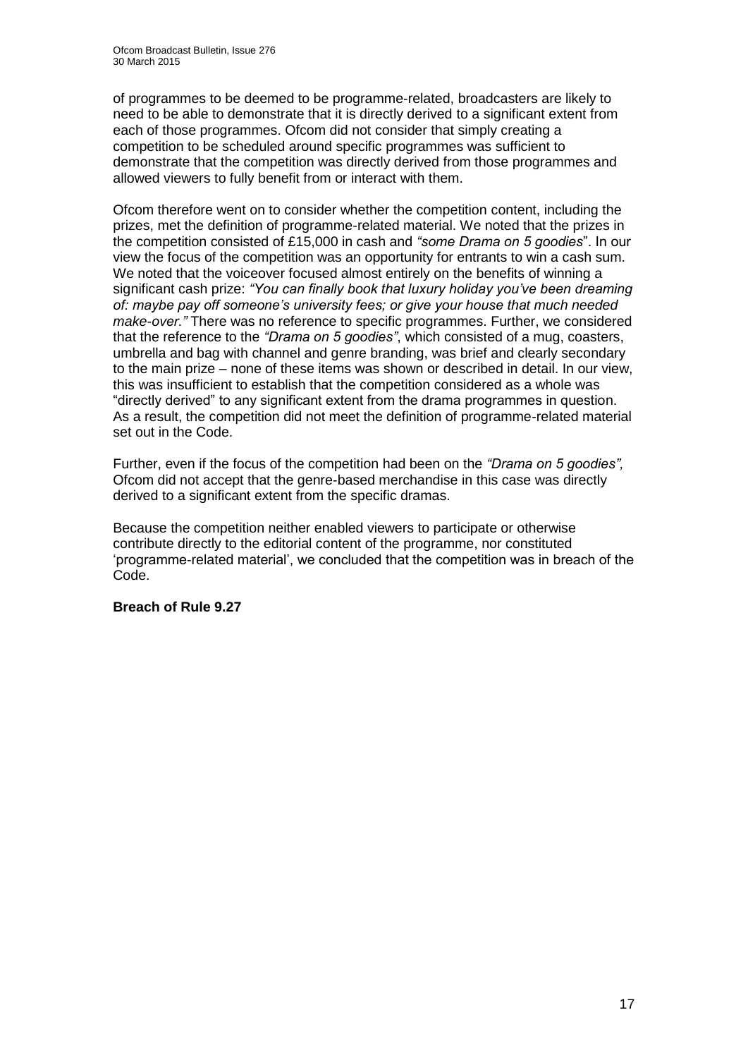of programmes to be deemed to be programme-related, broadcasters are likely to need to be able to demonstrate that it is directly derived to a significant extent from each of those programmes. Ofcom did not consider that simply creating a competition to be scheduled around specific programmes was sufficient to demonstrate that the competition was directly derived from those programmes and allowed viewers to fully benefit from or interact with them.

Ofcom therefore went on to consider whether the competition content, including the prizes, met the definition of programme-related material. We noted that the prizes in the competition consisted of £15,000 in cash and *"some Drama on 5 goodies*". In our view the focus of the competition was an opportunity for entrants to win a cash sum. We noted that the voiceover focused almost entirely on the benefits of winning a significant cash prize: *"You can finally book that luxury holiday you've been dreaming of: maybe pay off someone's university fees; or give your house that much needed make-over."* There was no reference to specific programmes. Further, we considered that the reference to the *"Drama on 5 goodies"*, which consisted of a mug, coasters, umbrella and bag with channel and genre branding, was brief and clearly secondary to the main prize – none of these items was shown or described in detail. In our view, this was insufficient to establish that the competition considered as a whole was "directly derived" to any significant extent from the drama programmes in question. As a result, the competition did not meet the definition of programme-related material set out in the Code.

Further, even if the focus of the competition had been on the *"Drama on 5 goodies",* Ofcom did not accept that the genre-based merchandise in this case was directly derived to a significant extent from the specific dramas.

Because the competition neither enabled viewers to participate or otherwise contribute directly to the editorial content of the programme, nor constituted 'programme-related material', we concluded that the competition was in breach of the Code.

**Breach of Rule 9.27**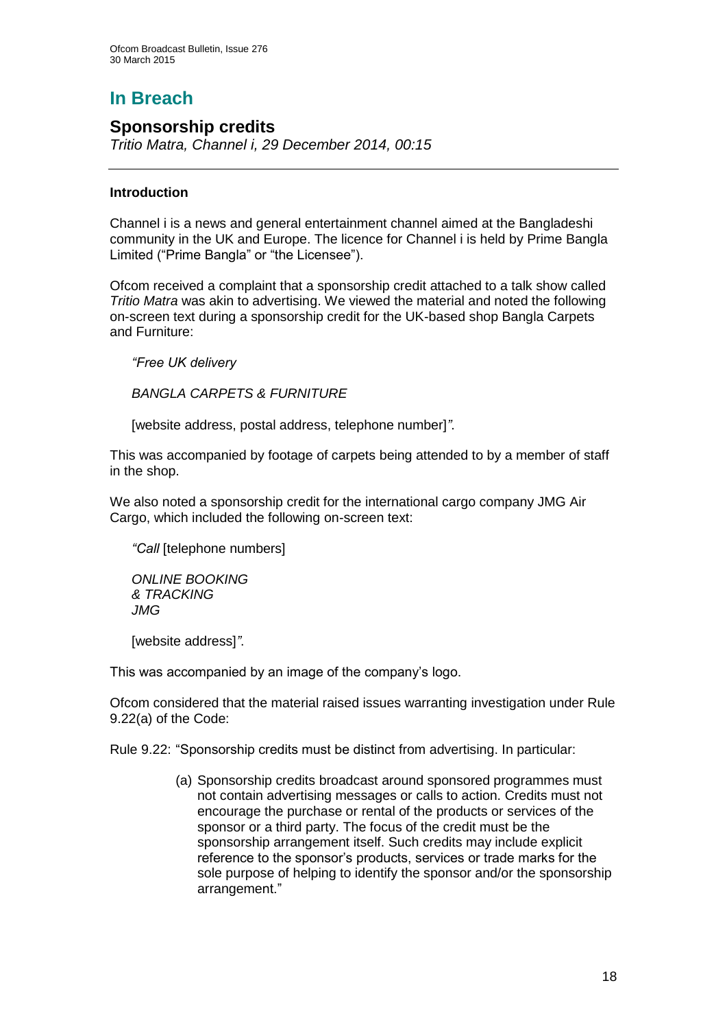# In Breach

## Sponsorship credits

*Tritio Matra, Channel i, 29 December 2014, 00:15*

---

### Introduction

Channel i is a news and general entertainment channel aimed at the Bangladeshi community in the UK and Europe. The licence for Channel i is held by Prime Bangla Limited ("Prime Bangla" or "the Licensee").

Ofcom received a complaint that a sponsorship credit attached to a talk show called *Tritio Matra* was akin to advertising. We viewed the material and noted the following on-screen text during a sponsorship credit for the UK-based shop Bangla Carpets and Furniture:

> *"Free UK delivery*
>
> *BANGLA CARPETS & FURNITURE*
>
> [website address, postal address, telephone number]*"*.

This was accompanied by footage of carpets being attended to by a member of staff in the shop.

We also noted a sponsorship credit for the international cargo company JMG Air Cargo, which included the following on-screen text:

> *"Call* [telephone numbers]
>
> *ONLINE BOOKING*
> *& TRACKING*
> *JMG*
>
> [website address]*"*.

This was accompanied by an image of the company's logo.

Ofcom considered that the material raised issues warranting investigation under Rule 9.22(a) of the Code:

Rule 9.22: "Sponsorship credits must be distinct from advertising. In particular:

> (a) Sponsorship credits broadcast around sponsored programmes must not contain advertising messages or calls to action. Credits must not encourage the purchase or rental of the products or services of the sponsor or a third party. The focus of the credit must be the sponsorship arrangement itself. Such credits may include explicit reference to the sponsor's products, services or trade marks for the sole purpose of helping to identify the sponsor and/or the sponsorship arrangement."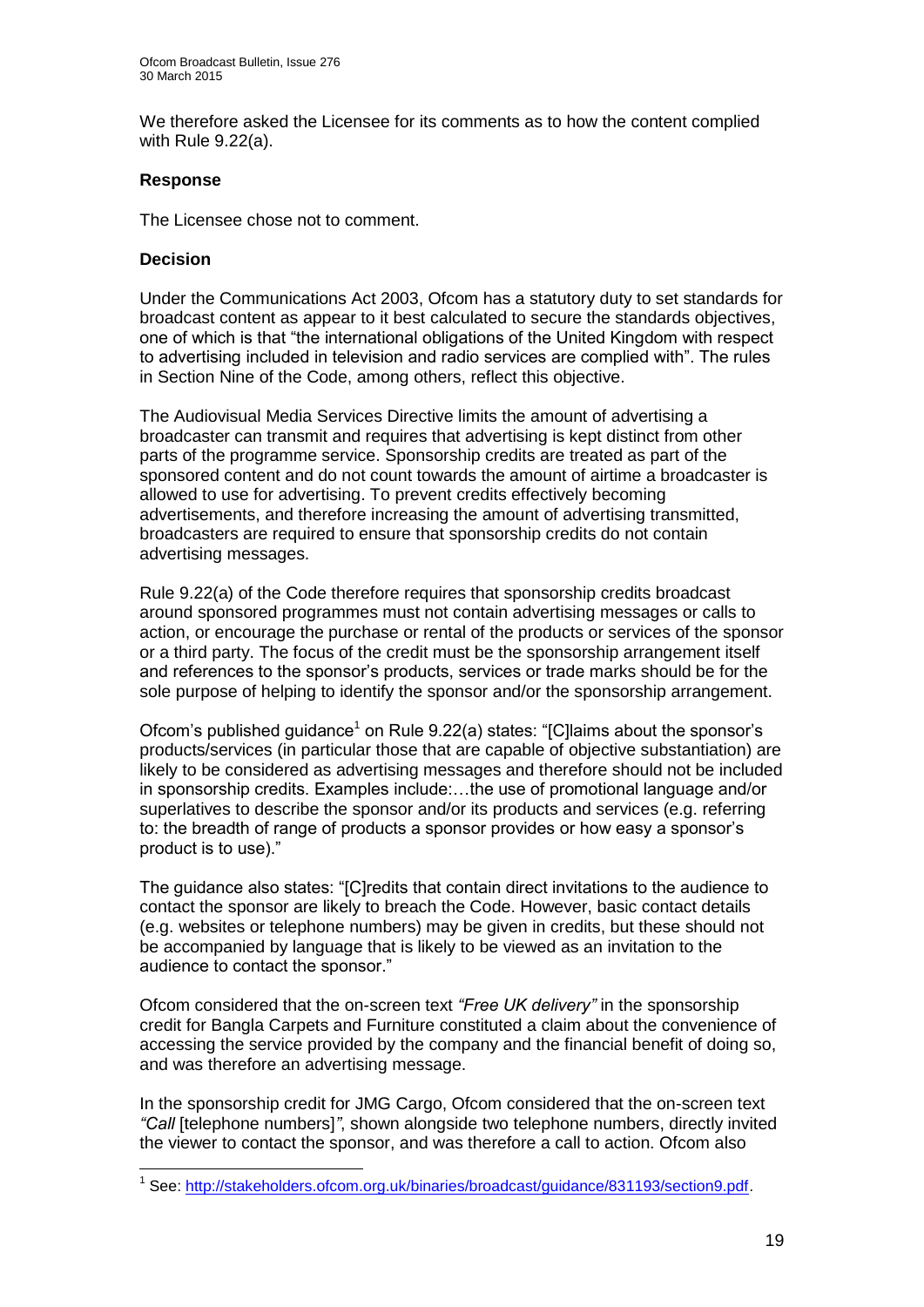We therefore asked the Licensee for its comments as to how the content complied with Rule 9.22(a).

**Response**

The Licensee chose not to comment.

**Decision**

Under the Communications Act 2003, Ofcom has a statutory duty to set standards for broadcast content as appear to it best calculated to secure the standards objectives, one of which is that "the international obligations of the United Kingdom with respect to advertising included in television and radio services are complied with". The rules in Section Nine of the Code, among others, reflect this objective.

The Audiovisual Media Services Directive limits the amount of advertising a broadcaster can transmit and requires that advertising is kept distinct from other parts of the programme service. Sponsorship credits are treated as part of the sponsored content and do not count towards the amount of airtime a broadcaster is allowed to use for advertising. To prevent credits effectively becoming advertisements, and therefore increasing the amount of advertising transmitted, broadcasters are required to ensure that sponsorship credits do not contain advertising messages.

Rule 9.22(a) of the Code therefore requires that sponsorship credits broadcast around sponsored programmes must not contain advertising messages or calls to action, or encourage the purchase or rental of the products or services of the sponsor or a third party. The focus of the credit must be the sponsorship arrangement itself and references to the sponsor's products, services or trade marks should be for the sole purpose of helping to identify the sponsor and/or the sponsorship arrangement.

Ofcom's published guidance[1] on Rule 9.22(a) states: "[C]laims about the sponsor's products/services (in particular those that are capable of objective substantiation) are likely to be considered as advertising messages and therefore should not be included in sponsorship credits. Examples include:…the use of promotional language and/or superlatives to describe the sponsor and/or its products and services (e.g. referring to: the breadth of range of products a sponsor provides or how easy a sponsor's product is to use)."

The guidance also states: "[C]redits that contain direct invitations to the audience to contact the sponsor are likely to breach the Code. However, basic contact details (e.g. websites or telephone numbers) may be given in credits, but these should not be accompanied by language that is likely to be viewed as an invitation to the audience to contact the sponsor."

Ofcom considered that the on-screen text *"Free UK delivery"* in the sponsorship credit for Bangla Carpets and Furniture constituted a claim about the convenience of accessing the service provided by the company and the financial benefit of doing so, and was therefore an advertising message.

In the sponsorship credit for JMG Cargo, Ofcom considered that the on-screen text *"Call* [telephone numbers]*"*, shown alongside two telephone numbers, directly invited the viewer to contact the sponsor, and was therefore a call to action. Ofcom also

[1] See: http://stakeholders.ofcom.org.uk/binaries/broadcast/guidance/831193/section9.pdf.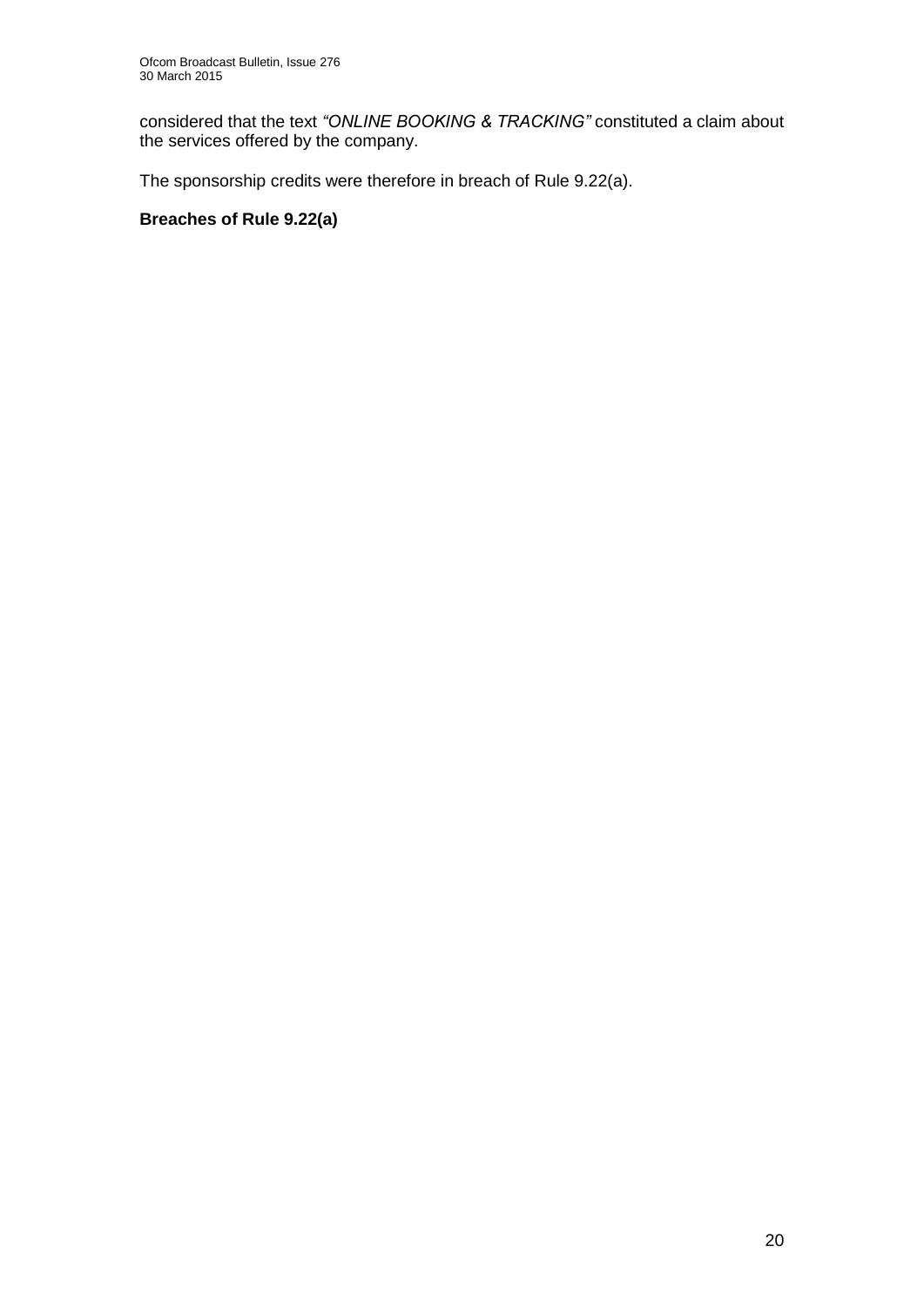considered that the text *"ONLINE BOOKING & TRACKING"* constituted a claim about the services offered by the company.

The sponsorship credits were therefore in breach of Rule 9.22(a).

**Breaches of Rule 9.22(a)**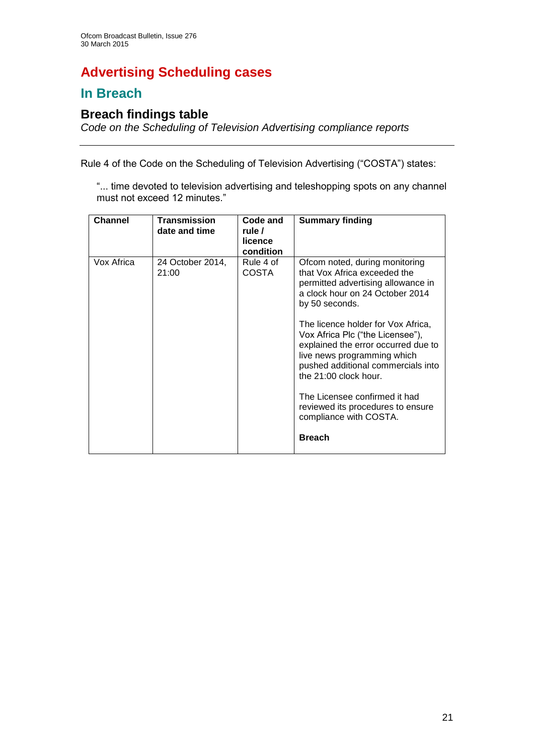# Advertising Scheduling cases

## In Breach

### Breach findings table

*Code on the Scheduling of Television Advertising compliance reports*

---

Rule 4 of the Code on the Scheduling of Television Advertising ("COSTA") states:

> "... time devoted to television advertising and teleshopping spots on any channel must not exceed 12 minutes."

| Channel | Transmission date and time | Code and rule / licence condition | Summary finding |
|---|---|---|---|
| Vox Africa | 24 October 2014, 21:00 | Rule 4 of COSTA | Ofcom noted, during monitoring that Vox Africa exceeded the permitted advertising allowance in a clock hour on 24 October 2014 by 50 seconds.<br><br>The licence holder for Vox Africa, Vox Africa Plc ("the Licensee"), explained the error occurred due to live news programming which pushed additional commercials into the 21:00 clock hour.<br><br>The Licensee confirmed it had reviewed its procedures to ensure compliance with COSTA.<br><br>**Breach** |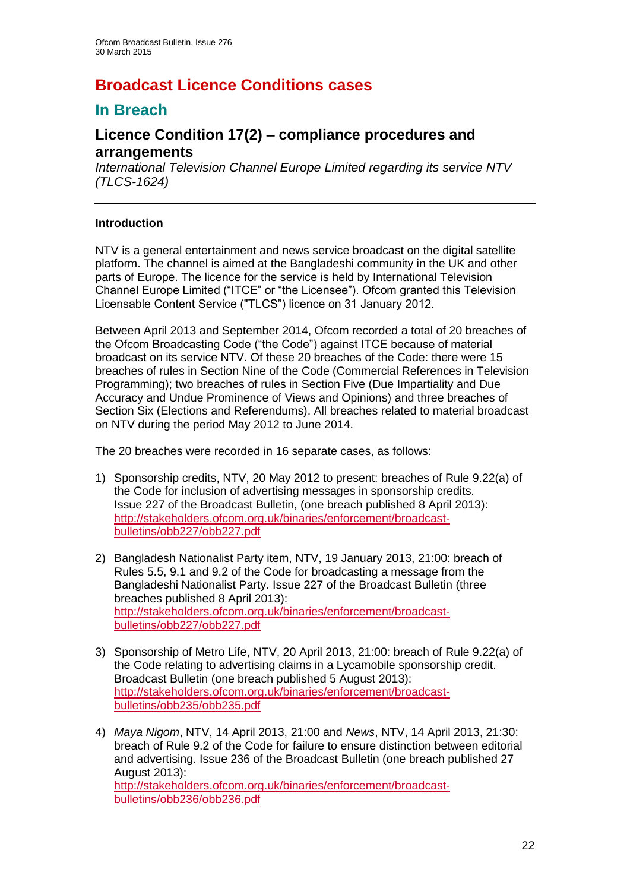# Broadcast Licence Conditions cases

## In Breach

### Licence Condition 17(2) – compliance procedures and arrangements

*International Television Channel Europe Limited regarding its service NTV (TLCS-1624)*

---

**Introduction**

NTV is a general entertainment and news service broadcast on the digital satellite platform. The channel is aimed at the Bangladeshi community in the UK and other parts of Europe. The licence for the service is held by International Television Channel Europe Limited ("ITCE" or "the Licensee"). Ofcom granted this Television Licensable Content Service ("TLCS") licence on 31 January 2012.

Between April 2013 and September 2014, Ofcom recorded a total of 20 breaches of the Ofcom Broadcasting Code ("the Code") against ITCE because of material broadcast on its service NTV. Of these 20 breaches of the Code: there were 15 breaches of rules in Section Nine of the Code (Commercial References in Television Programming); two breaches of rules in Section Five (Due Impartiality and Due Accuracy and Undue Prominence of Views and Opinions) and three breaches of Section Six (Elections and Referendums). All breaches related to material broadcast on NTV during the period May 2012 to June 2014.

The 20 breaches were recorded in 16 separate cases, as follows:

1) Sponsorship credits, NTV, 20 May 2012 to present: breaches of Rule 9.22(a) of the Code for inclusion of advertising messages in sponsorship credits. Issue 227 of the Broadcast Bulletin, (one breach published 8 April 2013): http://stakeholders.ofcom.org.uk/binaries/enforcement/broadcast-bulletins/obb227/obb227.pdf

2) Bangladesh Nationalist Party item, NTV, 19 January 2013, 21:00: breach of Rules 5.5, 9.1 and 9.2 of the Code for broadcasting a message from the Bangladeshi Nationalist Party. Issue 227 of the Broadcast Bulletin (three breaches published 8 April 2013): http://stakeholders.ofcom.org.uk/binaries/enforcement/broadcast-bulletins/obb227/obb227.pdf

3) Sponsorship of Metro Life, NTV, 20 April 2013, 21:00: breach of Rule 9.22(a) of the Code relating to advertising claims in a Lycamobile sponsorship credit. Broadcast Bulletin (one breach published 5 August 2013): http://stakeholders.ofcom.org.uk/binaries/enforcement/broadcast-bulletins/obb235/obb235.pdf

4) *Maya Nigom*, NTV, 14 April 2013, 21:00 and *News*, NTV, 14 April 2013, 21:30: breach of Rule 9.2 of the Code for failure to ensure distinction between editorial and advertising. Issue 236 of the Broadcast Bulletin (one breach published 27 August 2013): http://stakeholders.ofcom.org.uk/binaries/enforcement/broadcast-bulletins/obb236/obb236.pdf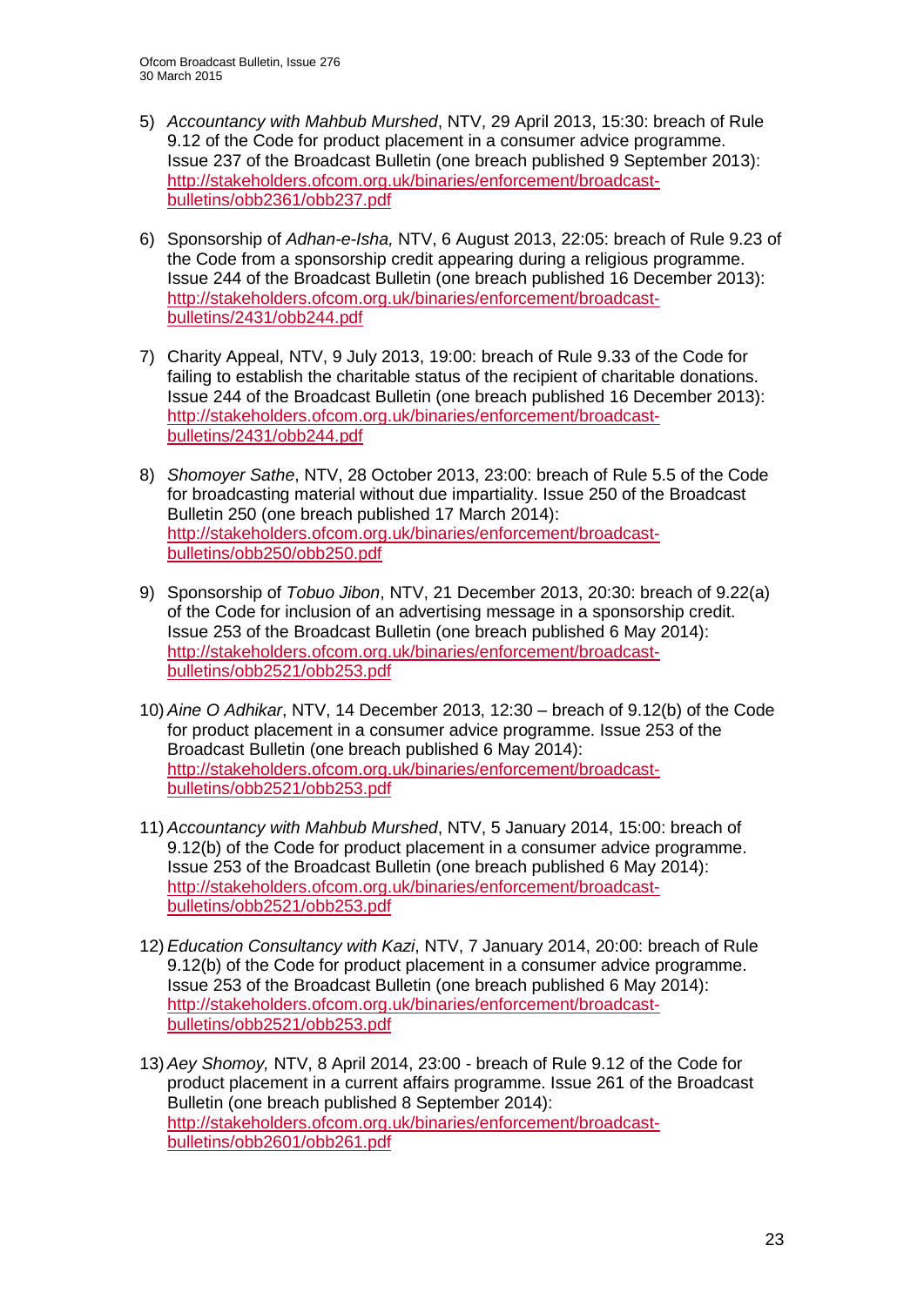5) *Accountancy with Mahbub Murshed*, NTV, 29 April 2013, 15:30: breach of Rule 9.12 of the Code for product placement in a consumer advice programme. Issue 237 of the Broadcast Bulletin (one breach published 9 September 2013): http://stakeholders.ofcom.org.uk/binaries/enforcement/broadcast-bulletins/obb2361/obb237.pdf

6) Sponsorship of *Adhan-e-Isha,* NTV, 6 August 2013, 22:05: breach of Rule 9.23 of the Code from a sponsorship credit appearing during a religious programme. Issue 244 of the Broadcast Bulletin (one breach published 16 December 2013): http://stakeholders.ofcom.org.uk/binaries/enforcement/broadcast-bulletins/2431/obb244.pdf

7) Charity Appeal, NTV, 9 July 2013, 19:00: breach of Rule 9.33 of the Code for failing to establish the charitable status of the recipient of charitable donations. Issue 244 of the Broadcast Bulletin (one breach published 16 December 2013): http://stakeholders.ofcom.org.uk/binaries/enforcement/broadcast-bulletins/2431/obb244.pdf

8) *Shomoyer Sathe*, NTV, 28 October 2013, 23:00: breach of Rule 5.5 of the Code for broadcasting material without due impartiality. Issue 250 of the Broadcast Bulletin 250 (one breach published 17 March 2014): http://stakeholders.ofcom.org.uk/binaries/enforcement/broadcast-bulletins/obb250/obb250.pdf

9) Sponsorship of *Tobuo Jibon*, NTV, 21 December 2013, 20:30: breach of 9.22(a) of the Code for inclusion of an advertising message in a sponsorship credit. Issue 253 of the Broadcast Bulletin (one breach published 6 May 2014): http://stakeholders.ofcom.org.uk/binaries/enforcement/broadcast-bulletins/obb2521/obb253.pdf

10) *Aine O Adhikar*, NTV, 14 December 2013, 12:30 – breach of 9.12(b) of the Code for product placement in a consumer advice programme. Issue 253 of the Broadcast Bulletin (one breach published 6 May 2014): http://stakeholders.ofcom.org.uk/binaries/enforcement/broadcast-bulletins/obb2521/obb253.pdf

11) *Accountancy with Mahbub Murshed*, NTV, 5 January 2014, 15:00: breach of 9.12(b) of the Code for product placement in a consumer advice programme. Issue 253 of the Broadcast Bulletin (one breach published 6 May 2014): http://stakeholders.ofcom.org.uk/binaries/enforcement/broadcast-bulletins/obb2521/obb253.pdf

12) *Education Consultancy with Kazi*, NTV, 7 January 2014, 20:00: breach of Rule 9.12(b) of the Code for product placement in a consumer advice programme. Issue 253 of the Broadcast Bulletin (one breach published 6 May 2014): http://stakeholders.ofcom.org.uk/binaries/enforcement/broadcast-bulletins/obb2521/obb253.pdf

13) *Aey Shomoy,* NTV, 8 April 2014, 23:00 - breach of Rule 9.12 of the Code for product placement in a current affairs programme. Issue 261 of the Broadcast Bulletin (one breach published 8 September 2014): http://stakeholders.ofcom.org.uk/binaries/enforcement/broadcast-bulletins/obb2601/obb261.pdf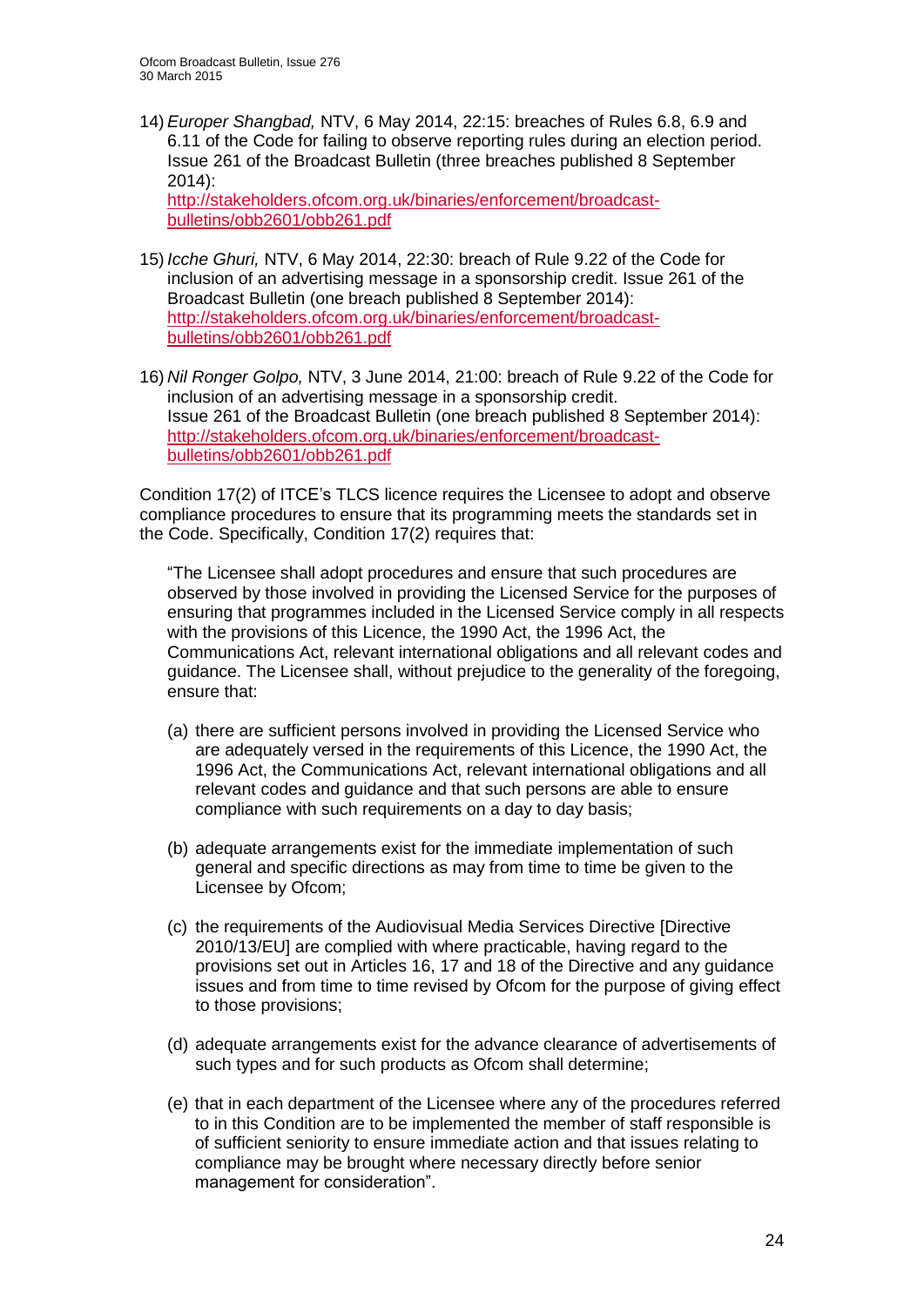14) *Europer Shangbad,* NTV, 6 May 2014, 22:15: breaches of Rules 6.8, 6.9 and 6.11 of the Code for failing to observe reporting rules during an election period. Issue 261 of the Broadcast Bulletin (three breaches published 8 September 2014):
[http://stakeholders.ofcom.org.uk/binaries/enforcement/broadcast-bulletins/obb2601/obb261.pdf](http://stakeholders.ofcom.org.uk/binaries/enforcement/broadcast-bulletins/obb2601/obb261.pdf)

15) *Icche Ghuri,* NTV, 6 May 2014, 22:30: breach of Rule 9.22 of the Code for inclusion of an advertising message in a sponsorship credit. Issue 261 of the Broadcast Bulletin (one breach published 8 September 2014):
[http://stakeholders.ofcom.org.uk/binaries/enforcement/broadcast-bulletins/obb2601/obb261.pdf](http://stakeholders.ofcom.org.uk/binaries/enforcement/broadcast-bulletins/obb2601/obb261.pdf)

16) *Nil Ronger Golpo,* NTV, 3 June 2014, 21:00: breach of Rule 9.22 of the Code for inclusion of an advertising message in a sponsorship credit.
Issue 261 of the Broadcast Bulletin (one breach published 8 September 2014):
[http://stakeholders.ofcom.org.uk/binaries/enforcement/broadcast-bulletins/obb2601/obb261.pdf](http://stakeholders.ofcom.org.uk/binaries/enforcement/broadcast-bulletins/obb2601/obb261.pdf)

Condition 17(2) of ITCE's TLCS licence requires the Licensee to adopt and observe compliance procedures to ensure that its programming meets the standards set in the Code. Specifically, Condition 17(2) requires that:

> "The Licensee shall adopt procedures and ensure that such procedures are observed by those involved in providing the Licensed Service for the purposes of ensuring that programmes included in the Licensed Service comply in all respects with the provisions of this Licence, the 1990 Act, the 1996 Act, the Communications Act, relevant international obligations and all relevant codes and guidance. The Licensee shall, without prejudice to the generality of the foregoing, ensure that:
>
> (a) there are sufficient persons involved in providing the Licensed Service who are adequately versed in the requirements of this Licence, the 1990 Act, the 1996 Act, the Communications Act, relevant international obligations and all relevant codes and guidance and that such persons are able to ensure compliance with such requirements on a day to day basis;
>
> (b) adequate arrangements exist for the immediate implementation of such general and specific directions as may from time to time be given to the Licensee by Ofcom;
>
> (c) the requirements of the Audiovisual Media Services Directive [Directive 2010/13/EU] are complied with where practicable, having regard to the provisions set out in Articles 16, 17 and 18 of the Directive and any guidance issues and from time to time revised by Ofcom for the purpose of giving effect to those provisions;
>
> (d) adequate arrangements exist for the advance clearance of advertisements of such types and for such products as Ofcom shall determine;
>
> (e) that in each department of the Licensee where any of the procedures referred to in this Condition are to be implemented the member of staff responsible is of sufficient seniority to ensure immediate action and that issues relating to compliance may be brought where necessary directly before senior management for consideration".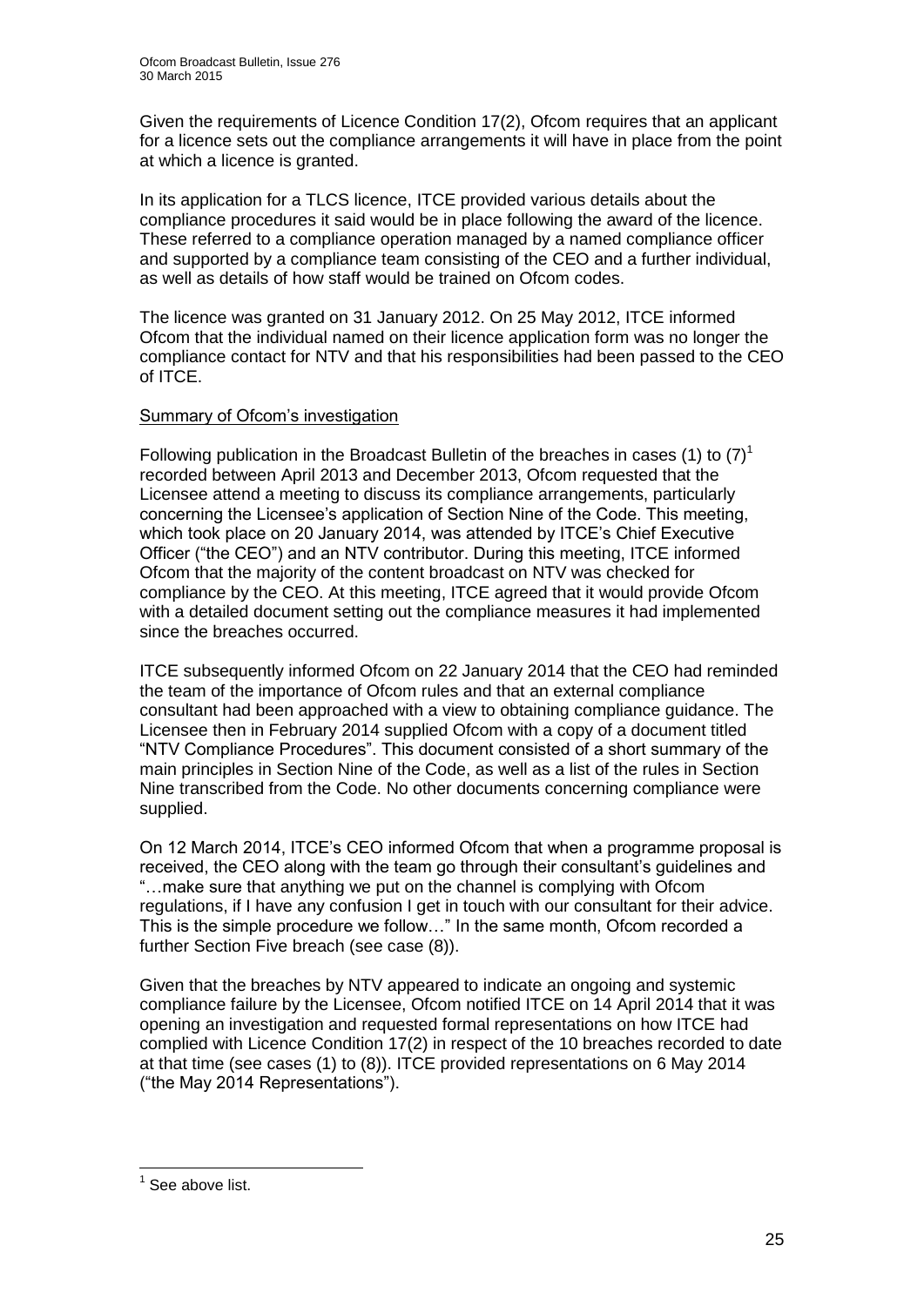Given the requirements of Licence Condition 17(2), Ofcom requires that an applicant for a licence sets out the compliance arrangements it will have in place from the point at which a licence is granted.

In its application for a TLCS licence, ITCE provided various details about the compliance procedures it said would be in place following the award of the licence. These referred to a compliance operation managed by a named compliance officer and supported by a compliance team consisting of the CEO and a further individual, as well as details of how staff would be trained on Ofcom codes.

The licence was granted on 31 January 2012. On 25 May 2012, ITCE informed Ofcom that the individual named on their licence application form was no longer the compliance contact for NTV and that his responsibilities had been passed to the CEO of ITCE.

Summary of Ofcom's investigation

Following publication in the Broadcast Bulletin of the breaches in cases (1) to (7)[1] recorded between April 2013 and December 2013, Ofcom requested that the Licensee attend a meeting to discuss its compliance arrangements, particularly concerning the Licensee's application of Section Nine of the Code. This meeting, which took place on 20 January 2014, was attended by ITCE's Chief Executive Officer ("the CEO") and an NTV contributor. During this meeting, ITCE informed Ofcom that the majority of the content broadcast on NTV was checked for compliance by the CEO. At this meeting, ITCE agreed that it would provide Ofcom with a detailed document setting out the compliance measures it had implemented since the breaches occurred.

ITCE subsequently informed Ofcom on 22 January 2014 that the CEO had reminded the team of the importance of Ofcom rules and that an external compliance consultant had been approached with a view to obtaining compliance guidance. The Licensee then in February 2014 supplied Ofcom with a copy of a document titled "NTV Compliance Procedures". This document consisted of a short summary of the main principles in Section Nine of the Code, as well as a list of the rules in Section Nine transcribed from the Code. No other documents concerning compliance were supplied.

On 12 March 2014, ITCE's CEO informed Ofcom that when a programme proposal is received, the CEO along with the team go through their consultant's guidelines and "…make sure that anything we put on the channel is complying with Ofcom regulations, if I have any confusion I get in touch with our consultant for their advice. This is the simple procedure we follow…" In the same month, Ofcom recorded a further Section Five breach (see case (8)).

Given that the breaches by NTV appeared to indicate an ongoing and systemic compliance failure by the Licensee, Ofcom notified ITCE on 14 April 2014 that it was opening an investigation and requested formal representations on how ITCE had complied with Licence Condition 17(2) in respect of the 10 breaches recorded to date at that time (see cases (1) to (8)). ITCE provided representations on 6 May 2014 ("the May 2014 Representations").

[1] See above list.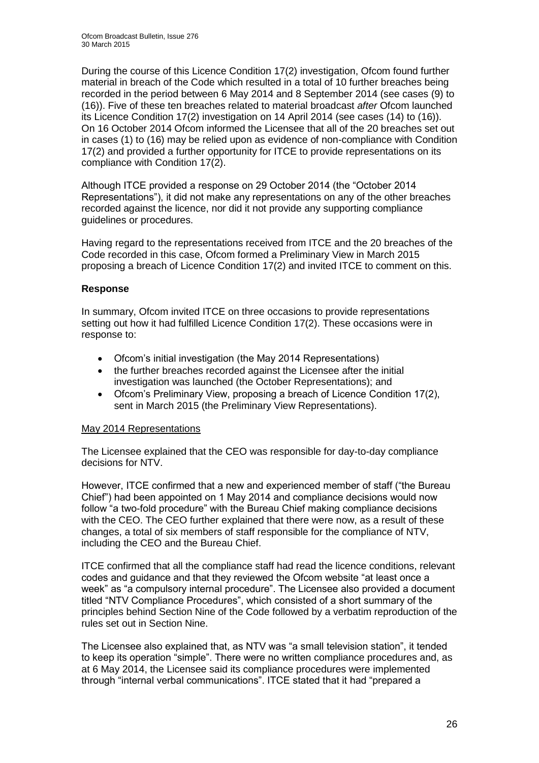During the course of this Licence Condition 17(2) investigation, Ofcom found further material in breach of the Code which resulted in a total of 10 further breaches being recorded in the period between 6 May 2014 and 8 September 2014 (see cases (9) to (16)). Five of these ten breaches related to material broadcast *after* Ofcom launched its Licence Condition 17(2) investigation on 14 April 2014 (see cases (14) to (16)). On 16 October 2014 Ofcom informed the Licensee that all of the 20 breaches set out in cases (1) to (16) may be relied upon as evidence of non-compliance with Condition 17(2) and provided a further opportunity for ITCE to provide representations on its compliance with Condition 17(2).

Although ITCE provided a response on 29 October 2014 (the "October 2014 Representations"), it did not make any representations on any of the other breaches recorded against the licence, nor did it not provide any supporting compliance guidelines or procedures.

Having regard to the representations received from ITCE and the 20 breaches of the Code recorded in this case, Ofcom formed a Preliminary View in March 2015 proposing a breach of Licence Condition 17(2) and invited ITCE to comment on this.

### Response

In summary, Ofcom invited ITCE on three occasions to provide representations setting out how it had fulfilled Licence Condition 17(2). These occasions were in response to:

- Ofcom's initial investigation (the May 2014 Representations)
- the further breaches recorded against the Licensee after the initial investigation was launched (the October Representations); and
- Ofcom's Preliminary View, proposing a breach of Licence Condition 17(2), sent in March 2015 (the Preliminary View Representations).

#### May 2014 Representations

The Licensee explained that the CEO was responsible for day-to-day compliance decisions for NTV.

However, ITCE confirmed that a new and experienced member of staff ("the Bureau Chief") had been appointed on 1 May 2014 and compliance decisions would now follow "a two-fold procedure" with the Bureau Chief making compliance decisions with the CEO. The CEO further explained that there were now, as a result of these changes, a total of six members of staff responsible for the compliance of NTV, including the CEO and the Bureau Chief.

ITCE confirmed that all the compliance staff had read the licence conditions, relevant codes and guidance and that they reviewed the Ofcom website "at least once a week" as "a compulsory internal procedure". The Licensee also provided a document titled "NTV Compliance Procedures", which consisted of a short summary of the principles behind Section Nine of the Code followed by a verbatim reproduction of the rules set out in Section Nine.

The Licensee also explained that, as NTV was "a small television station", it tended to keep its operation "simple". There were no written compliance procedures and, as at 6 May 2014, the Licensee said its compliance procedures were implemented through "internal verbal communications". ITCE stated that it had "prepared a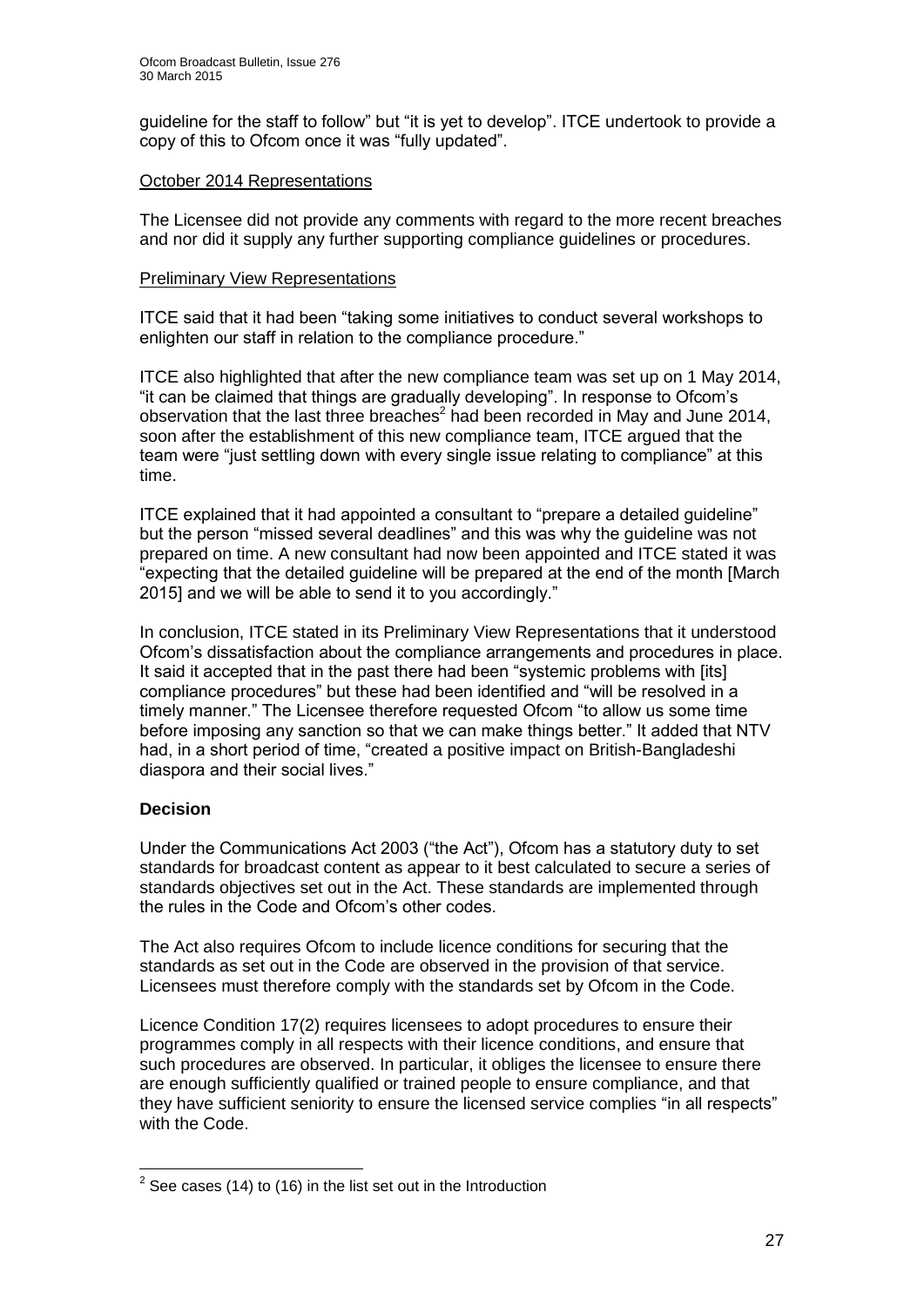guideline for the staff to follow" but "it is yet to develop". ITCE undertook to provide a copy of this to Ofcom once it was "fully updated".

October 2014 Representations

The Licensee did not provide any comments with regard to the more recent breaches and nor did it supply any further supporting compliance guidelines or procedures.

Preliminary View Representations

ITCE said that it had been "taking some initiatives to conduct several workshops to enlighten our staff in relation to the compliance procedure."

ITCE also highlighted that after the new compliance team was set up on 1 May 2014, "it can be claimed that things are gradually developing". In response to Ofcom's observation that the last three breaches[2] had been recorded in May and June 2014, soon after the establishment of this new compliance team, ITCE argued that the team were "just settling down with every single issue relating to compliance" at this time.

ITCE explained that it had appointed a consultant to "prepare a detailed guideline" but the person "missed several deadlines" and this was why the guideline was not prepared on time. A new consultant had now been appointed and ITCE stated it was "expecting that the detailed guideline will be prepared at the end of the month [March 2015] and we will be able to send it to you accordingly."

In conclusion, ITCE stated in its Preliminary View Representations that it understood Ofcom's dissatisfaction about the compliance arrangements and procedures in place. It said it accepted that in the past there had been "systemic problems with [its] compliance procedures" but these had been identified and "will be resolved in a timely manner." The Licensee therefore requested Ofcom "to allow us some time before imposing any sanction so that we can make things better." It added that NTV had, in a short period of time, "created a positive impact on British-Bangladeshi diaspora and their social lives."

**Decision**

Under the Communications Act 2003 ("the Act"), Ofcom has a statutory duty to set standards for broadcast content as appear to it best calculated to secure a series of standards objectives set out in the Act. These standards are implemented through the rules in the Code and Ofcom's other codes.

The Act also requires Ofcom to include licence conditions for securing that the standards as set out in the Code are observed in the provision of that service. Licensees must therefore comply with the standards set by Ofcom in the Code.

Licence Condition 17(2) requires licensees to adopt procedures to ensure their programmes comply in all respects with their licence conditions, and ensure that such procedures are observed. In particular, it obliges the licensee to ensure there are enough sufficiently qualified or trained people to ensure compliance, and that they have sufficient seniority to ensure the licensed service complies "in all respects" with the Code.

[2] See cases (14) to (16) in the list set out in the Introduction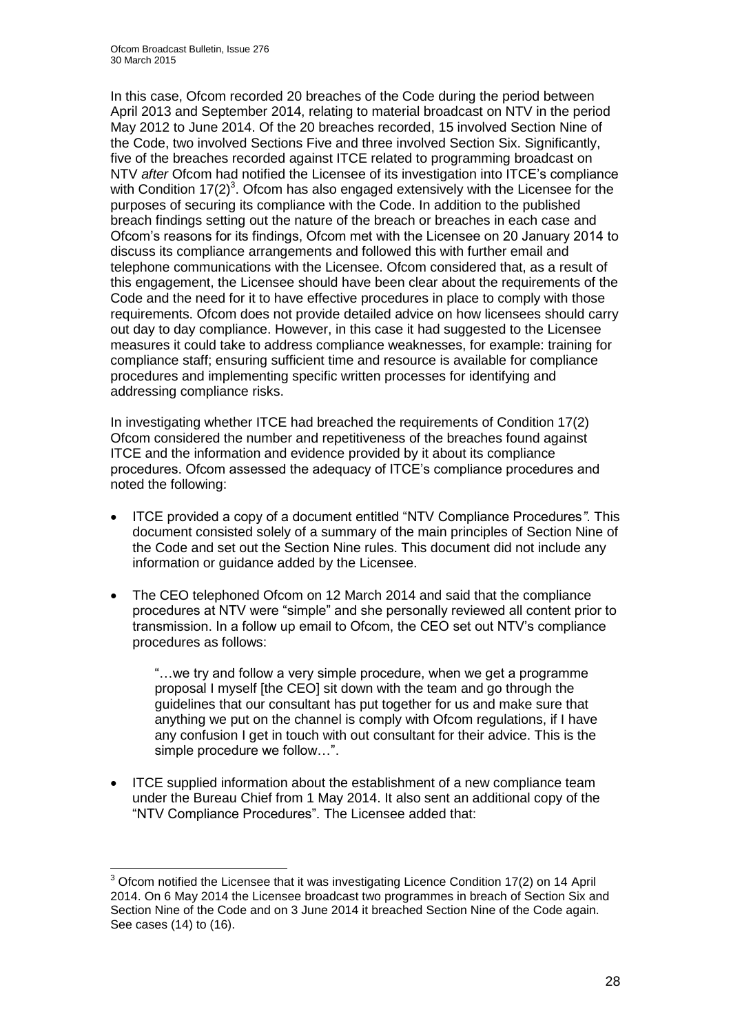In this case, Ofcom recorded 20 breaches of the Code during the period between April 2013 and September 2014, relating to material broadcast on NTV in the period May 2012 to June 2014. Of the 20 breaches recorded, 15 involved Section Nine of the Code, two involved Sections Five and three involved Section Six. Significantly, five of the breaches recorded against ITCE related to programming broadcast on NTV *after* Ofcom had notified the Licensee of its investigation into ITCE's compliance with Condition 17(2)[3]. Ofcom has also engaged extensively with the Licensee for the purposes of securing its compliance with the Code. In addition to the published breach findings setting out the nature of the breach or breaches in each case and Ofcom's reasons for its findings, Ofcom met with the Licensee on 20 January 2014 to discuss its compliance arrangements and followed this with further email and telephone communications with the Licensee. Ofcom considered that, as a result of this engagement, the Licensee should have been clear about the requirements of the Code and the need for it to have effective procedures in place to comply with those requirements. Ofcom does not provide detailed advice on how licensees should carry out day to day compliance. However, in this case it had suggested to the Licensee measures it could take to address compliance weaknesses, for example: training for compliance staff; ensuring sufficient time and resource is available for compliance procedures and implementing specific written processes for identifying and addressing compliance risks.

In investigating whether ITCE had breached the requirements of Condition 17(2) Ofcom considered the number and repetitiveness of the breaches found against ITCE and the information and evidence provided by it about its compliance procedures. Ofcom assessed the adequacy of ITCE's compliance procedures and noted the following:

- ITCE provided a copy of a document entitled "NTV Compliance Procedures*".* This document consisted solely of a summary of the main principles of Section Nine of the Code and set out the Section Nine rules. This document did not include any information or guidance added by the Licensee.
- The CEO telephoned Ofcom on 12 March 2014 and said that the compliance procedures at NTV were "simple" and she personally reviewed all content prior to transmission. In a follow up email to Ofcom, the CEO set out NTV's compliance procedures as follows:

  "…we try and follow a very simple procedure, when we get a programme proposal I myself [the CEO] sit down with the team and go through the guidelines that our consultant has put together for us and make sure that anything we put on the channel is comply with Ofcom regulations, if I have any confusion I get in touch with out consultant for their advice. This is the simple procedure we follow…".

- ITCE supplied information about the establishment of a new compliance team under the Bureau Chief from 1 May 2014. It also sent an additional copy of the "NTV Compliance Procedures". The Licensee added that:

---

[3] Ofcom notified the Licensee that it was investigating Licence Condition 17(2) on 14 April 2014. On 6 May 2014 the Licensee broadcast two programmes in breach of Section Six and Section Nine of the Code and on 3 June 2014 it breached Section Nine of the Code again. See cases (14) to (16).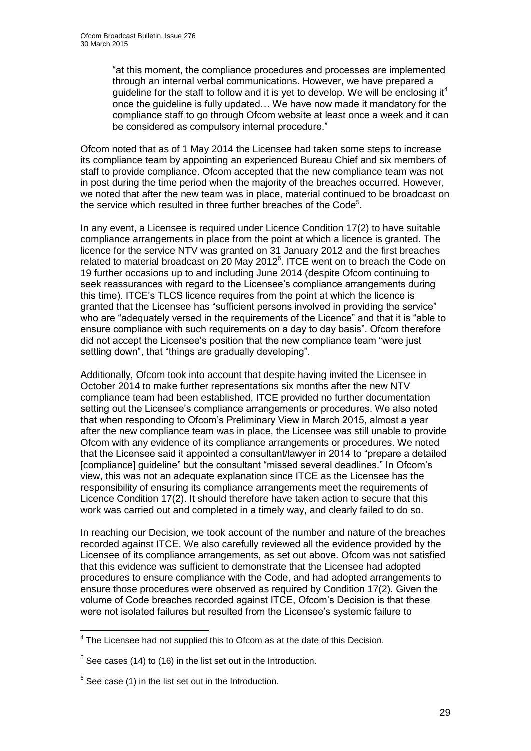> "at this moment, the compliance procedures and processes are implemented through an internal verbal communications. However, we have prepared a guideline for the staff to follow and it is yet to develop. We will be enclosing it[4] once the guideline is fully updated… We have now made it mandatory for the compliance staff to go through Ofcom website at least once a week and it can be considered as compulsory internal procedure."

Ofcom noted that as of 1 May 2014 the Licensee had taken some steps to increase its compliance team by appointing an experienced Bureau Chief and six members of staff to provide compliance. Ofcom accepted that the new compliance team was not in post during the time period when the majority of the breaches occurred. However, we noted that after the new team was in place, material continued to be broadcast on the service which resulted in three further breaches of the Code[5].

In any event, a Licensee is required under Licence Condition 17(2) to have suitable compliance arrangements in place from the point at which a licence is granted. The licence for the service NTV was granted on 31 January 2012 and the first breaches related to material broadcast on 20 May 2012[6]. ITCE went on to breach the Code on 19 further occasions up to and including June 2014 (despite Ofcom continuing to seek reassurances with regard to the Licensee's compliance arrangements during this time). ITCE's TLCS licence requires from the point at which the licence is granted that the Licensee has "sufficient persons involved in providing the service" who are "adequately versed in the requirements of the Licence" and that it is "able to ensure compliance with such requirements on a day to day basis". Ofcom therefore did not accept the Licensee's position that the new compliance team "were just settling down", that "things are gradually developing".

Additionally, Ofcom took into account that despite having invited the Licensee in October 2014 to make further representations six months after the new NTV compliance team had been established, ITCE provided no further documentation setting out the Licensee's compliance arrangements or procedures. We also noted that when responding to Ofcom's Preliminary View in March 2015, almost a year after the new compliance team was in place, the Licensee was still unable to provide Ofcom with any evidence of its compliance arrangements or procedures. We noted that the Licensee said it appointed a consultant/lawyer in 2014 to "prepare a detailed [compliance] guideline" but the consultant "missed several deadlines." In Ofcom's view, this was not an adequate explanation since ITCE as the Licensee has the responsibility of ensuring its compliance arrangements meet the requirements of Licence Condition 17(2). It should therefore have taken action to secure that this work was carried out and completed in a timely way, and clearly failed to do so.

In reaching our Decision, we took account of the number and nature of the breaches recorded against ITCE. We also carefully reviewed all the evidence provided by the Licensee of its compliance arrangements, as set out above. Ofcom was not satisfied that this evidence was sufficient to demonstrate that the Licensee had adopted procedures to ensure compliance with the Code, and had adopted arrangements to ensure those procedures were observed as required by Condition 17(2). Given the volume of Code breaches recorded against ITCE, Ofcom's Decision is that these were not isolated failures but resulted from the Licensee's systemic failure to

[4] The Licensee had not supplied this to Ofcom as at the date of this Decision.

[5] See cases (14) to (16) in the list set out in the Introduction.

[6] See case (1) in the list set out in the Introduction.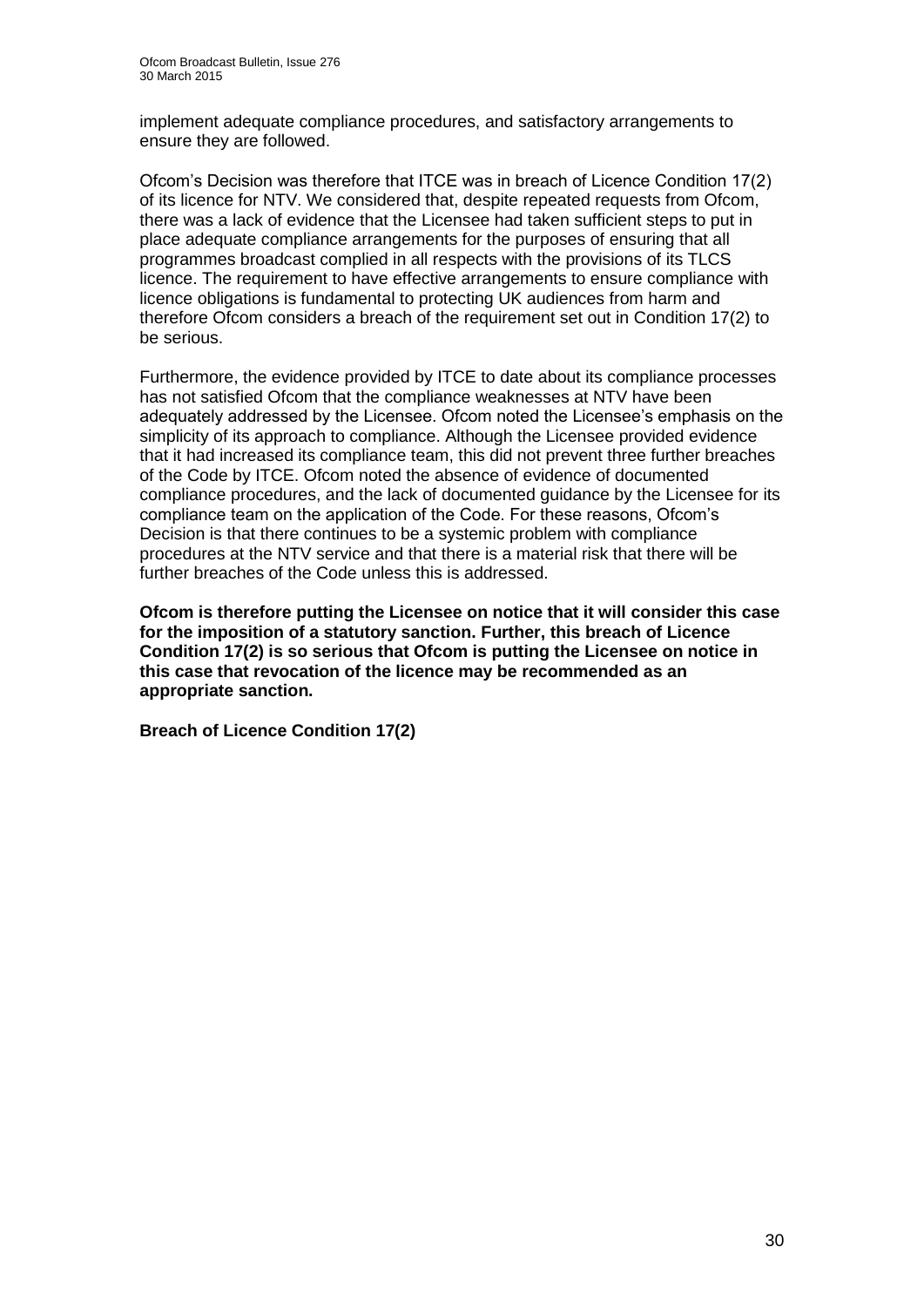implement adequate compliance procedures, and satisfactory arrangements to ensure they are followed.

Ofcom's Decision was therefore that ITCE was in breach of Licence Condition 17(2) of its licence for NTV. We considered that, despite repeated requests from Ofcom, there was a lack of evidence that the Licensee had taken sufficient steps to put in place adequate compliance arrangements for the purposes of ensuring that all programmes broadcast complied in all respects with the provisions of its TLCS licence. The requirement to have effective arrangements to ensure compliance with licence obligations is fundamental to protecting UK audiences from harm and therefore Ofcom considers a breach of the requirement set out in Condition 17(2) to be serious.

Furthermore, the evidence provided by ITCE to date about its compliance processes has not satisfied Ofcom that the compliance weaknesses at NTV have been adequately addressed by the Licensee. Ofcom noted the Licensee's emphasis on the simplicity of its approach to compliance. Although the Licensee provided evidence that it had increased its compliance team, this did not prevent three further breaches of the Code by ITCE. Ofcom noted the absence of evidence of documented compliance procedures, and the lack of documented guidance by the Licensee for its compliance team on the application of the Code. For these reasons, Ofcom's Decision is that there continues to be a systemic problem with compliance procedures at the NTV service and that there is a material risk that there will be further breaches of the Code unless this is addressed.

**Ofcom is therefore putting the Licensee on notice that it will consider this case for the imposition of a statutory sanction. Further, this breach of Licence Condition 17(2) is so serious that Ofcom is putting the Licensee on notice in this case that revocation of the licence may be recommended as an appropriate sanction.**

**Breach of Licence Condition 17(2)**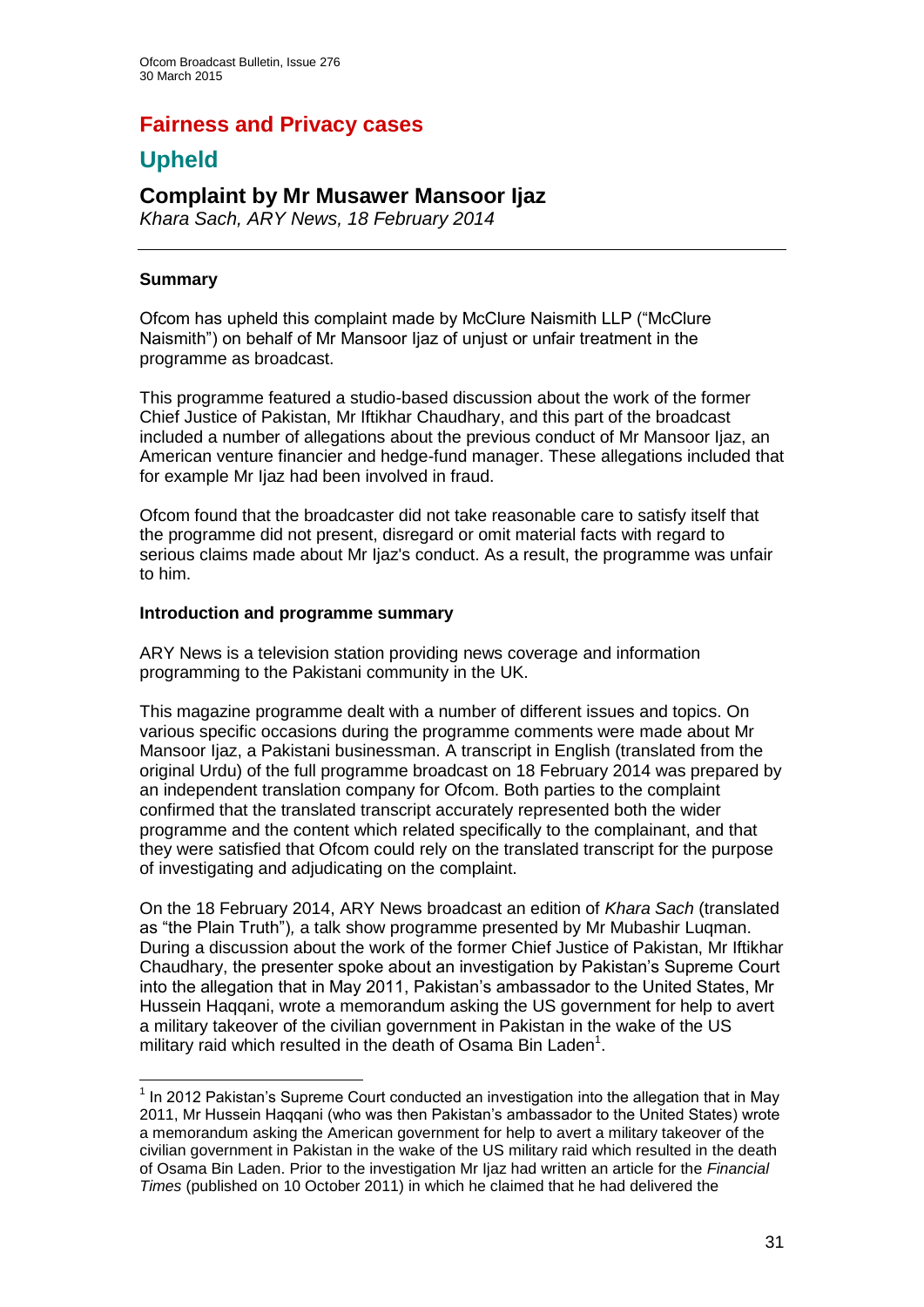# Fairness and Privacy cases

## Upheld

### Complaint by Mr Musawer Mansoor Ijaz

*Khara Sach, ARY News, 18 February 2014*

---

**Summary**

Ofcom has upheld this complaint made by McClure Naismith LLP ("McClure Naismith") on behalf of Mr Mansoor Ijaz of unjust or unfair treatment in the programme as broadcast.

This programme featured a studio-based discussion about the work of the former Chief Justice of Pakistan, Mr Iftikhar Chaudhary, and this part of the broadcast included a number of allegations about the previous conduct of Mr Mansoor Ijaz, an American venture financier and hedge-fund manager. These allegations included that for example Mr Ijaz had been involved in fraud.

Ofcom found that the broadcaster did not take reasonable care to satisfy itself that the programme did not present, disregard or omit material facts with regard to serious claims made about Mr Ijaz's conduct. As a result, the programme was unfair to him.

**Introduction and programme summary**

ARY News is a television station providing news coverage and information programming to the Pakistani community in the UK.

This magazine programme dealt with a number of different issues and topics. On various specific occasions during the programme comments were made about Mr Mansoor Ijaz, a Pakistani businessman. A transcript in English (translated from the original Urdu) of the full programme broadcast on 18 February 2014 was prepared by an independent translation company for Ofcom. Both parties to the complaint confirmed that the translated transcript accurately represented both the wider programme and the content which related specifically to the complainant, and that they were satisfied that Ofcom could rely on the translated transcript for the purpose of investigating and adjudicating on the complaint.

On the 18 February 2014, ARY News broadcast an edition of *Khara Sach* (translated as "the Plain Truth"), a talk show programme presented by Mr Mubashir Luqman. During a discussion about the work of the former Chief Justice of Pakistan, Mr Iftikhar Chaudhary, the presenter spoke about an investigation by Pakistan's Supreme Court into the allegation that in May 2011, Pakistan's ambassador to the United States, Mr Hussein Haqqani, wrote a memorandum asking the US government for help to avert a military takeover of the civilian government in Pakistan in the wake of the US military raid which resulted in the death of Osama Bin Laden[1].

---

[1] In 2012 Pakistan's Supreme Court conducted an investigation into the allegation that in May 2011, Mr Hussein Haqqani (who was then Pakistan's ambassador to the United States) wrote a memorandum asking the American government for help to avert a military takeover of the civilian government in Pakistan in the wake of the US military raid which resulted in the death of Osama Bin Laden. Prior to the investigation Mr Ijaz had written an article for the *Financial Times* (published on 10 October 2011) in which he claimed that he had delivered the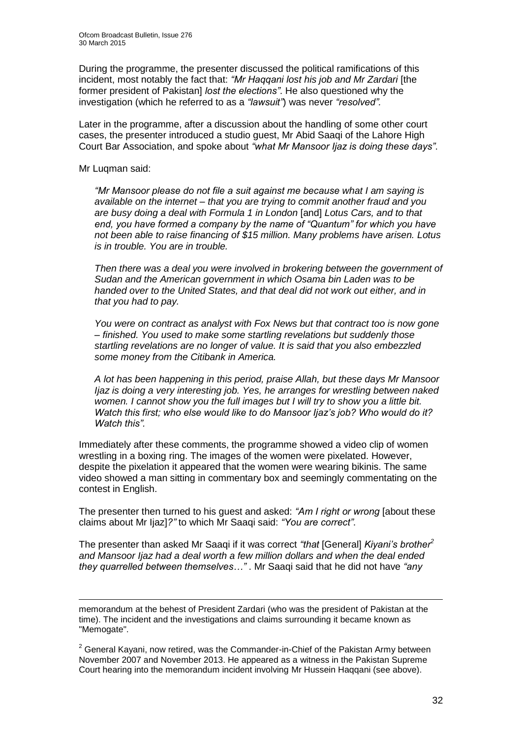During the programme, the presenter discussed the political ramifications of this incident, most notably the fact that: *"Mr Haqqani lost his job and Mr Zardari* [the former president of Pakistan] *lost the elections"*. He also questioned why the investigation (which he referred to as a *"lawsuit"*) was never *"resolved"*.

Later in the programme, after a discussion about the handling of some other court cases, the presenter introduced a studio guest, Mr Abid Saaqi of the Lahore High Court Bar Association, and spoke about *"what Mr Mansoor Ijaz is doing these days"*.

Mr Luqman said:

> *"Mr Mansoor please do not file a suit against me because what I am saying is available on the internet – that you are trying to commit another fraud and you are busy doing a deal with Formula 1 in London* [and] *Lotus Cars, and to that end, you have formed a company by the name of "Quantum" for which you have not been able to raise financing of $15 million. Many problems have arisen. Lotus is in trouble. You are in trouble.*
>
> *Then there was a deal you were involved in brokering between the government of Sudan and the American government in which Osama bin Laden was to be handed over to the United States, and that deal did not work out either, and in that you had to pay.*
>
> *You were on contract as analyst with Fox News but that contract too is now gone – finished. You used to make some startling revelations but suddenly those startling revelations are no longer of value. It is said that you also embezzled some money from the Citibank in America.*
>
> *A lot has been happening in this period, praise Allah, but these days Mr Mansoor Ijaz is doing a very interesting job. Yes, he arranges for wrestling between naked women. I cannot show you the full images but I will try to show you a little bit. Watch this first; who else would like to do Mansoor Ijaz's job? Who would do it? Watch this".*

Immediately after these comments, the programme showed a video clip of women wrestling in a boxing ring. The images of the women were pixelated. However, despite the pixelation it appeared that the women were wearing bikinis. The same video showed a man sitting in commentary box and seemingly commentating on the contest in English.

The presenter then turned to his guest and asked: *"Am I right or wrong* [about these claims about Mr Ijaz]*?"* to which Mr Saaqi said: *"You are correct"*.

The presenter than asked Mr Saaqi if it was correct *"that* [General] *Kiyani's brother*[2] *and Mansoor Ijaz had a deal worth a few million dollars and when the deal ended they quarrelled between themselves…"* . Mr Saaqi said that he did not have *"any*

---

memorandum at the behest of President Zardari (who was the president of Pakistan at the time). The incident and the investigations and claims surrounding it became known as "Memogate".

[2] General Kayani, now retired, was the Commander-in-Chief of the Pakistan Army between November 2007 and November 2013. He appeared as a witness in the Pakistan Supreme Court hearing into the memorandum incident involving Mr Hussein Haqqani (see above).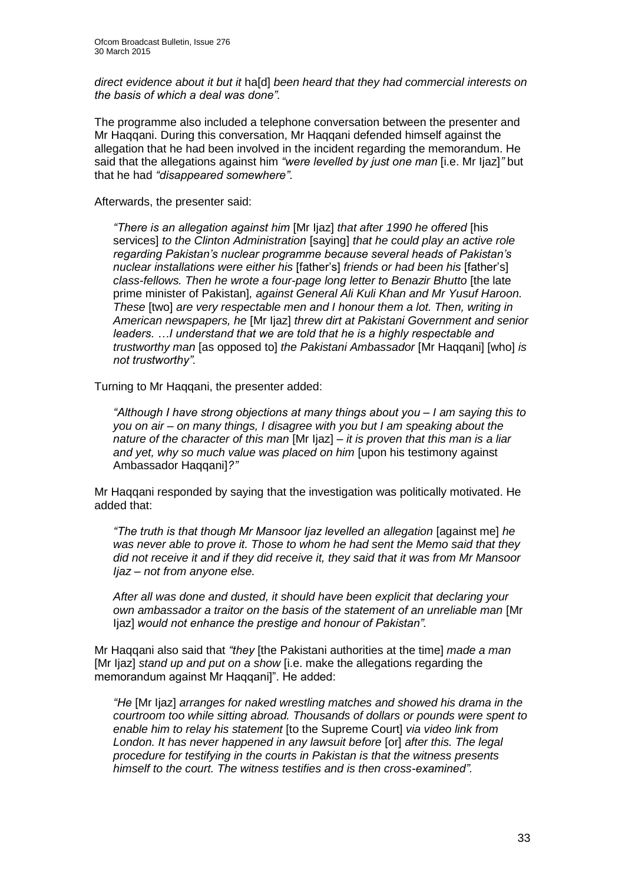*direct evidence about it but it* ha[d] *been heard that they had commercial interests on the basis of which a deal was done".*

The programme also included a telephone conversation between the presenter and Mr Haqqani. During this conversation, Mr Haqqani defended himself against the allegation that he had been involved in the incident regarding the memorandum. He said that the allegations against him *"were levelled by just one man* [i.e. Mr Ijaz]*"* but that he had *"disappeared somewhere"*.

Afterwards, the presenter said:

> *"There is an allegation against him* [Mr Ijaz] *that after 1990 he offered* [his services] *to the Clinton Administration* [saying] *that he could play an active role regarding Pakistan's nuclear programme because several heads of Pakistan's nuclear installations were either his* [father's] *friends or had been his* [father's] *class-fellows. Then he wrote a four-page long letter to Benazir Bhutto* [the late prime minister of Pakistan]*, against General Ali Kuli Khan and Mr Yusuf Haroon. These* [two] *are very respectable men and I honour them a lot. Then, writing in American newspapers, he* [Mr Ijaz] *threw dirt at Pakistani Government and senior leaders. …I understand that we are told that he is a highly respectable and trustworthy man* [as opposed to] *the Pakistani Ambassador* [Mr Haqqani] [who] *is not trustworthy".*

Turning to Mr Haqqani, the presenter added:

> *"Although I have strong objections at many things about you – I am saying this to you on air – on many things, I disagree with you but I am speaking about the nature of the character of this man* [Mr Ijaz] *– it is proven that this man is a liar and yet, why so much value was placed on him* [upon his testimony against Ambassador Haqqani]*?"*

Mr Haqqani responded by saying that the investigation was politically motivated. He added that:

> *"The truth is that though Mr Mansoor Ijaz levelled an allegation* [against me] *he was never able to prove it. Those to whom he had sent the Memo said that they did not receive it and if they did receive it, they said that it was from Mr Mansoor Ijaz – not from anyone else.*
>
> *After all was done and dusted, it should have been explicit that declaring your own ambassador a traitor on the basis of the statement of an unreliable man* [Mr Ijaz] *would not enhance the prestige and honour of Pakistan".*

Mr Haqqani also said that *"they* [the Pakistani authorities at the time] *made a man* [Mr Ijaz] *stand up and put on a show* [i.e. make the allegations regarding the memorandum against Mr Haqqani]". He added:

> *"He* [Mr Ijaz] *arranges for naked wrestling matches and showed his drama in the courtroom too while sitting abroad. Thousands of dollars or pounds were spent to enable him to relay his statement* [to the Supreme Court] *via video link from London. It has never happened in any lawsuit before* [or] *after this. The legal procedure for testifying in the courts in Pakistan is that the witness presents himself to the court. The witness testifies and is then cross-examined".*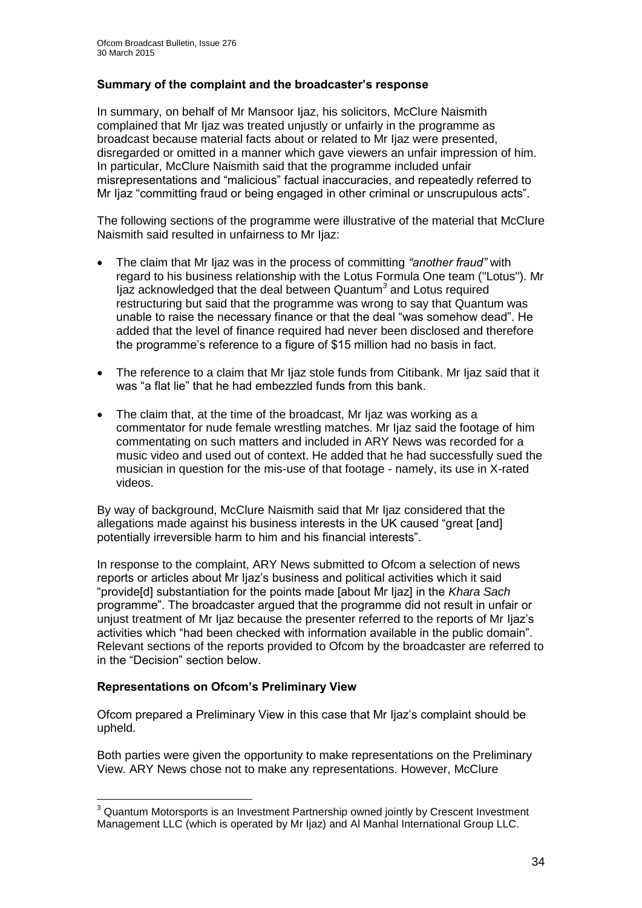### Summary of the complaint and the broadcaster's response

In summary, on behalf of Mr Mansoor Ijaz, his solicitors, McClure Naismith complained that Mr Ijaz was treated unjustly or unfairly in the programme as broadcast because material facts about or related to Mr Ijaz were presented, disregarded or omitted in a manner which gave viewers an unfair impression of him. In particular, McClure Naismith said that the programme included unfair misrepresentations and "malicious" factual inaccuracies, and repeatedly referred to Mr Ijaz "committing fraud or being engaged in other criminal or unscrupulous acts".

The following sections of the programme were illustrative of the material that McClure Naismith said resulted in unfairness to Mr Ijaz:

- The claim that Mr Ijaz was in the process of committing *"another fraud"* with regard to his business relationship with the Lotus Formula One team ("Lotus"). Mr Ijaz acknowledged that the deal between Quantum[3] and Lotus required restructuring but said that the programme was wrong to say that Quantum was unable to raise the necessary finance or that the deal "was somehow dead". He added that the level of finance required had never been disclosed and therefore the programme's reference to a figure of $15 million had no basis in fact.
- The reference to a claim that Mr Ijaz stole funds from Citibank. Mr Ijaz said that it was "a flat lie" that he had embezzled funds from this bank.
- The claim that, at the time of the broadcast, Mr Ijaz was working as a commentator for nude female wrestling matches. Mr Ijaz said the footage of him commentating on such matters and included in ARY News was recorded for a music video and used out of context. He added that he had successfully sued the musician in question for the mis-use of that footage - namely, its use in X-rated videos.

By way of background, McClure Naismith said that Mr Ijaz considered that the allegations made against his business interests in the UK caused "great [and] potentially irreversible harm to him and his financial interests".

In response to the complaint, ARY News submitted to Ofcom a selection of news reports or articles about Mr Ijaz's business and political activities which it said "provide[d] substantiation for the points made [about Mr Ijaz] in the *Khara Sach* programme". The broadcaster argued that the programme did not result in unfair or unjust treatment of Mr Ijaz because the presenter referred to the reports of Mr Ijaz's activities which "had been checked with information available in the public domain". Relevant sections of the reports provided to Ofcom by the broadcaster are referred to in the "Decision" section below.

### Representations on Ofcom's Preliminary View

Ofcom prepared a Preliminary View in this case that Mr Ijaz's complaint should be upheld.

Both parties were given the opportunity to make representations on the Preliminary View. ARY News chose not to make any representations. However, McClure

[3] Quantum Motorsports is an Investment Partnership owned jointly by Crescent Investment Management LLC (which is operated by Mr Ijaz) and Al Manhal International Group LLC.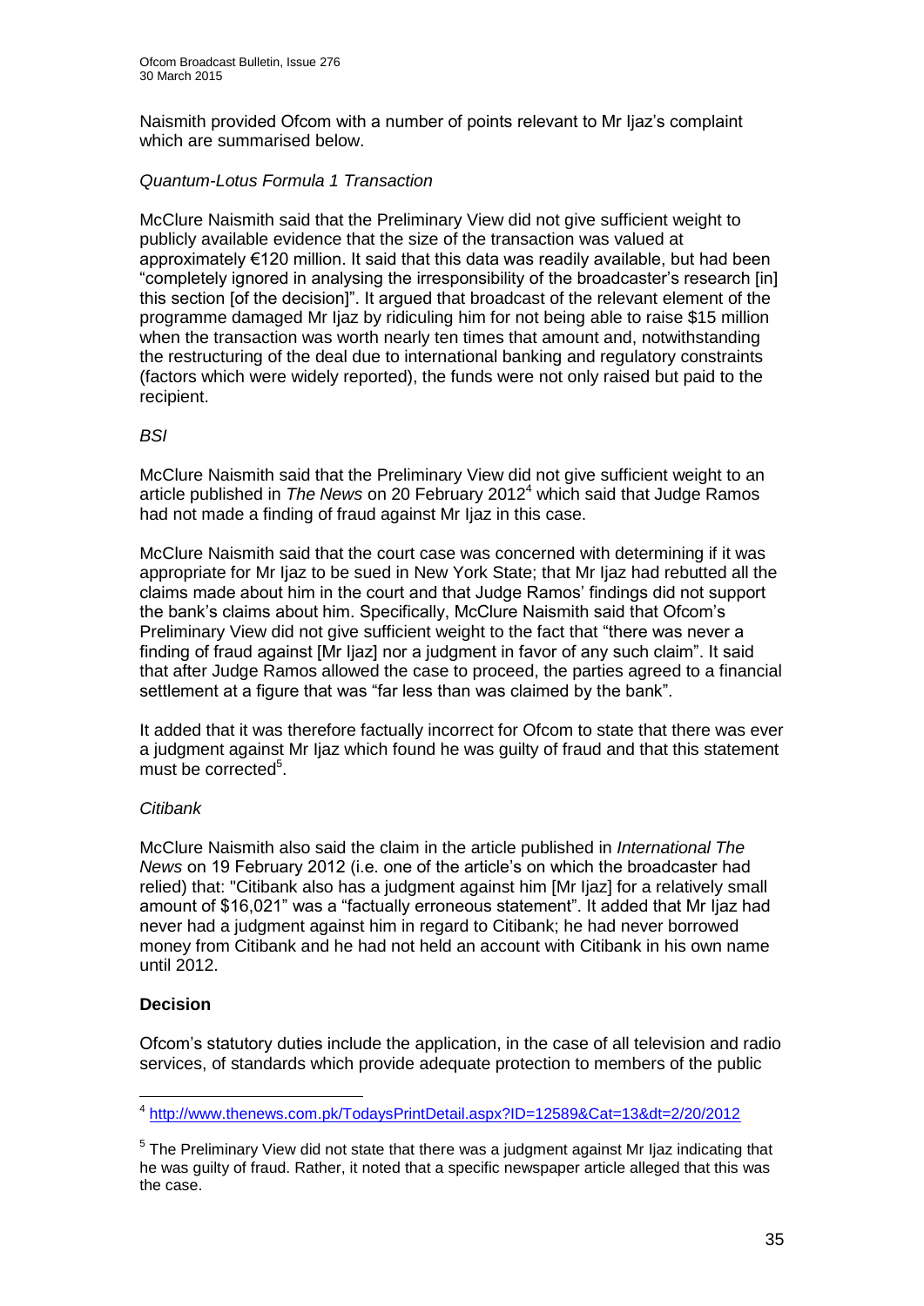Naismith provided Ofcom with a number of points relevant to Mr Ijaz's complaint which are summarised below.

*Quantum-Lotus Formula 1 Transaction*

McClure Naismith said that the Preliminary View did not give sufficient weight to publicly available evidence that the size of the transaction was valued at approximately €120 million. It said that this data was readily available, but had been "completely ignored in analysing the irresponsibility of the broadcaster's research [in] this section [of the decision]". It argued that broadcast of the relevant element of the programme damaged Mr Ijaz by ridiculing him for not being able to raise $15 million when the transaction was worth nearly ten times that amount and, notwithstanding the restructuring of the deal due to international banking and regulatory constraints (factors which were widely reported), the funds were not only raised but paid to the recipient.

*BSI*

McClure Naismith said that the Preliminary View did not give sufficient weight to an article published in *The News* on 20 February 2012[4] which said that Judge Ramos had not made a finding of fraud against Mr Ijaz in this case.

McClure Naismith said that the court case was concerned with determining if it was appropriate for Mr Ijaz to be sued in New York State; that Mr Ijaz had rebutted all the claims made about him in the court and that Judge Ramos' findings did not support the bank's claims about him. Specifically, McClure Naismith said that Ofcom's Preliminary View did not give sufficient weight to the fact that "there was never a finding of fraud against [Mr Ijaz] nor a judgment in favor of any such claim". It said that after Judge Ramos allowed the case to proceed, the parties agreed to a financial settlement at a figure that was "far less than was claimed by the bank".

It added that it was therefore factually incorrect for Ofcom to state that there was ever a judgment against Mr Ijaz which found he was guilty of fraud and that this statement must be corrected[5].

*Citibank*

McClure Naismith also said the claim in the article published in *International The News* on 19 February 2012 (i.e. one of the article's on which the broadcaster had relied) that: "Citibank also has a judgment against him [Mr Ijaz] for a relatively small amount of $16,021" was a "factually erroneous statement". It added that Mr Ijaz had never had a judgment against him in regard to Citibank; he had never borrowed money from Citibank and he had not held an account with Citibank in his own name until 2012.

**Decision**

Ofcom's statutory duties include the application, in the case of all television and radio services, of standards which provide adequate protection to members of the public

---

[4] http://www.thenews.com.pk/TodaysPrintDetail.aspx?ID=12589&Cat=13&dt=2/20/2012

[5] The Preliminary View did not state that there was a judgment against Mr Ijaz indicating that he was guilty of fraud. Rather, it noted that a specific newspaper article alleged that this was the case.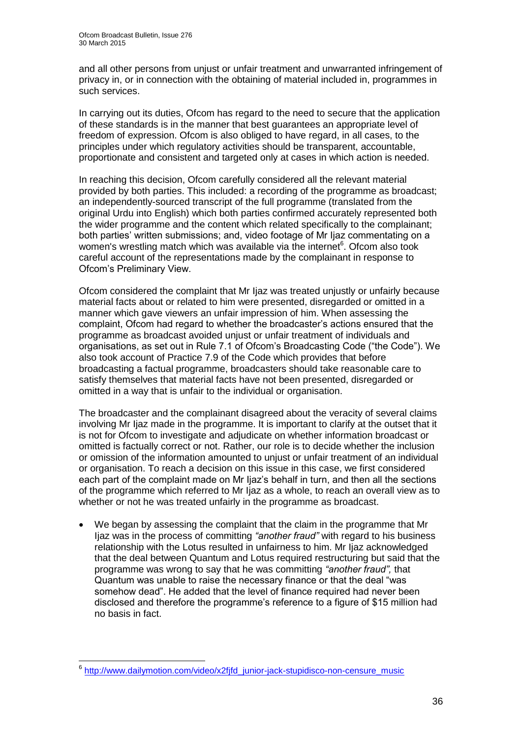and all other persons from unjust or unfair treatment and unwarranted infringement of privacy in, or in connection with the obtaining of material included in, programmes in such services.

In carrying out its duties, Ofcom has regard to the need to secure that the application of these standards is in the manner that best guarantees an appropriate level of freedom of expression. Ofcom is also obliged to have regard, in all cases, to the principles under which regulatory activities should be transparent, accountable, proportionate and consistent and targeted only at cases in which action is needed.

In reaching this decision, Ofcom carefully considered all the relevant material provided by both parties. This included: a recording of the programme as broadcast; an independently-sourced transcript of the full programme (translated from the original Urdu into English) which both parties confirmed accurately represented both the wider programme and the content which related specifically to the complainant; both parties' written submissions; and, video footage of Mr Ijaz commentating on a women's wrestling match which was available via the internet[6]. Ofcom also took careful account of the representations made by the complainant in response to Ofcom's Preliminary View.

Ofcom considered the complaint that Mr Ijaz was treated unjustly or unfairly because material facts about or related to him were presented, disregarded or omitted in a manner which gave viewers an unfair impression of him. When assessing the complaint, Ofcom had regard to whether the broadcaster's actions ensured that the programme as broadcast avoided unjust or unfair treatment of individuals and organisations, as set out in Rule 7.1 of Ofcom's Broadcasting Code ("the Code"). We also took account of Practice 7.9 of the Code which provides that before broadcasting a factual programme, broadcasters should take reasonable care to satisfy themselves that material facts have not been presented, disregarded or omitted in a way that is unfair to the individual or organisation.

The broadcaster and the complainant disagreed about the veracity of several claims involving Mr Ijaz made in the programme. It is important to clarify at the outset that it is not for Ofcom to investigate and adjudicate on whether information broadcast or omitted is factually correct or not. Rather, our role is to decide whether the inclusion or omission of the information amounted to unjust or unfair treatment of an individual or organisation. To reach a decision on this issue in this case, we first considered each part of the complaint made on Mr Ijaz's behalf in turn, and then all the sections of the programme which referred to Mr Ijaz as a whole, to reach an overall view as to whether or not he was treated unfairly in the programme as broadcast.

- We began by assessing the complaint that the claim in the programme that Mr Ijaz was in the process of committing *"another fraud"* with regard to his business relationship with the Lotus resulted in unfairness to him. Mr Ijaz acknowledged that the deal between Quantum and Lotus required restructuring but said that the programme was wrong to say that he was committing *"another fraud",* that Quantum was unable to raise the necessary finance or that the deal "was somehow dead". He added that the level of finance required had never been disclosed and therefore the programme's reference to a figure of $15 million had no basis in fact.

[6] http://www.dailymotion.com/video/x2fjfd_junior-jack-stupidisco-non-censure_music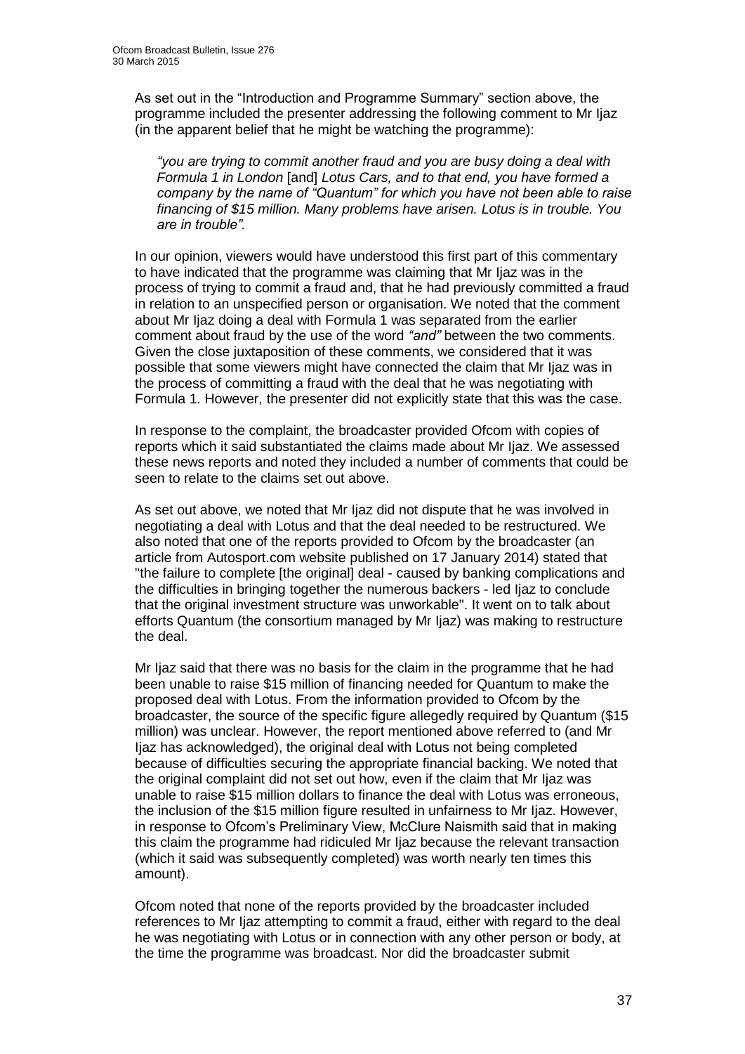As set out in the "Introduction and Programme Summary" section above, the programme included the presenter addressing the following comment to Mr Ijaz (in the apparent belief that he might be watching the programme):

> *"you are trying to commit another fraud and you are busy doing a deal with Formula 1 in London* [and] *Lotus Cars, and to that end, you have formed a company by the name of "Quantum" for which you have not been able to raise financing of $15 million. Many problems have arisen. Lotus is in trouble. You are in trouble".*

In our opinion, viewers would have understood this first part of this commentary to have indicated that the programme was claiming that Mr Ijaz was in the process of trying to commit a fraud and, that he had previously committed a fraud in relation to an unspecified person or organisation. We noted that the comment about Mr Ijaz doing a deal with Formula 1 was separated from the earlier comment about fraud by the use of the word *"and"* between the two comments. Given the close juxtaposition of these comments, we considered that it was possible that some viewers might have connected the claim that Mr Ijaz was in the process of committing a fraud with the deal that he was negotiating with Formula 1. However, the presenter did not explicitly state that this was the case.

In response to the complaint, the broadcaster provided Ofcom with copies of reports which it said substantiated the claims made about Mr Ijaz. We assessed these news reports and noted they included a number of comments that could be seen to relate to the claims set out above.

As set out above, we noted that Mr Ijaz did not dispute that he was involved in negotiating a deal with Lotus and that the deal needed to be restructured. We also noted that one of the reports provided to Ofcom by the broadcaster (an article from Autosport.com website published on 17 January 2014) stated that "the failure to complete [the original] deal - caused by banking complications and the difficulties in bringing together the numerous backers - led Ijaz to conclude that the original investment structure was unworkable". It went on to talk about efforts Quantum (the consortium managed by Mr Ijaz) was making to restructure the deal.

Mr Ijaz said that there was no basis for the claim in the programme that he had been unable to raise $15 million of financing needed for Quantum to make the proposed deal with Lotus. From the information provided to Ofcom by the broadcaster, the source of the specific figure allegedly required by Quantum ($15 million) was unclear. However, the report mentioned above referred to (and Mr Ijaz has acknowledged), the original deal with Lotus not being completed because of difficulties securing the appropriate financial backing. We noted that the original complaint did not set out how, even if the claim that Mr Ijaz was unable to raise $15 million dollars to finance the deal with Lotus was erroneous, the inclusion of the $15 million figure resulted in unfairness to Mr Ijaz. However, in response to Ofcom's Preliminary View, McClure Naismith said that in making this claim the programme had ridiculed Mr Ijaz because the relevant transaction (which it said was subsequently completed) was worth nearly ten times this amount).

Ofcom noted that none of the reports provided by the broadcaster included references to Mr Ijaz attempting to commit a fraud, either with regard to the deal he was negotiating with Lotus or in connection with any other person or body, at the time the programme was broadcast. Nor did the broadcaster submit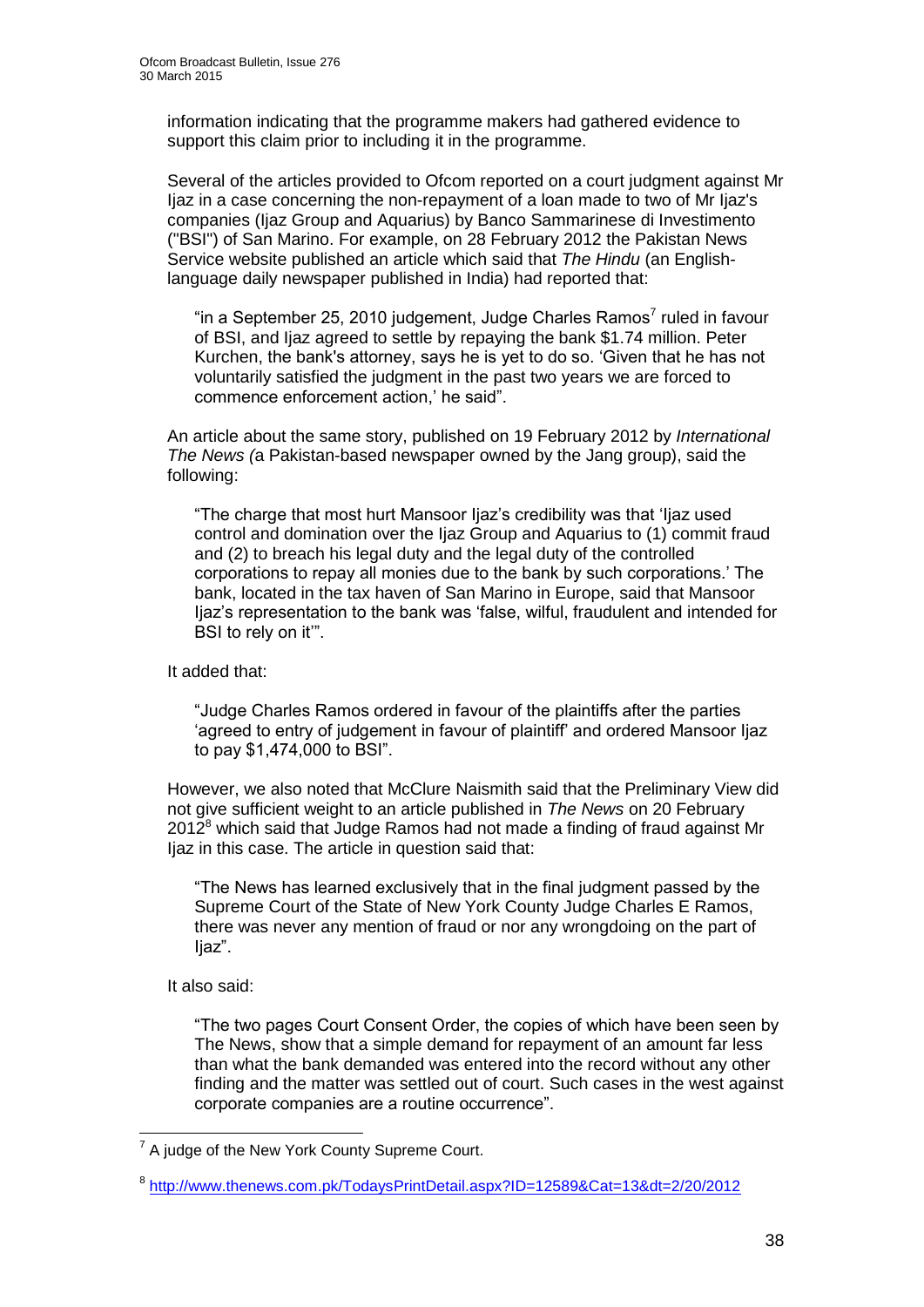information indicating that the programme makers had gathered evidence to support this claim prior to including it in the programme.

Several of the articles provided to Ofcom reported on a court judgment against Mr Ijaz in a case concerning the non-repayment of a loan made to two of Mr Ijaz's companies (Ijaz Group and Aquarius) by Banco Sammarinese di Investimento ("BSI") of San Marino. For example, on 28 February 2012 the Pakistan News Service website published an article which said that *The Hindu* (an English-language daily newspaper published in India) had reported that:

> "in a September 25, 2010 judgement, Judge Charles Ramos[7] ruled in favour of BSI, and Ijaz agreed to settle by repaying the bank $1.74 million. Peter Kurchen, the bank's attorney, says he is yet to do so. 'Given that he has not voluntarily satisfied the judgment in the past two years we are forced to commence enforcement action,' he said".

An article about the same story, published on 19 February 2012 by *International The News (*a Pakistan-based newspaper owned by the Jang group), said the following:

> "The charge that most hurt Mansoor Ijaz's credibility was that 'Ijaz used control and domination over the Ijaz Group and Aquarius to (1) commit fraud and (2) to breach his legal duty and the legal duty of the controlled corporations to repay all monies due to the bank by such corporations.' The bank, located in the tax haven of San Marino in Europe, said that Mansoor Ijaz's representation to the bank was 'false, wilful, fraudulent and intended for BSI to rely on it'".

It added that:

> "Judge Charles Ramos ordered in favour of the plaintiffs after the parties 'agreed to entry of judgement in favour of plaintiff' and ordered Mansoor Ijaz to pay $1,474,000 to BSI".

However, we also noted that McClure Naismith said that the Preliminary View did not give sufficient weight to an article published in *The News* on 20 February 2012[8] which said that Judge Ramos had not made a finding of fraud against Mr Ijaz in this case. The article in question said that:

> "The News has learned exclusively that in the final judgment passed by the Supreme Court of the State of New York County Judge Charles E Ramos, there was never any mention of fraud or nor any wrongdoing on the part of Ijaz".

It also said:

> "The two pages Court Consent Order, the copies of which have been seen by The News, show that a simple demand for repayment of an amount far less than what the bank demanded was entered into the record without any other finding and the matter was settled out of court. Such cases in the west against corporate companies are a routine occurrence".

---

[7] A judge of the New York County Supreme Court.

[8] http://www.thenews.com.pk/TodaysPrintDetail.aspx?ID=12589&Cat=13&dt=2/20/2012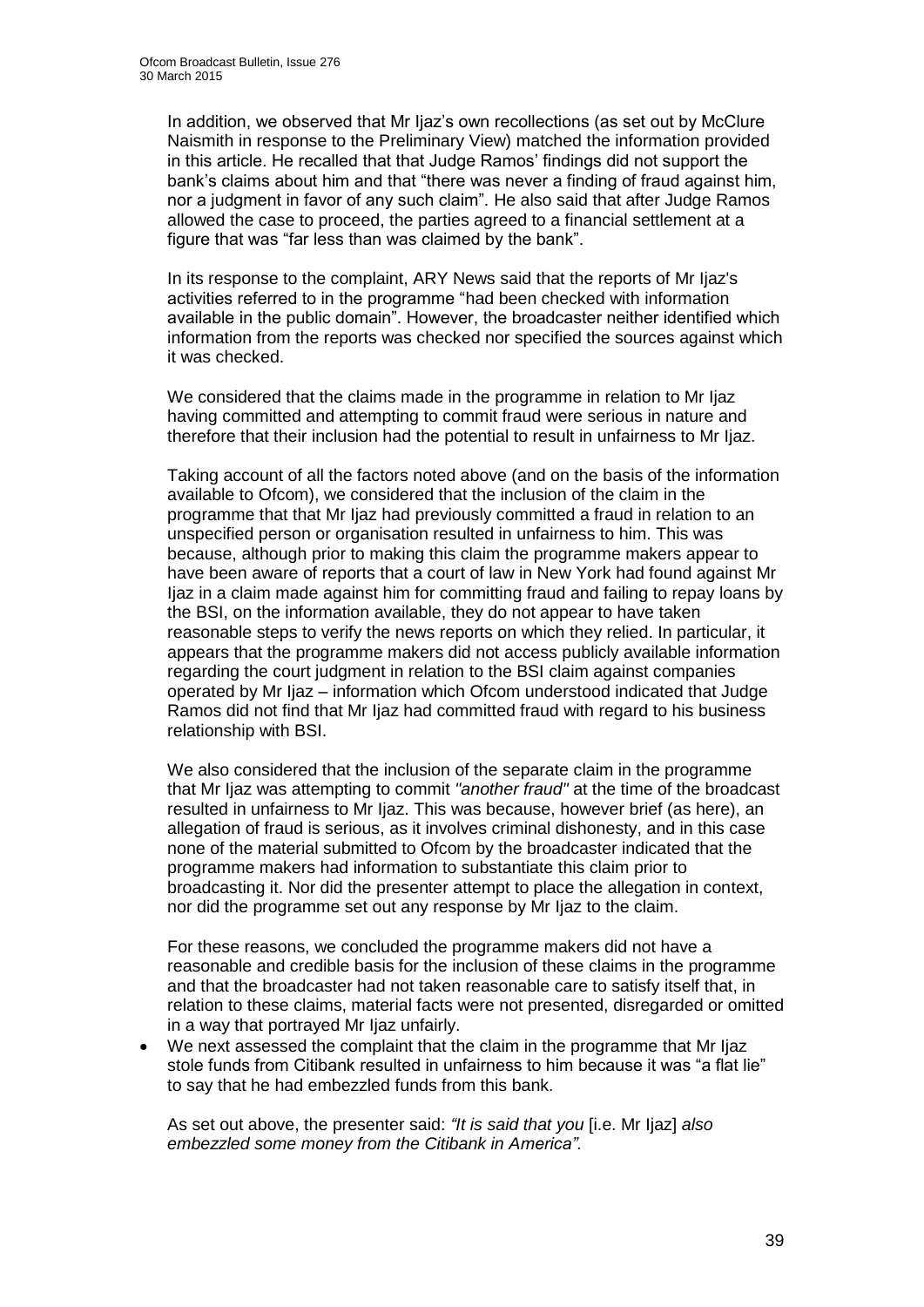In addition, we observed that Mr Ijaz's own recollections (as set out by McClure Naismith in response to the Preliminary View) matched the information provided in this article. He recalled that that Judge Ramos' findings did not support the bank's claims about him and that "there was never a finding of fraud against him, nor a judgment in favor of any such claim". He also said that after Judge Ramos allowed the case to proceed, the parties agreed to a financial settlement at a figure that was "far less than was claimed by the bank".

In its response to the complaint, ARY News said that the reports of Mr Ijaz's activities referred to in the programme "had been checked with information available in the public domain". However, the broadcaster neither identified which information from the reports was checked nor specified the sources against which it was checked.

We considered that the claims made in the programme in relation to Mr Ijaz having committed and attempting to commit fraud were serious in nature and therefore that their inclusion had the potential to result in unfairness to Mr Ijaz.

Taking account of all the factors noted above (and on the basis of the information available to Ofcom), we considered that the inclusion of the claim in the programme that that Mr Ijaz had previously committed a fraud in relation to an unspecified person or organisation resulted in unfairness to him. This was because, although prior to making this claim the programme makers appear to have been aware of reports that a court of law in New York had found against Mr Ijaz in a claim made against him for committing fraud and failing to repay loans by the BSI, on the information available, they do not appear to have taken reasonable steps to verify the news reports on which they relied. In particular, it appears that the programme makers did not access publicly available information regarding the court judgment in relation to the BSI claim against companies operated by Mr Ijaz – information which Ofcom understood indicated that Judge Ramos did not find that Mr Ijaz had committed fraud with regard to his business relationship with BSI.

We also considered that the inclusion of the separate claim in the programme that Mr Ijaz was attempting to commit *"another fraud"* at the time of the broadcast resulted in unfairness to Mr Ijaz. This was because, however brief (as here), an allegation of fraud is serious, as it involves criminal dishonesty, and in this case none of the material submitted to Ofcom by the broadcaster indicated that the programme makers had information to substantiate this claim prior to broadcasting it. Nor did the presenter attempt to place the allegation in context, nor did the programme set out any response by Mr Ijaz to the claim.

For these reasons, we concluded the programme makers did not have a reasonable and credible basis for the inclusion of these claims in the programme and that the broadcaster had not taken reasonable care to satisfy itself that, in relation to these claims, material facts were not presented, disregarded or omitted in a way that portrayed Mr Ijaz unfairly.

- We next assessed the complaint that the claim in the programme that Mr Ijaz stole funds from Citibank resulted in unfairness to him because it was "a flat lie" to say that he had embezzled funds from this bank.

  As set out above, the presenter said: *"It is said that you* [i.e. Mr Ijaz] *also embezzled some money from the Citibank in America".*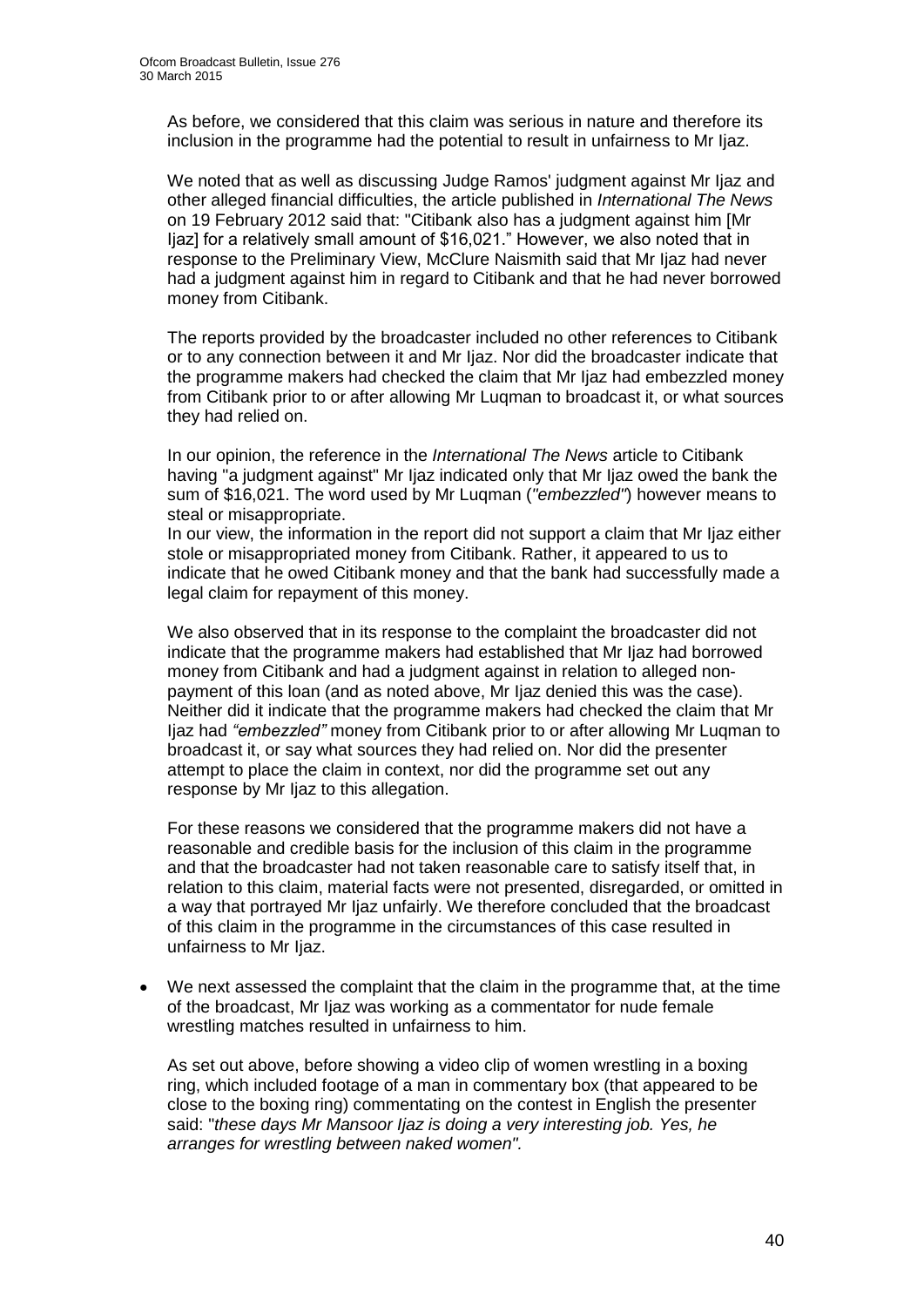As before, we considered that this claim was serious in nature and therefore its inclusion in the programme had the potential to result in unfairness to Mr Ijaz.

We noted that as well as discussing Judge Ramos' judgment against Mr Ijaz and other alleged financial difficulties, the article published in *International The News* on 19 February 2012 said that: "Citibank also has a judgment against him [Mr Ijaz] for a relatively small amount of $16,021." However, we also noted that in response to the Preliminary View, McClure Naismith said that Mr Ijaz had never had a judgment against him in regard to Citibank and that he had never borrowed money from Citibank.

The reports provided by the broadcaster included no other references to Citibank or to any connection between it and Mr Ijaz. Nor did the broadcaster indicate that the programme makers had checked the claim that Mr Ijaz had embezzled money from Citibank prior to or after allowing Mr Luqman to broadcast it, or what sources they had relied on.

In our opinion, the reference in the *International The News* article to Citibank having "a judgment against" Mr Ijaz indicated only that Mr Ijaz owed the bank the sum of $16,021. The word used by Mr Luqman (*"embezzled"*) however means to steal or misappropriate.

In our view, the information in the report did not support a claim that Mr Ijaz either stole or misappropriated money from Citibank. Rather, it appeared to us to indicate that he owed Citibank money and that the bank had successfully made a legal claim for repayment of this money.

We also observed that in its response to the complaint the broadcaster did not indicate that the programme makers had established that Mr Ijaz had borrowed money from Citibank and had a judgment against in relation to alleged non-payment of this loan (and as noted above, Mr Ijaz denied this was the case). Neither did it indicate that the programme makers had checked the claim that Mr Ijaz had *"embezzled"* money from Citibank prior to or after allowing Mr Luqman to broadcast it, or say what sources they had relied on. Nor did the presenter attempt to place the claim in context, nor did the programme set out any response by Mr Ijaz to this allegation.

For these reasons we considered that the programme makers did not have a reasonable and credible basis for the inclusion of this claim in the programme and that the broadcaster had not taken reasonable care to satisfy itself that, in relation to this claim, material facts were not presented, disregarded, or omitted in a way that portrayed Mr Ijaz unfairly. We therefore concluded that the broadcast of this claim in the programme in the circumstances of this case resulted in unfairness to Mr Ijaz.

- We next assessed the complaint that the claim in the programme that, at the time of the broadcast, Mr Ijaz was working as a commentator for nude female wrestling matches resulted in unfairness to him.

  As set out above, before showing a video clip of women wrestling in a boxing ring, which included footage of a man in commentary box (that appeared to be close to the boxing ring) commentating on the contest in English the presenter said: "*these days Mr Mansoor Ijaz is doing a very interesting job. Yes, he arranges for wrestling between naked women"*.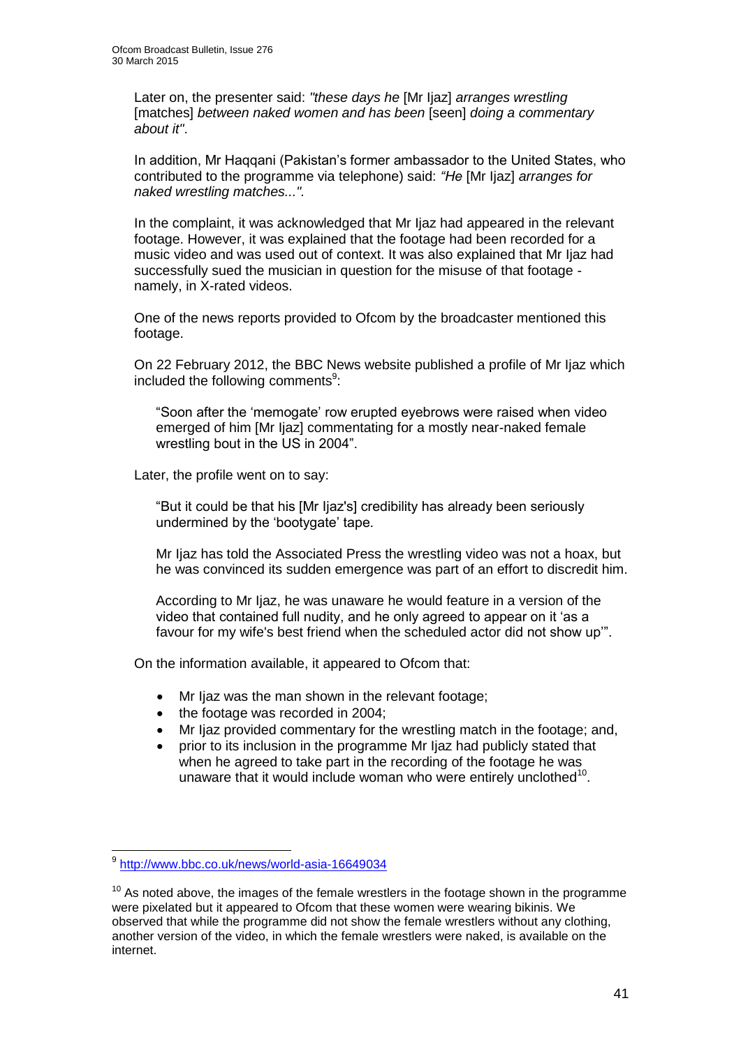Later on, the presenter said: *"these days he* [Mr Ijaz] *arranges wrestling* [matches] *between naked women and has been* [seen] *doing a commentary about it"*.

In addition, Mr Haqqani (Pakistan's former ambassador to the United States, who contributed to the programme via telephone) said: *"He* [Mr Ijaz] *arranges for naked wrestling matches...".*

In the complaint, it was acknowledged that Mr Ijaz had appeared in the relevant footage. However, it was explained that the footage had been recorded for a music video and was used out of context. It was also explained that Mr Ijaz had successfully sued the musician in question for the misuse of that footage - namely, in X-rated videos.

One of the news reports provided to Ofcom by the broadcaster mentioned this footage.

On 22 February 2012, the BBC News website published a profile of Mr Ijaz which included the following comments[9]:

> "Soon after the 'memogate' row erupted eyebrows were raised when video emerged of him [Mr Ijaz] commentating for a mostly near-naked female wrestling bout in the US in 2004".

Later, the profile went on to say:

> "But it could be that his [Mr Ijaz's] credibility has already been seriously undermined by the 'bootygate' tape.
>
> Mr Ijaz has told the Associated Press the wrestling video was not a hoax, but he was convinced its sudden emergence was part of an effort to discredit him.
>
> According to Mr Ijaz, he was unaware he would feature in a version of the video that contained full nudity, and he only agreed to appear on it 'as a favour for my wife's best friend when the scheduled actor did not show up'".

On the information available, it appeared to Ofcom that:

- Mr Ijaz was the man shown in the relevant footage;
- the footage was recorded in 2004;
- Mr Ijaz provided commentary for the wrestling match in the footage; and,
- prior to its inclusion in the programme Mr Ijaz had publicly stated that when he agreed to take part in the recording of the footage he was unaware that it would include woman who were entirely unclothed[10].

---

[9] http://www.bbc.co.uk/news/world-asia-16649034

[10] As noted above, the images of the female wrestlers in the footage shown in the programme were pixelated but it appeared to Ofcom that these women were wearing bikinis. We observed that while the programme did not show the female wrestlers without any clothing, another version of the video, in which the female wrestlers were naked, is available on the internet.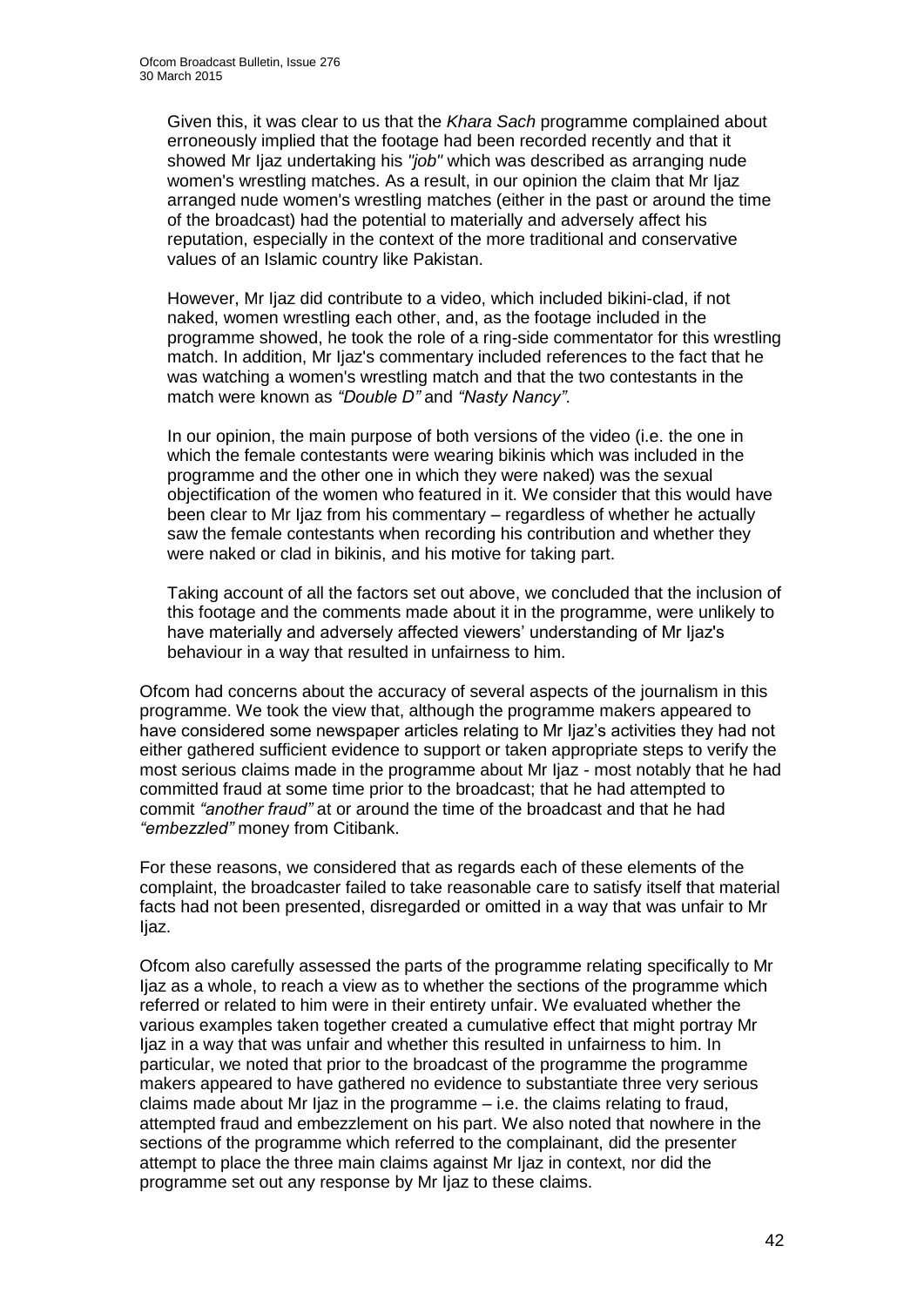Given this, it was clear to us that the *Khara Sach* programme complained about erroneously implied that the footage had been recorded recently and that it showed Mr Ijaz undertaking his *"job"* which was described as arranging nude women's wrestling matches. As a result, in our opinion the claim that Mr Ijaz arranged nude women's wrestling matches (either in the past or around the time of the broadcast) had the potential to materially and adversely affect his reputation, especially in the context of the more traditional and conservative values of an Islamic country like Pakistan.

However, Mr Ijaz did contribute to a video, which included bikini-clad, if not naked, women wrestling each other, and, as the footage included in the programme showed, he took the role of a ring-side commentator for this wrestling match. In addition, Mr Ijaz's commentary included references to the fact that he was watching a women's wrestling match and that the two contestants in the match were known as *"Double D"* and *"Nasty Nancy"*.

In our opinion, the main purpose of both versions of the video (i.e. the one in which the female contestants were wearing bikinis which was included in the programme and the other one in which they were naked) was the sexual objectification of the women who featured in it. We consider that this would have been clear to Mr Ijaz from his commentary – regardless of whether he actually saw the female contestants when recording his contribution and whether they were naked or clad in bikinis, and his motive for taking part.

Taking account of all the factors set out above, we concluded that the inclusion of this footage and the comments made about it in the programme, were unlikely to have materially and adversely affected viewers' understanding of Mr Ijaz's behaviour in a way that resulted in unfairness to him.

Ofcom had concerns about the accuracy of several aspects of the journalism in this programme. We took the view that, although the programme makers appeared to have considered some newspaper articles relating to Mr Ijaz's activities they had not either gathered sufficient evidence to support or taken appropriate steps to verify the most serious claims made in the programme about Mr Ijaz - most notably that he had committed fraud at some time prior to the broadcast; that he had attempted to commit *"another fraud"* at or around the time of the broadcast and that he had *"embezzled"* money from Citibank.

For these reasons, we considered that as regards each of these elements of the complaint, the broadcaster failed to take reasonable care to satisfy itself that material facts had not been presented, disregarded or omitted in a way that was unfair to Mr Ijaz.

Ofcom also carefully assessed the parts of the programme relating specifically to Mr Ijaz as a whole, to reach a view as to whether the sections of the programme which referred or related to him were in their entirety unfair. We evaluated whether the various examples taken together created a cumulative effect that might portray Mr Ijaz in a way that was unfair and whether this resulted in unfairness to him. In particular, we noted that prior to the broadcast of the programme the programme makers appeared to have gathered no evidence to substantiate three very serious claims made about Mr Ijaz in the programme – i.e. the claims relating to fraud, attempted fraud and embezzlement on his part. We also noted that nowhere in the sections of the programme which referred to the complainant, did the presenter attempt to place the three main claims against Mr Ijaz in context, nor did the programme set out any response by Mr Ijaz to these claims.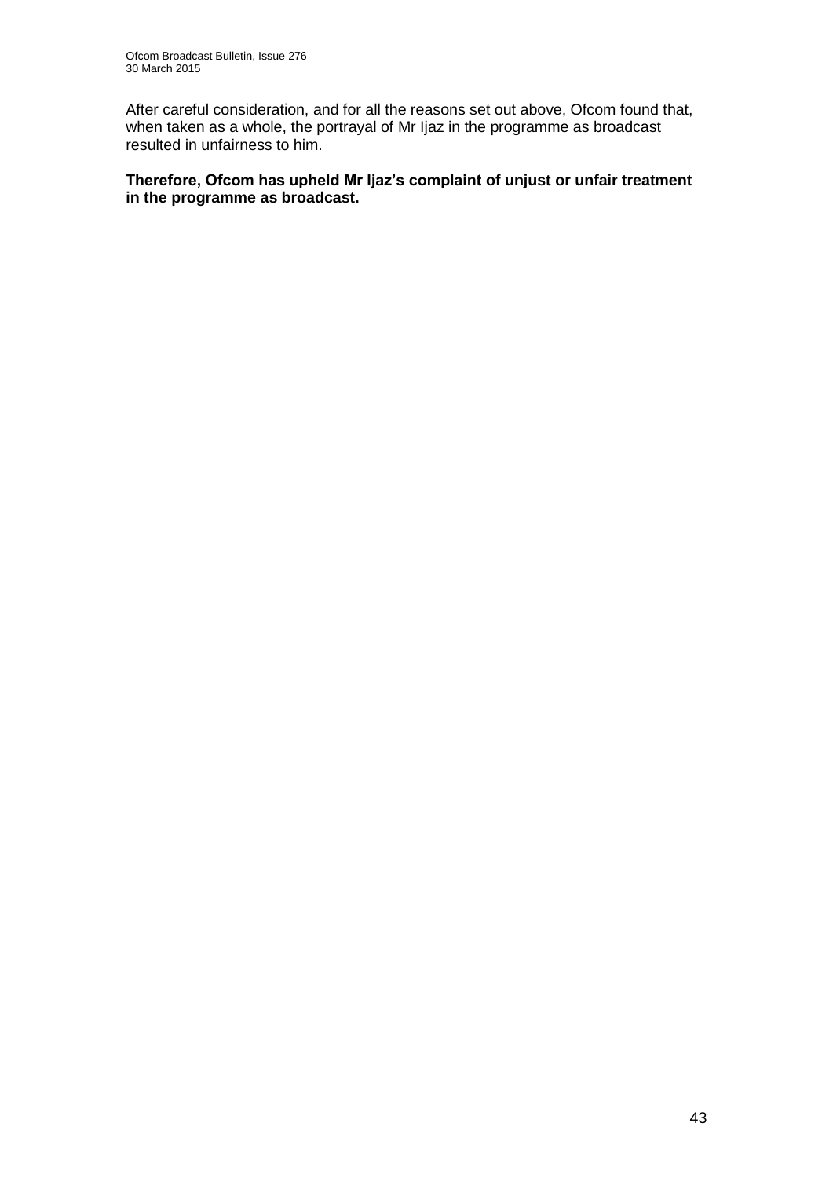After careful consideration, and for all the reasons set out above, Ofcom found that, when taken as a whole, the portrayal of Mr Ijaz in the programme as broadcast resulted in unfairness to him.

**Therefore, Ofcom has upheld Mr Ijaz's complaint of unjust or unfair treatment in the programme as broadcast.**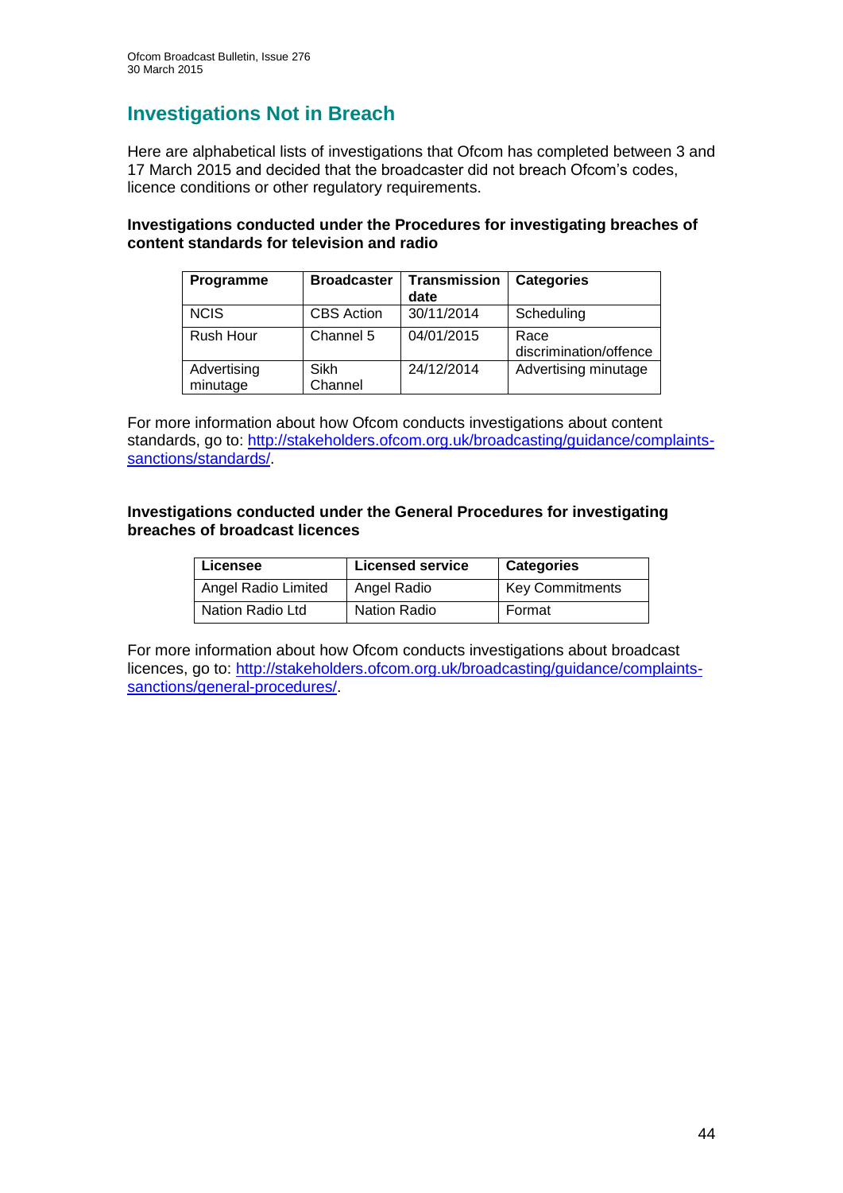# Investigations Not in Breach

Here are alphabetical lists of investigations that Ofcom has completed between 3 and 17 March 2015 and decided that the broadcaster did not breach Ofcom's codes, licence conditions or other regulatory requirements.

**Investigations conducted under the Procedures for investigating breaches of content standards for television and radio**

| Programme | Broadcaster | Transmission date | Categories |
|---|---|---|---|
| NCIS | CBS Action | 30/11/2014 | Scheduling |
| Rush Hour | Channel 5 | 04/01/2015 | Race discrimination/offence |
| Advertising minutage | Sikh Channel | 24/12/2014 | Advertising minutage |

For more information about how Ofcom conducts investigations about content standards, go to: http://stakeholders.ofcom.org.uk/broadcasting/guidance/complaints-sanctions/standards/.

**Investigations conducted under the General Procedures for investigating breaches of broadcast licences**

| Licensee | Licensed service | Categories |
|---|---|---|
| Angel Radio Limited | Angel Radio | Key Commitments |
| Nation Radio Ltd | Nation Radio | Format |

For more information about how Ofcom conducts investigations about broadcast licences, go to: http://stakeholders.ofcom.org.uk/broadcasting/guidance/complaints-sanctions/general-procedures/.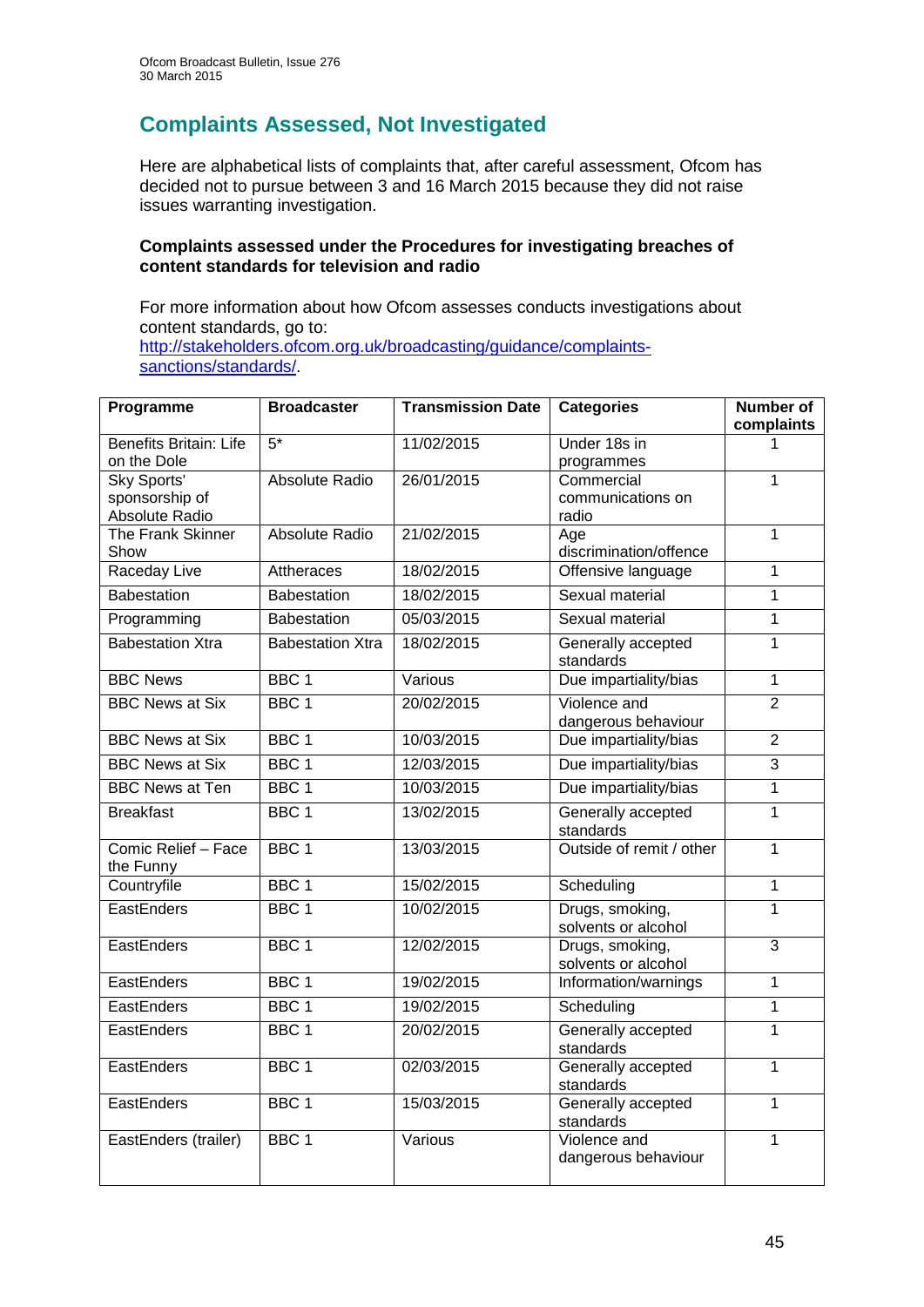## Complaints Assessed, Not Investigated

Here are alphabetical lists of complaints that, after careful assessment, Ofcom has decided not to pursue between 3 and 16 March 2015 because they did not raise issues warranting investigation.

**Complaints assessed under the Procedures for investigating breaches of content standards for television and radio**

For more information about how Ofcom assesses conducts investigations about content standards, go to: [http://stakeholders.ofcom.org.uk/broadcasting/guidance/complaints-sanctions/standards/](http://stakeholders.ofcom.org.uk/broadcasting/guidance/complaints-sanctions/standards/).

| Programme | Broadcaster | Transmission Date | Categories | Number of complaints |
|---|---|---|---|---|
| Benefits Britain: Life on the Dole | 5* | 11/02/2015 | Under 18s in programmes | 1 |
| Sky Sports' sponsorship of Absolute Radio | Absolute Radio | 26/01/2015 | Commercial communications on radio | 1 |
| The Frank Skinner Show | Absolute Radio | 21/02/2015 | Age discrimination/offence | 1 |
| Raceday Live | Attheraces | 18/02/2015 | Offensive language | 1 |
| Babestation | Babestation | 18/02/2015 | Sexual material | 1 |
| Programming | Babestation | 05/03/2015 | Sexual material | 1 |
| Babestation Xtra | Babestation Xtra | 18/02/2015 | Generally accepted standards | 1 |
| BBC News | BBC 1 | Various | Due impartiality/bias | 1 |
| BBC News at Six | BBC 1 | 20/02/2015 | Violence and dangerous behaviour | 2 |
| BBC News at Six | BBC 1 | 10/03/2015 | Due impartiality/bias | 2 |
| BBC News at Six | BBC 1 | 12/03/2015 | Due impartiality/bias | 3 |
| BBC News at Ten | BBC 1 | 10/03/2015 | Due impartiality/bias | 1 |
| Breakfast | BBC 1 | 13/02/2015 | Generally accepted standards | 1 |
| Comic Relief – Face the Funny | BBC 1 | 13/03/2015 | Outside of remit / other | 1 |
| Countryfile | BBC 1 | 15/02/2015 | Scheduling | 1 |
| EastEnders | BBC 1 | 10/02/2015 | Drugs, smoking, solvents or alcohol | 1 |
| EastEnders | BBC 1 | 12/02/2015 | Drugs, smoking, solvents or alcohol | 3 |
| EastEnders | BBC 1 | 19/02/2015 | Information/warnings | 1 |
| EastEnders | BBC 1 | 19/02/2015 | Scheduling | 1 |
| EastEnders | BBC 1 | 20/02/2015 | Generally accepted standards | 1 |
| EastEnders | BBC 1 | 02/03/2015 | Generally accepted standards | 1 |
| EastEnders | BBC 1 | 15/03/2015 | Generally accepted standards | 1 |
| EastEnders (trailer) | BBC 1 | Various | Violence and dangerous behaviour | 1 |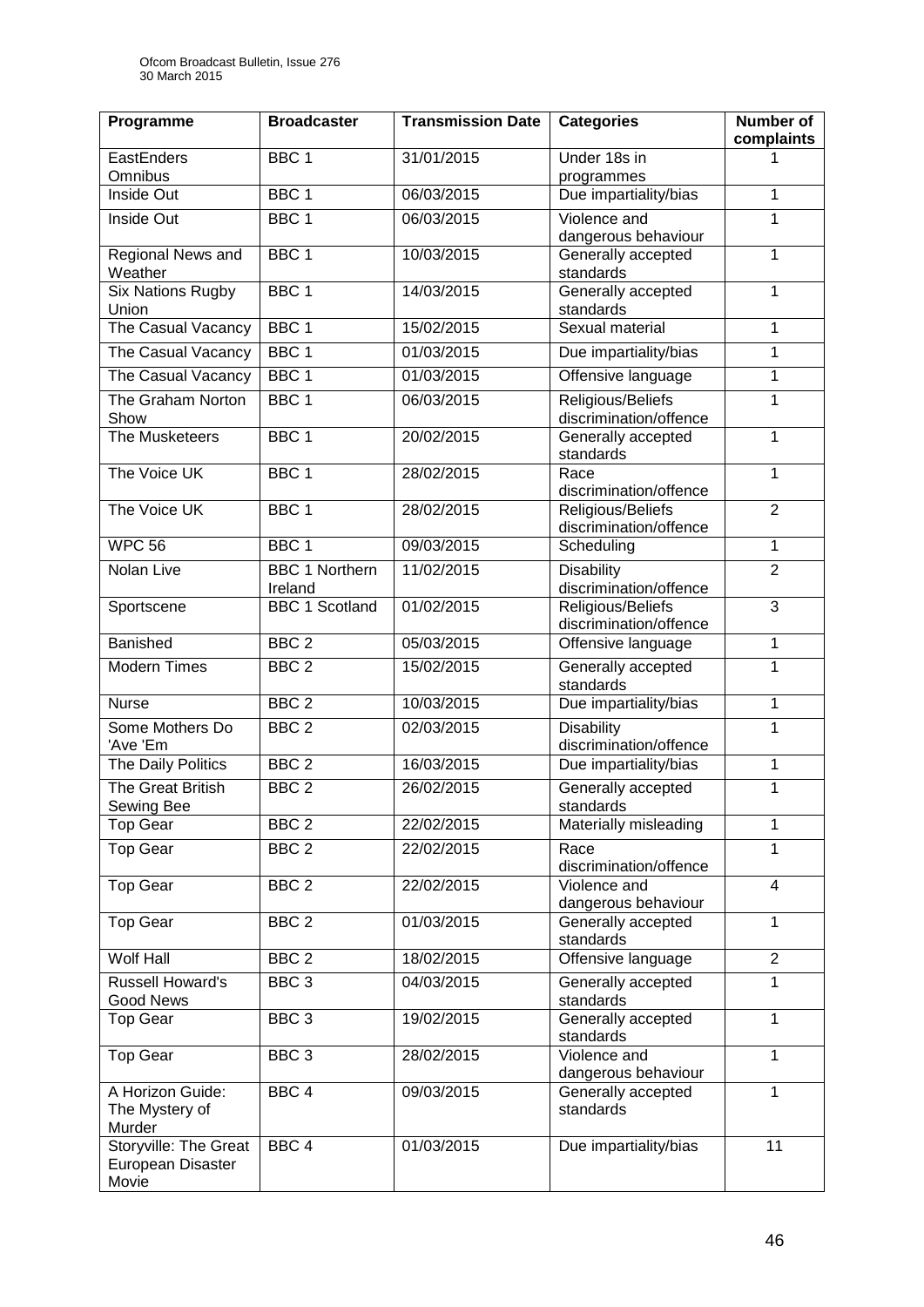| Programme | Broadcaster | Transmission Date | Categories | Number of complaints |
|---|---|---|---|---|
| EastEnders Omnibus | BBC 1 | 31/01/2015 | Under 18s in programmes | 1 |
| Inside Out | BBC 1 | 06/03/2015 | Due impartiality/bias | 1 |
| Inside Out | BBC 1 | 06/03/2015 | Violence and dangerous behaviour | 1 |
| Regional News and Weather | BBC 1 | 10/03/2015 | Generally accepted standards | 1 |
| Six Nations Rugby Union | BBC 1 | 14/03/2015 | Generally accepted standards | 1 |
| The Casual Vacancy | BBC 1 | 15/02/2015 | Sexual material | 1 |
| The Casual Vacancy | BBC 1 | 01/03/2015 | Due impartiality/bias | 1 |
| The Casual Vacancy | BBC 1 | 01/03/2015 | Offensive language | 1 |
| The Graham Norton Show | BBC 1 | 06/03/2015 | Religious/Beliefs discrimination/offence | 1 |
| The Musketeers | BBC 1 | 20/02/2015 | Generally accepted standards | 1 |
| The Voice UK | BBC 1 | 28/02/2015 | Race discrimination/offence | 1 |
| The Voice UK | BBC 1 | 28/02/2015 | Religious/Beliefs discrimination/offence | 2 |
| WPC 56 | BBC 1 | 09/03/2015 | Scheduling | 1 |
| Nolan Live | BBC 1 Northern Ireland | 11/02/2015 | Disability discrimination/offence | 2 |
| Sportscene | BBC 1 Scotland | 01/02/2015 | Religious/Beliefs discrimination/offence | 3 |
| Banished | BBC 2 | 05/03/2015 | Offensive language | 1 |
| Modern Times | BBC 2 | 15/02/2015 | Generally accepted standards | 1 |
| Nurse | BBC 2 | 10/03/2015 | Due impartiality/bias | 1 |
| Some Mothers Do 'Ave 'Em | BBC 2 | 02/03/2015 | Disability discrimination/offence | 1 |
| The Daily Politics | BBC 2 | 16/03/2015 | Due impartiality/bias | 1 |
| The Great British Sewing Bee | BBC 2 | 26/02/2015 | Generally accepted standards | 1 |
| Top Gear | BBC 2 | 22/02/2015 | Materially misleading | 1 |
| Top Gear | BBC 2 | 22/02/2015 | Race discrimination/offence | 1 |
| Top Gear | BBC 2 | 22/02/2015 | Violence and dangerous behaviour | 4 |
| Top Gear | BBC 2 | 01/03/2015 | Generally accepted standards | 1 |
| Wolf Hall | BBC 2 | 18/02/2015 | Offensive language | 2 |
| Russell Howard's Good News | BBC 3 | 04/03/2015 | Generally accepted standards | 1 |
| Top Gear | BBC 3 | 19/02/2015 | Generally accepted standards | 1 |
| Top Gear | BBC 3 | 28/02/2015 | Violence and dangerous behaviour | 1 |
| A Horizon Guide: The Mystery of Murder | BBC 4 | 09/03/2015 | Generally accepted standards | 1 |
| Storyville: The Great European Disaster Movie | BBC 4 | 01/03/2015 | Due impartiality/bias | 11 |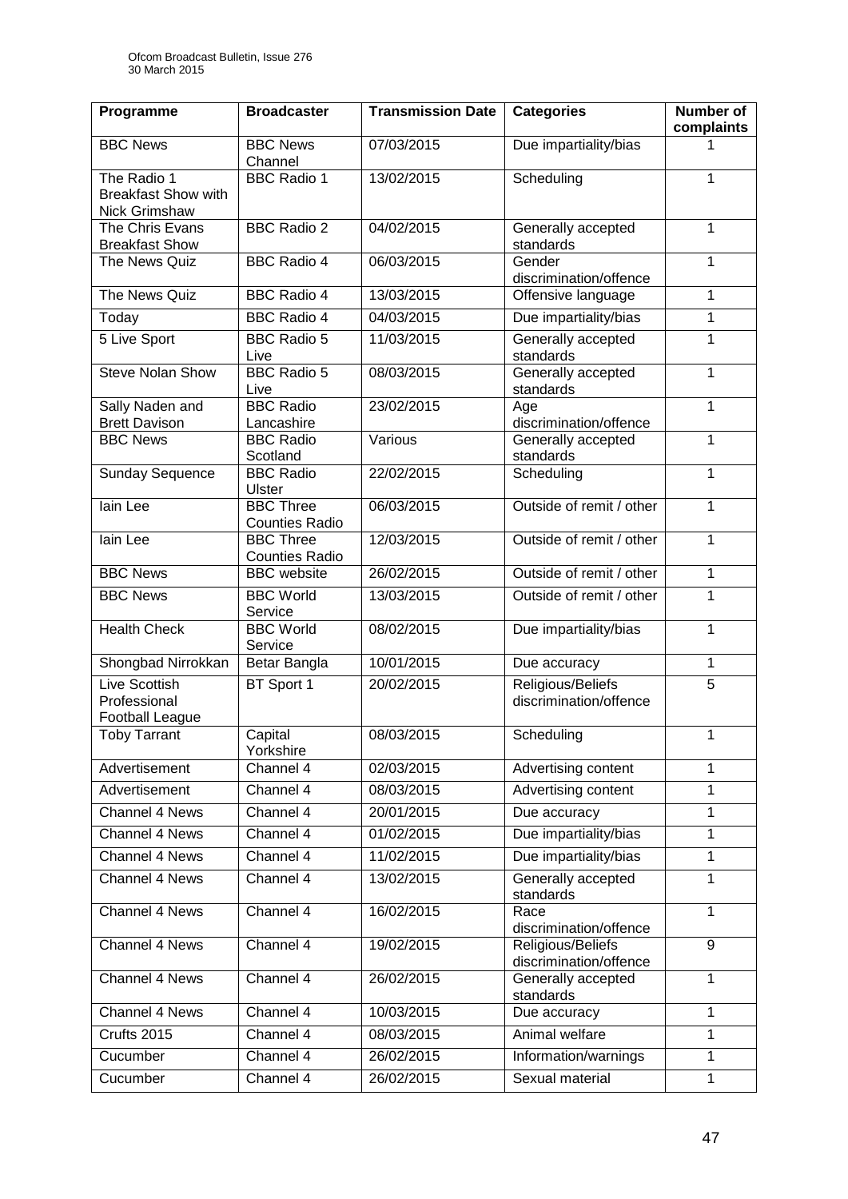| Programme | Broadcaster | Transmission Date | Categories | Number of complaints |
|---|---|---|---|---|
| BBC News | BBC News Channel | 07/03/2015 | Due impartiality/bias | 1 |
| The Radio 1 Breakfast Show with Nick Grimshaw | BBC Radio 1 | 13/02/2015 | Scheduling | 1 |
| The Chris Evans Breakfast Show | BBC Radio 2 | 04/02/2015 | Generally accepted standards | 1 |
| The News Quiz | BBC Radio 4 | 06/03/2015 | Gender discrimination/offence | 1 |
| The News Quiz | BBC Radio 4 | 13/03/2015 | Offensive language | 1 |
| Today | BBC Radio 4 | 04/03/2015 | Due impartiality/bias | 1 |
| 5 Live Sport | BBC Radio 5 Live | 11/03/2015 | Generally accepted standards | 1 |
| Steve Nolan Show | BBC Radio 5 Live | 08/03/2015 | Generally accepted standards | 1 |
| Sally Naden and Brett Davison | BBC Radio Lancashire | 23/02/2015 | Age discrimination/offence | 1 |
| BBC News | BBC Radio Scotland | Various | Generally accepted standards | 1 |
| Sunday Sequence | BBC Radio Ulster | 22/02/2015 | Scheduling | 1 |
| Iain Lee | BBC Three Counties Radio | 06/03/2015 | Outside of remit / other | 1 |
| Iain Lee | BBC Three Counties Radio | 12/03/2015 | Outside of remit / other | 1 |
| BBC News | BBC website | 26/02/2015 | Outside of remit / other | 1 |
| BBC News | BBC World Service | 13/03/2015 | Outside of remit / other | 1 |
| Health Check | BBC World Service | 08/02/2015 | Due impartiality/bias | 1 |
| Shongbad Nirrokkan | Betar Bangla | 10/01/2015 | Due accuracy | 1 |
| Live Scottish Professional Football League | BT Sport 1 | 20/02/2015 | Religious/Beliefs discrimination/offence | 5 |
| Toby Tarrant | Capital Yorkshire | 08/03/2015 | Scheduling | 1 |
| Advertisement | Channel 4 | 02/03/2015 | Advertising content | 1 |
| Advertisement | Channel 4 | 08/03/2015 | Advertising content | 1 |
| Channel 4 News | Channel 4 | 20/01/2015 | Due accuracy | 1 |
| Channel 4 News | Channel 4 | 01/02/2015 | Due impartiality/bias | 1 |
| Channel 4 News | Channel 4 | 11/02/2015 | Due impartiality/bias | 1 |
| Channel 4 News | Channel 4 | 13/02/2015 | Generally accepted standards | 1 |
| Channel 4 News | Channel 4 | 16/02/2015 | Race discrimination/offence | 1 |
| Channel 4 News | Channel 4 | 19/02/2015 | Religious/Beliefs discrimination/offence | 9 |
| Channel 4 News | Channel 4 | 26/02/2015 | Generally accepted standards | 1 |
| Channel 4 News | Channel 4 | 10/03/2015 | Due accuracy | 1 |
| Crufts 2015 | Channel 4 | 08/03/2015 | Animal welfare | 1 |
| Cucumber | Channel 4 | 26/02/2015 | Information/warnings | 1 |
| Cucumber | Channel 4 | 26/02/2015 | Sexual material | 1 |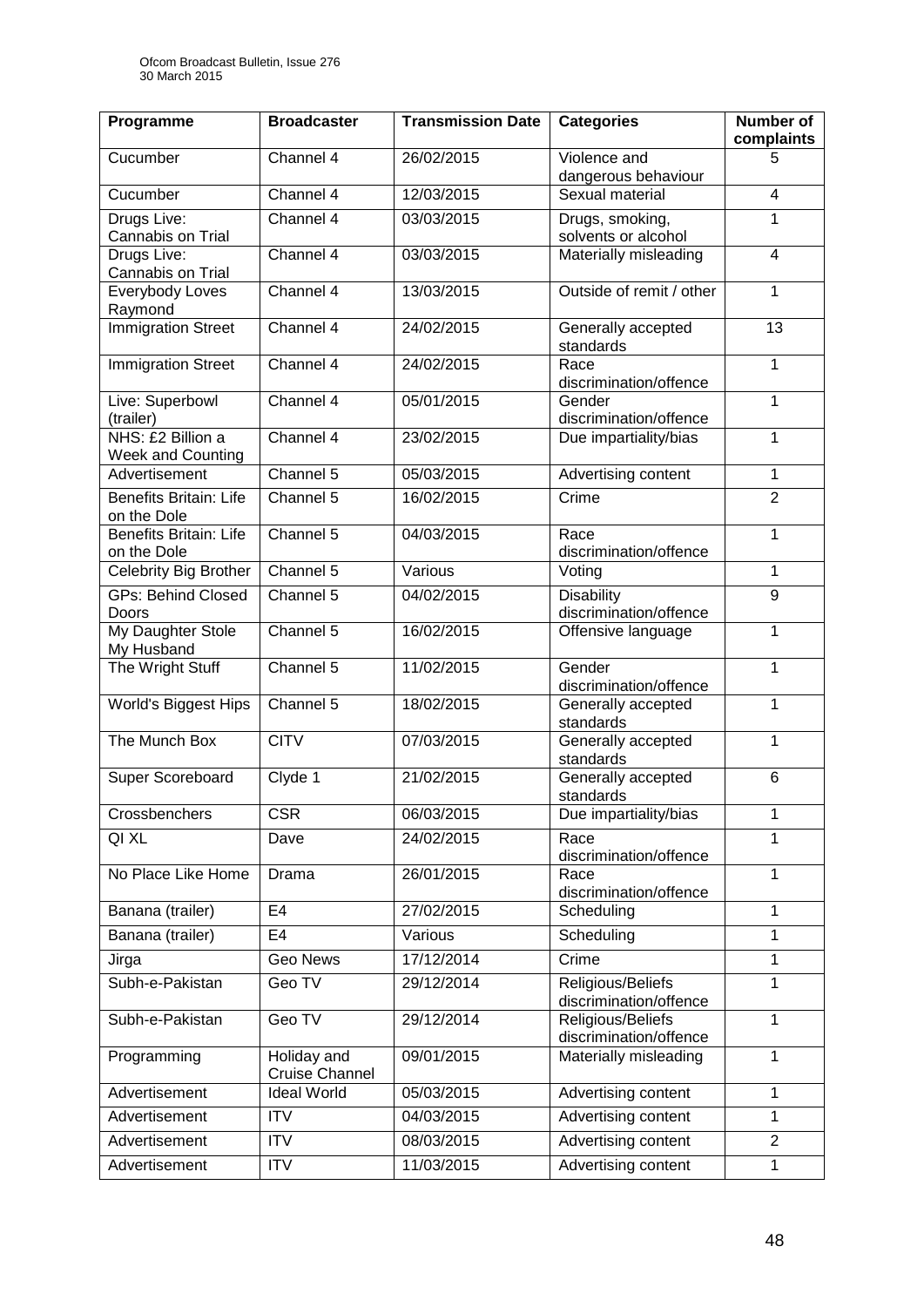| Programme | Broadcaster | Transmission Date | Categories | Number of complaints |
|---|---|---|---|---|
| Cucumber | Channel 4 | 26/02/2015 | Violence and dangerous behaviour | 5 |
| Cucumber | Channel 4 | 12/03/2015 | Sexual material | 4 |
| Drugs Live: Cannabis on Trial | Channel 4 | 03/03/2015 | Drugs, smoking, solvents or alcohol | 1 |
| Drugs Live: Cannabis on Trial | Channel 4 | 03/03/2015 | Materially misleading | 4 |
| Everybody Loves Raymond | Channel 4 | 13/03/2015 | Outside of remit / other | 1 |
| Immigration Street | Channel 4 | 24/02/2015 | Generally accepted standards | 13 |
| Immigration Street | Channel 4 | 24/02/2015 | Race discrimination/offence | 1 |
| Live: Superbowl (trailer) | Channel 4 | 05/01/2015 | Gender discrimination/offence | 1 |
| NHS: £2 Billion a Week and Counting | Channel 4 | 23/02/2015 | Due impartiality/bias | 1 |
| Advertisement | Channel 5 | 05/03/2015 | Advertising content | 1 |
| Benefits Britain: Life on the Dole | Channel 5 | 16/02/2015 | Crime | 2 |
| Benefits Britain: Life on the Dole | Channel 5 | 04/03/2015 | Race discrimination/offence | 1 |
| Celebrity Big Brother | Channel 5 | Various | Voting | 1 |
| GPs: Behind Closed Doors | Channel 5 | 04/02/2015 | Disability discrimination/offence | 9 |
| My Daughter Stole My Husband | Channel 5 | 16/02/2015 | Offensive language | 1 |
| The Wright Stuff | Channel 5 | 11/02/2015 | Gender discrimination/offence | 1 |
| World's Biggest Hips | Channel 5 | 18/02/2015 | Generally accepted standards | 1 |
| The Munch Box | CITV | 07/03/2015 | Generally accepted standards | 1 |
| Super Scoreboard | Clyde 1 | 21/02/2015 | Generally accepted standards | 6 |
| Crossbenchers | CSR | 06/03/2015 | Due impartiality/bias | 1 |
| QI XL | Dave | 24/02/2015 | Race discrimination/offence | 1 |
| No Place Like Home | Drama | 26/01/2015 | Race discrimination/offence | 1 |
| Banana (trailer) | E4 | 27/02/2015 | Scheduling | 1 |
| Banana (trailer) | E4 | Various | Scheduling | 1 |
| Jirga | Geo News | 17/12/2014 | Crime | 1 |
| Subh-e-Pakistan | Geo TV | 29/12/2014 | Religious/Beliefs discrimination/offence | 1 |
| Subh-e-Pakistan | Geo TV | 29/12/2014 | Religious/Beliefs discrimination/offence | 1 |
| Programming | Holiday and Cruise Channel | 09/01/2015 | Materially misleading | 1 |
| Advertisement | Ideal World | 05/03/2015 | Advertising content | 1 |
| Advertisement | ITV | 04/03/2015 | Advertising content | 1 |
| Advertisement | ITV | 08/03/2015 | Advertising content | 2 |
| Advertisement | ITV | 11/03/2015 | Advertising content | 1 |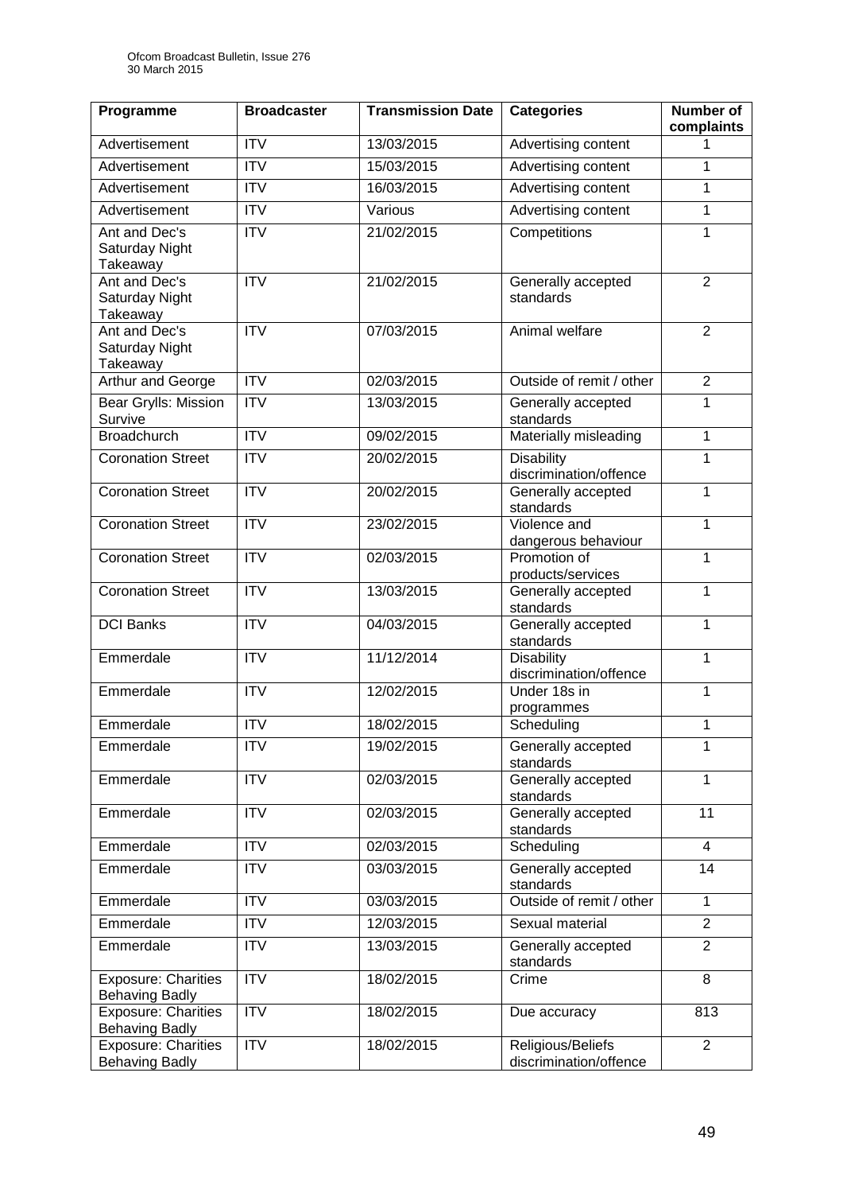| Programme | Broadcaster | Transmission Date | Categories | Number of complaints |
|---|---|---|---|---|
| Advertisement | ITV | 13/03/2015 | Advertising content | 1 |
| Advertisement | ITV | 15/03/2015 | Advertising content | 1 |
| Advertisement | ITV | 16/03/2015 | Advertising content | 1 |
| Advertisement | ITV | Various | Advertising content | 1 |
| Ant and Dec's Saturday Night Takeaway | ITV | 21/02/2015 | Competitions | 1 |
| Ant and Dec's Saturday Night Takeaway | ITV | 21/02/2015 | Generally accepted standards | 2 |
| Ant and Dec's Saturday Night Takeaway | ITV | 07/03/2015 | Animal welfare | 2 |
| Arthur and George | ITV | 02/03/2015 | Outside of remit / other | 2 |
| Bear Grylls: Mission Survive | ITV | 13/03/2015 | Generally accepted standards | 1 |
| Broadchurch | ITV | 09/02/2015 | Materially misleading | 1 |
| Coronation Street | ITV | 20/02/2015 | Disability discrimination/offence | 1 |
| Coronation Street | ITV | 20/02/2015 | Generally accepted standards | 1 |
| Coronation Street | ITV | 23/02/2015 | Violence and dangerous behaviour | 1 |
| Coronation Street | ITV | 02/03/2015 | Promotion of products/services | 1 |
| Coronation Street | ITV | 13/03/2015 | Generally accepted standards | 1 |
| DCI Banks | ITV | 04/03/2015 | Generally accepted standards | 1 |
| Emmerdale | ITV | 11/12/2014 | Disability discrimination/offence | 1 |
| Emmerdale | ITV | 12/02/2015 | Under 18s in programmes | 1 |
| Emmerdale | ITV | 18/02/2015 | Scheduling | 1 |
| Emmerdale | ITV | 19/02/2015 | Generally accepted standards | 1 |
| Emmerdale | ITV | 02/03/2015 | Generally accepted standards | 1 |
| Emmerdale | ITV | 02/03/2015 | Generally accepted standards | 11 |
| Emmerdale | ITV | 02/03/2015 | Scheduling | 4 |
| Emmerdale | ITV | 03/03/2015 | Generally accepted standards | 14 |
| Emmerdale | ITV | 03/03/2015 | Outside of remit / other | 1 |
| Emmerdale | ITV | 12/03/2015 | Sexual material | 2 |
| Emmerdale | ITV | 13/03/2015 | Generally accepted standards | 2 |
| Exposure: Charities Behaving Badly | ITV | 18/02/2015 | Crime | 8 |
| Exposure: Charities Behaving Badly | ITV | 18/02/2015 | Due accuracy | 813 |
| Exposure: Charities Behaving Badly | ITV | 18/02/2015 | Religious/Beliefs discrimination/offence | 2 |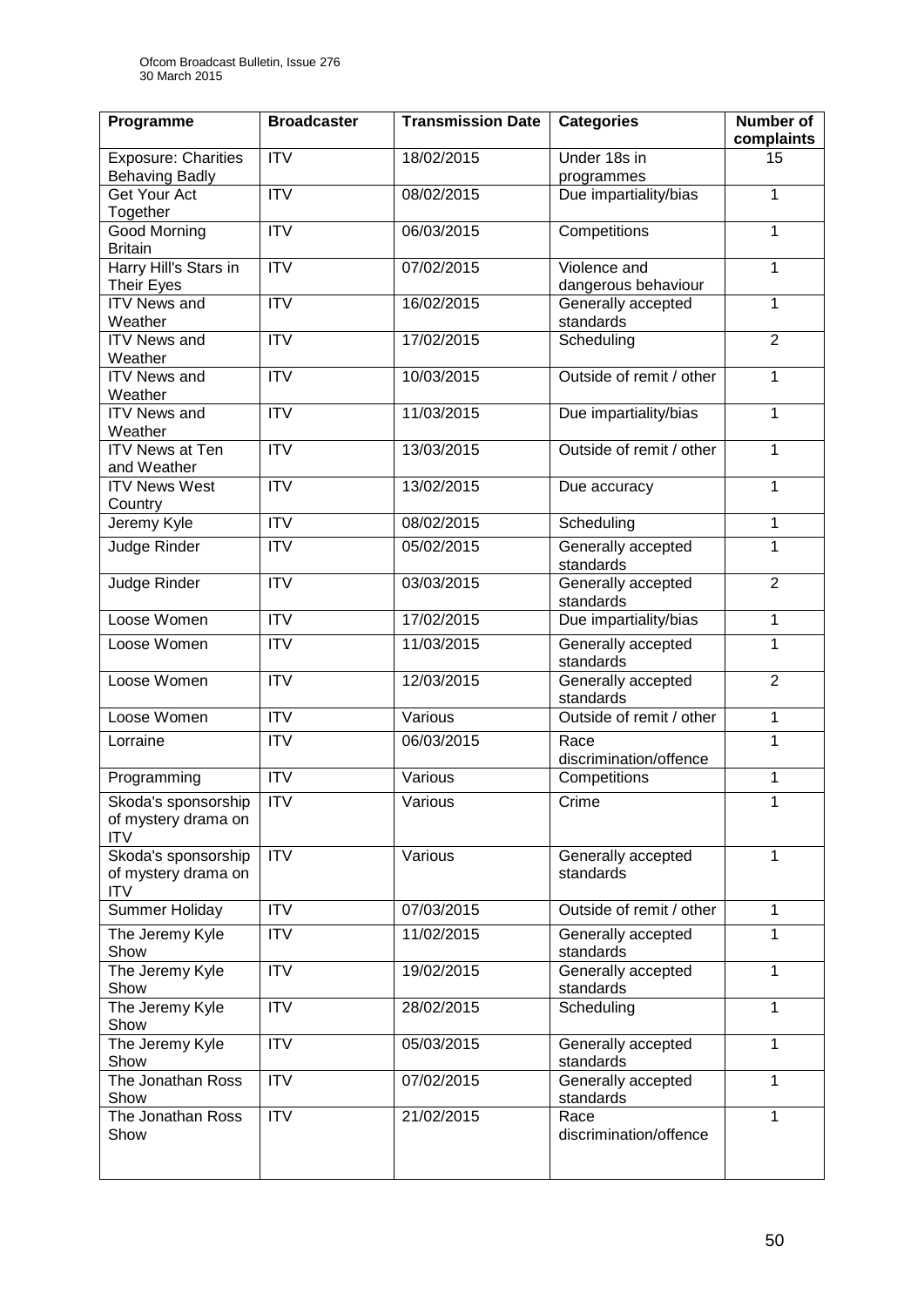| Programme | Broadcaster | Transmission Date | Categories | Number of complaints |
|---|---|---|---|---|
| Exposure: Charities Behaving Badly | ITV | 18/02/2015 | Under 18s in programmes | 15 |
| Get Your Act Together | ITV | 08/02/2015 | Due impartiality/bias | 1 |
| Good Morning Britain | ITV | 06/03/2015 | Competitions | 1 |
| Harry Hill's Stars in Their Eyes | ITV | 07/02/2015 | Violence and dangerous behaviour | 1 |
| ITV News and Weather | ITV | 16/02/2015 | Generally accepted standards | 1 |
| ITV News and Weather | ITV | 17/02/2015 | Scheduling | 2 |
| ITV News and Weather | ITV | 10/03/2015 | Outside of remit / other | 1 |
| ITV News and Weather | ITV | 11/03/2015 | Due impartiality/bias | 1 |
| ITV News at Ten and Weather | ITV | 13/03/2015 | Outside of remit / other | 1 |
| ITV News West Country | ITV | 13/02/2015 | Due accuracy | 1 |
| Jeremy Kyle | ITV | 08/02/2015 | Scheduling | 1 |
| Judge Rinder | ITV | 05/02/2015 | Generally accepted standards | 1 |
| Judge Rinder | ITV | 03/03/2015 | Generally accepted standards | 2 |
| Loose Women | ITV | 17/02/2015 | Due impartiality/bias | 1 |
| Loose Women | ITV | 11/03/2015 | Generally accepted standards | 1 |
| Loose Women | ITV | 12/03/2015 | Generally accepted standards | 2 |
| Loose Women | ITV | Various | Outside of remit / other | 1 |
| Lorraine | ITV | 06/03/2015 | Race discrimination/offence | 1 |
| Programming | ITV | Various | Competitions | 1 |
| Skoda's sponsorship of mystery drama on ITV | ITV | Various | Crime | 1 |
| Skoda's sponsorship of mystery drama on ITV | ITV | Various | Generally accepted standards | 1 |
| Summer Holiday | ITV | 07/03/2015 | Outside of remit / other | 1 |
| The Jeremy Kyle Show | ITV | 11/02/2015 | Generally accepted standards | 1 |
| The Jeremy Kyle Show | ITV | 19/02/2015 | Generally accepted standards | 1 |
| The Jeremy Kyle Show | ITV | 28/02/2015 | Scheduling | 1 |
| The Jeremy Kyle Show | ITV | 05/03/2015 | Generally accepted standards | 1 |
| The Jonathan Ross Show | ITV | 07/02/2015 | Generally accepted standards | 1 |
| The Jonathan Ross Show | ITV | 21/02/2015 | Race discrimination/offence | 1 |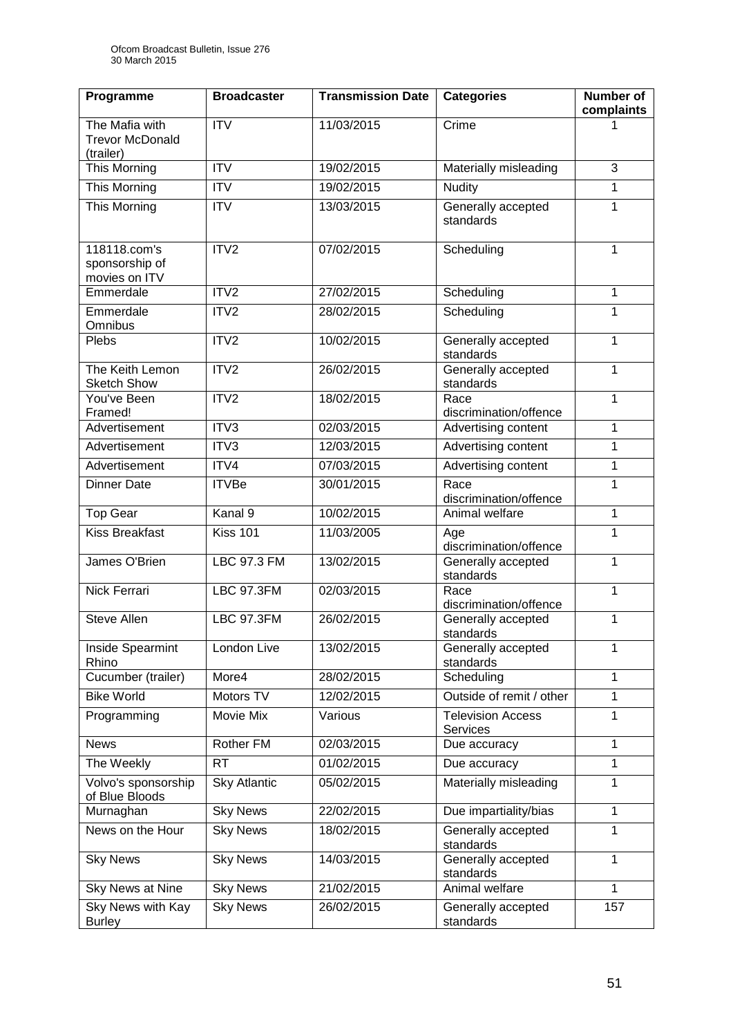| Programme | Broadcaster | Transmission Date | Categories | Number of complaints |
|---|---|---|---|---|
| The Mafia with Trevor McDonald (trailer) | ITV | 11/03/2015 | Crime | 1 |
| This Morning | ITV | 19/02/2015 | Materially misleading | 3 |
| This Morning | ITV | 19/02/2015 | Nudity | 1 |
| This Morning | ITV | 13/03/2015 | Generally accepted standards | 1 |
| 118118.com's sponsorship of movies on ITV | ITV2 | 07/02/2015 | Scheduling | 1 |
| Emmerdale | ITV2 | 27/02/2015 | Scheduling | 1 |
| Emmerdale Omnibus | ITV2 | 28/02/2015 | Scheduling | 1 |
| Plebs | ITV2 | 10/02/2015 | Generally accepted standards | 1 |
| The Keith Lemon Sketch Show | ITV2 | 26/02/2015 | Generally accepted standards | 1 |
| You've Been Framed! | ITV2 | 18/02/2015 | Race discrimination/offence | 1 |
| Advertisement | ITV3 | 02/03/2015 | Advertising content | 1 |
| Advertisement | ITV3 | 12/03/2015 | Advertising content | 1 |
| Advertisement | ITV4 | 07/03/2015 | Advertising content | 1 |
| Dinner Date | ITVBe | 30/01/2015 | Race discrimination/offence | 1 |
| Top Gear | Kanal 9 | 10/02/2015 | Animal welfare | 1 |
| Kiss Breakfast | Kiss 101 | 11/03/2005 | Age discrimination/offence | 1 |
| James O'Brien | LBC 97.3 FM | 13/02/2015 | Generally accepted standards | 1 |
| Nick Ferrari | LBC 97.3FM | 02/03/2015 | Race discrimination/offence | 1 |
| Steve Allen | LBC 97.3FM | 26/02/2015 | Generally accepted standards | 1 |
| Inside Spearmint Rhino | London Live | 13/02/2015 | Generally accepted standards | 1 |
| Cucumber (trailer) | More4 | 28/02/2015 | Scheduling | 1 |
| Bike World | Motors TV | 12/02/2015 | Outside of remit / other | 1 |
| Programming | Movie Mix | Various | Television Access Services | 1 |
| News | Rother FM | 02/03/2015 | Due accuracy | 1 |
| The Weekly | RT | 01/02/2015 | Due accuracy | 1 |
| Volvo's sponsorship of Blue Bloods | Sky Atlantic | 05/02/2015 | Materially misleading | 1 |
| Murnaghan | Sky News | 22/02/2015 | Due impartiality/bias | 1 |
| News on the Hour | Sky News | 18/02/2015 | Generally accepted standards | 1 |
| Sky News | Sky News | 14/03/2015 | Generally accepted standards | 1 |
| Sky News at Nine | Sky News | 21/02/2015 | Animal welfare | 1 |
| Sky News with Kay Burley | Sky News | 26/02/2015 | Generally accepted standards | 157 |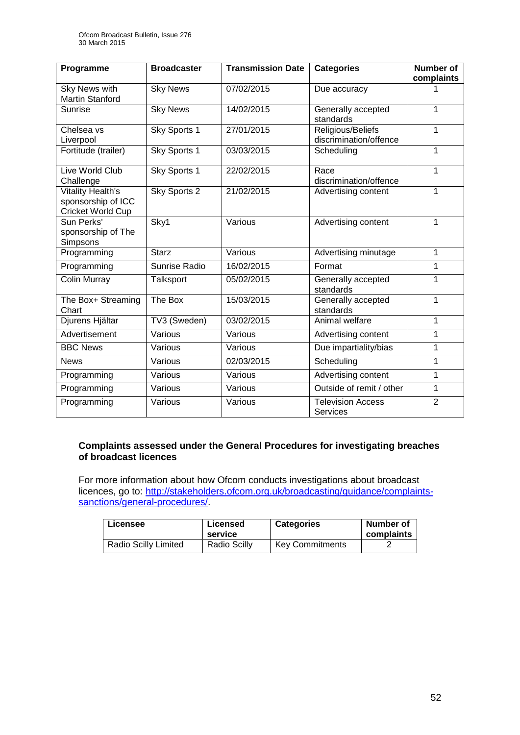| Programme | Broadcaster | Transmission Date | Categories | Number of complaints |
|---|---|---|---|---|
| Sky News with Martin Stanford | Sky News | 07/02/2015 | Due accuracy | 1 |
| Sunrise | Sky News | 14/02/2015 | Generally accepted standards | 1 |
| Chelsea vs Liverpool | Sky Sports 1 | 27/01/2015 | Religious/Beliefs discrimination/offence | 1 |
| Fortitude (trailer) | Sky Sports 1 | 03/03/2015 | Scheduling | 1 |
| Live World Club Challenge | Sky Sports 1 | 22/02/2015 | Race discrimination/offence | 1 |
| Vitality Health's sponsorship of ICC Cricket World Cup | Sky Sports 2 | 21/02/2015 | Advertising content | 1 |
| Sun Perks' sponsorship of The Simpsons | Sky1 | Various | Advertising content | 1 |
| Programming | Starz | Various | Advertising minutage | 1 |
| Programming | Sunrise Radio | 16/02/2015 | Format | 1 |
| Colin Murray | Talksport | 05/02/2015 | Generally accepted standards | 1 |
| The Box+ Streaming Chart | The Box | 15/03/2015 | Generally accepted standards | 1 |
| Djurens Hjältar | TV3 (Sweden) | 03/02/2015 | Animal welfare | 1 |
| Advertisement | Various | Various | Advertising content | 1 |
| BBC News | Various | Various | Due impartiality/bias | 1 |
| News | Various | 02/03/2015 | Scheduling | 1 |
| Programming | Various | Various | Advertising content | 1 |
| Programming | Various | Various | Outside of remit / other | 1 |
| Programming | Various | Various | Television Access Services | 2 |

**Complaints assessed under the General Procedures for investigating breaches of broadcast licences**

For more information about how Ofcom conducts investigations about broadcast licences, go to: http://stakeholders.ofcom.org.uk/broadcasting/guidance/complaints-sanctions/general-procedures/.

| Licensee | Licensed service | Categories | Number of complaints |
|---|---|---|---|
| Radio Scilly Limited | Radio Scilly | Key Commitments | 2 |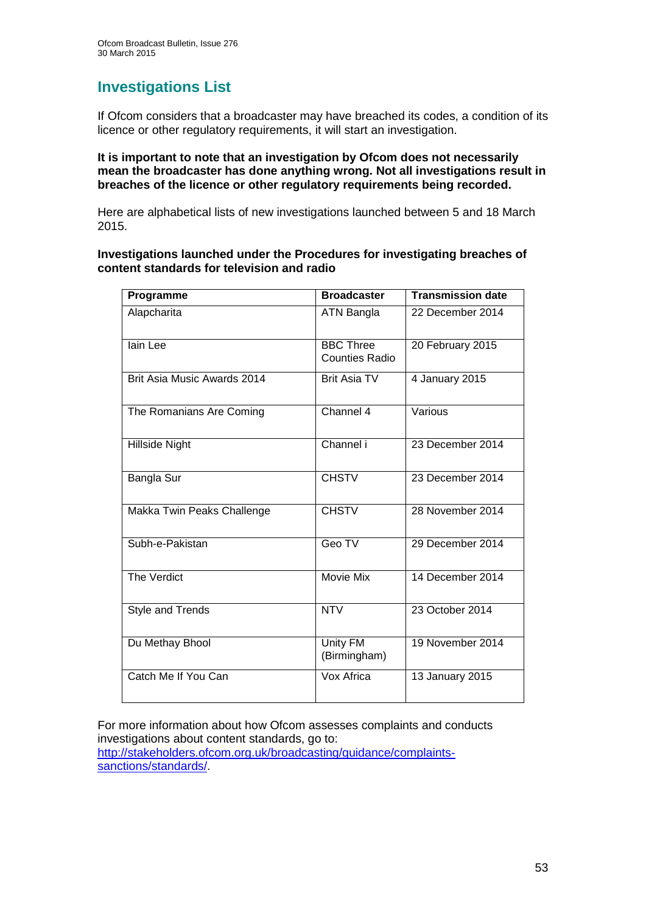## Investigations List

If Ofcom considers that a broadcaster may have breached its codes, a condition of its licence or other regulatory requirements, it will start an investigation.

**It is important to note that an investigation by Ofcom does not necessarily mean the broadcaster has done anything wrong. Not all investigations result in breaches of the licence or other regulatory requirements being recorded.**

Here are alphabetical lists of new investigations launched between 5 and 18 March 2015.

**Investigations launched under the Procedures for investigating breaches of content standards for television and radio**

| Programme | Broadcaster | Transmission date |
|---|---|---|
| Alapcharita | ATN Bangla | 22 December 2014 |
| Iain Lee | BBC Three Counties Radio | 20 February 2015 |
| Brit Asia Music Awards 2014 | Brit Asia TV | 4 January 2015 |
| The Romanians Are Coming | Channel 4 | Various |
| Hillside Night | Channel i | 23 December 2014 |
| Bangla Sur | CHSTV | 23 December 2014 |
| Makka Twin Peaks Challenge | CHSTV | 28 November 2014 |
| Subh-e-Pakistan | Geo TV | 29 December 2014 |
| The Verdict | Movie Mix | 14 December 2014 |
| Style and Trends | NTV | 23 October 2014 |
| Du Methay Bhool | Unity FM (Birmingham) | 19 November 2014 |
| Catch Me If You Can | Vox Africa | 13 January 2015 |

For more information about how Ofcom assesses complaints and conducts investigations about content standards, go to: http://stakeholders.ofcom.org.uk/broadcasting/guidance/complaints-sanctions/standards/.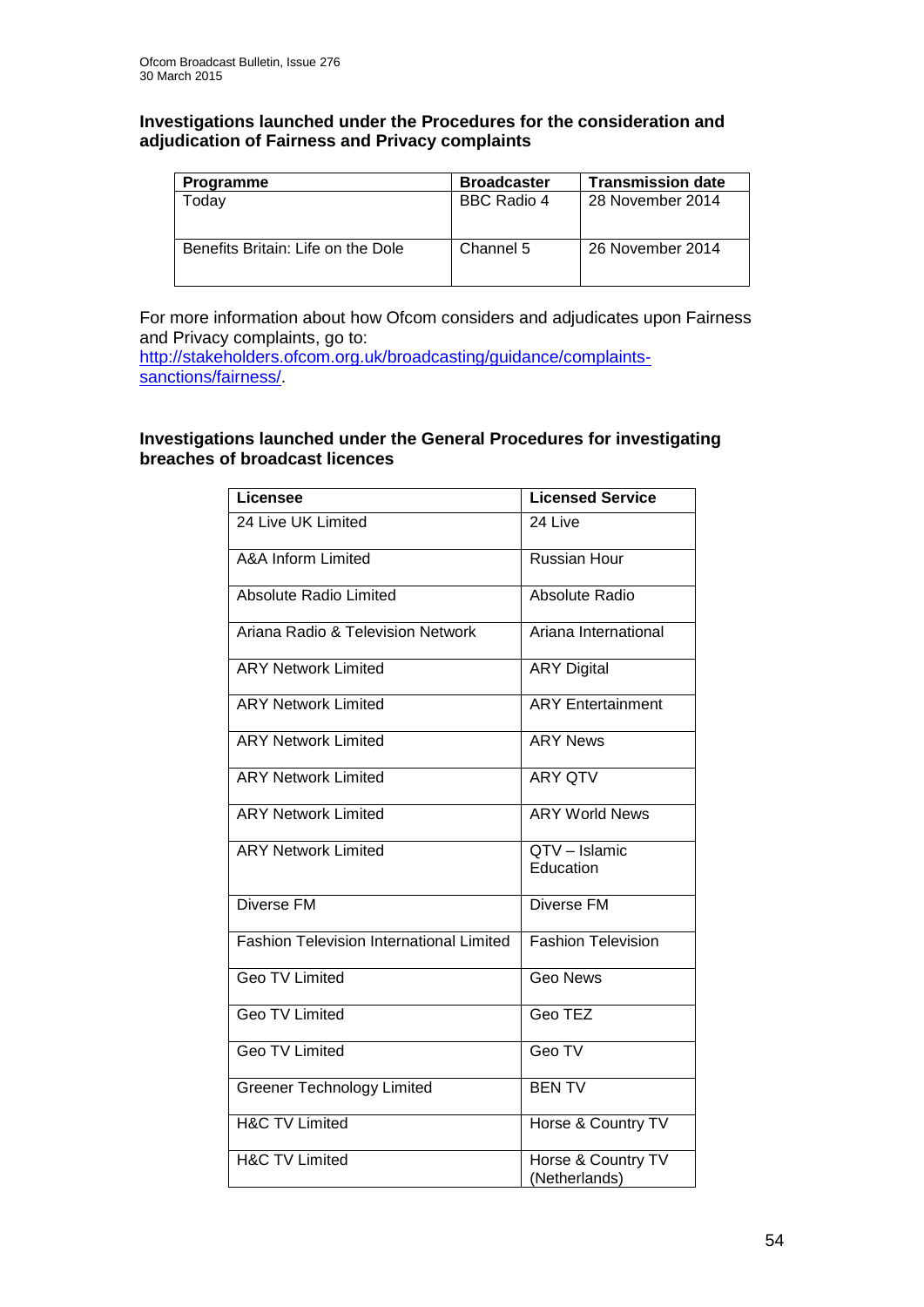### Investigations launched under the Procedures for the consideration and adjudication of Fairness and Privacy complaints

| Programme | Broadcaster | Transmission date |
|---|---|---|
| Today | BBC Radio 4 | 28 November 2014 |
| Benefits Britain: Life on the Dole | Channel 5 | 26 November 2014 |

For more information about how Ofcom considers and adjudicates upon Fairness and Privacy complaints, go to: [http://stakeholders.ofcom.org.uk/broadcasting/guidance/complaints-sanctions/fairness/](http://stakeholders.ofcom.org.uk/broadcasting/guidance/complaints-sanctions/fairness/).

### Investigations launched under the General Procedures for investigating breaches of broadcast licences

| Licensee | Licensed Service |
|---|---|
| 24 Live UK Limited | 24 Live |
| A&A Inform Limited | Russian Hour |
| Absolute Radio Limited | Absolute Radio |
| Ariana Radio & Television Network | Ariana International |
| ARY Network Limited | ARY Digital |
| ARY Network Limited | ARY Entertainment |
| ARY Network Limited | ARY News |
| ARY Network Limited | ARY QTV |
| ARY Network Limited | ARY World News |
| ARY Network Limited | QTV – Islamic Education |
| Diverse FM | Diverse FM |
| Fashion Television International Limited | Fashion Television |
| Geo TV Limited | Geo News |
| Geo TV Limited | Geo TEZ |
| Geo TV Limited | Geo TV |
| Greener Technology Limited | BEN TV |
| H&C TV Limited | Horse & Country TV |
| H&C TV Limited | Horse & Country TV (Netherlands) |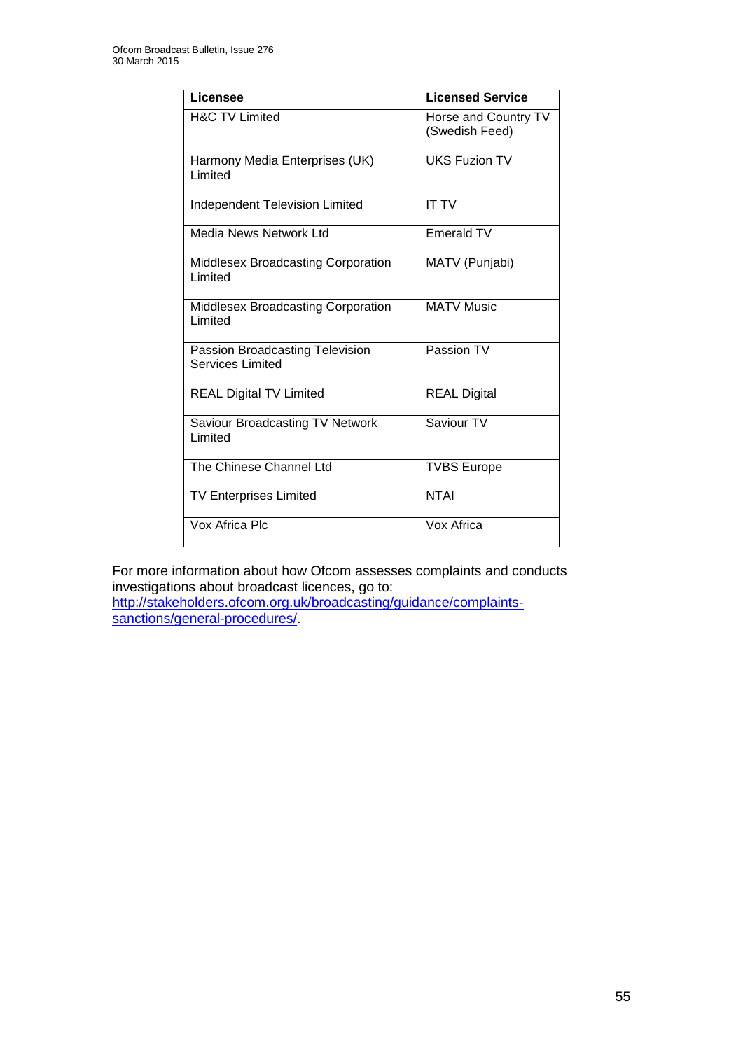| Licensee | Licensed Service |
|---|---|
| H&C TV Limited | Horse and Country TV (Swedish Feed) |
| Harmony Media Enterprises (UK) Limited | UKS Fuzion TV |
| Independent Television Limited | IT TV |
| Media News Network Ltd | Emerald TV |
| Middlesex Broadcasting Corporation Limited | MATV (Punjabi) |
| Middlesex Broadcasting Corporation Limited | MATV Music |
| Passion Broadcasting Television Services Limited | Passion TV |
| REAL Digital TV Limited | REAL Digital |
| Saviour Broadcasting TV Network Limited | Saviour TV |
| The Chinese Channel Ltd | TVBS Europe |
| TV Enterprises Limited | NTAI |
| Vox Africa Plc | Vox Africa |

For more information about how Ofcom assesses complaints and conducts investigations about broadcast licences, go to: http://stakeholders.ofcom.org.uk/broadcasting/guidance/complaints-sanctions/general-procedures/.